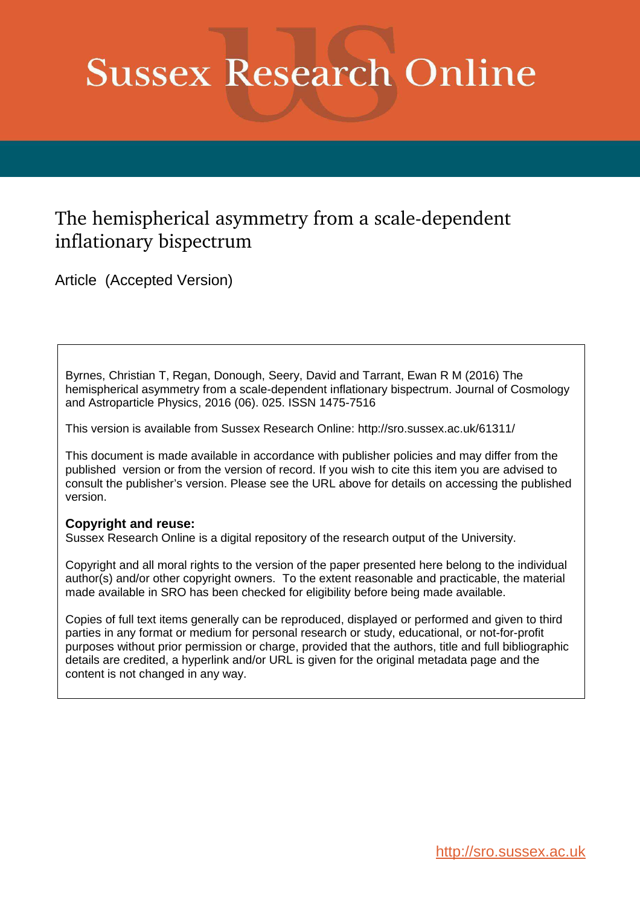# Sussex Research Online

## The hemispherical asymmetry from a scale-dependent inflationary bispectrum

Article (Accepted Version)

Byrnes, Christian T, Regan, Donough, Seery, David and Tarrant, Ewan R M (2016) The hemispherical asymmetry from a scale-dependent inflationary bispectrum. Journal of Cosmology and Astroparticle Physics, 2016 (06). 025. ISSN 1475-7516

This version is available from Sussex Research Online: http://sro.sussex.ac.uk/61311/

This document is made available in accordance with publisher policies and may differ from the published version or from the version of record. If you wish to cite this item you are advised to consult the publisher's version. Please see the URL above for details on accessing the published version.

**Copyright and reuse:**
Sussex Research Online is a digital repository of the research output of the University.

Copyright and all moral rights to the version of the paper presented here belong to the individual author(s) and/or other copyright owners. To the extent reasonable and practicable, the material made available in SRO has been checked for eligibility before being made available.

Copies of full text items generally can be reproduced, displayed or performed and given to third parties in any format or medium for personal research or study, educational, or not-for-profit purposes without prior permission or charge, provided that the authors, title and full bibliographic details are credited, a hyperlink and/or URL is given for the original metadata page and the content is not changed in any way.

http://sro.sussex.ac.uk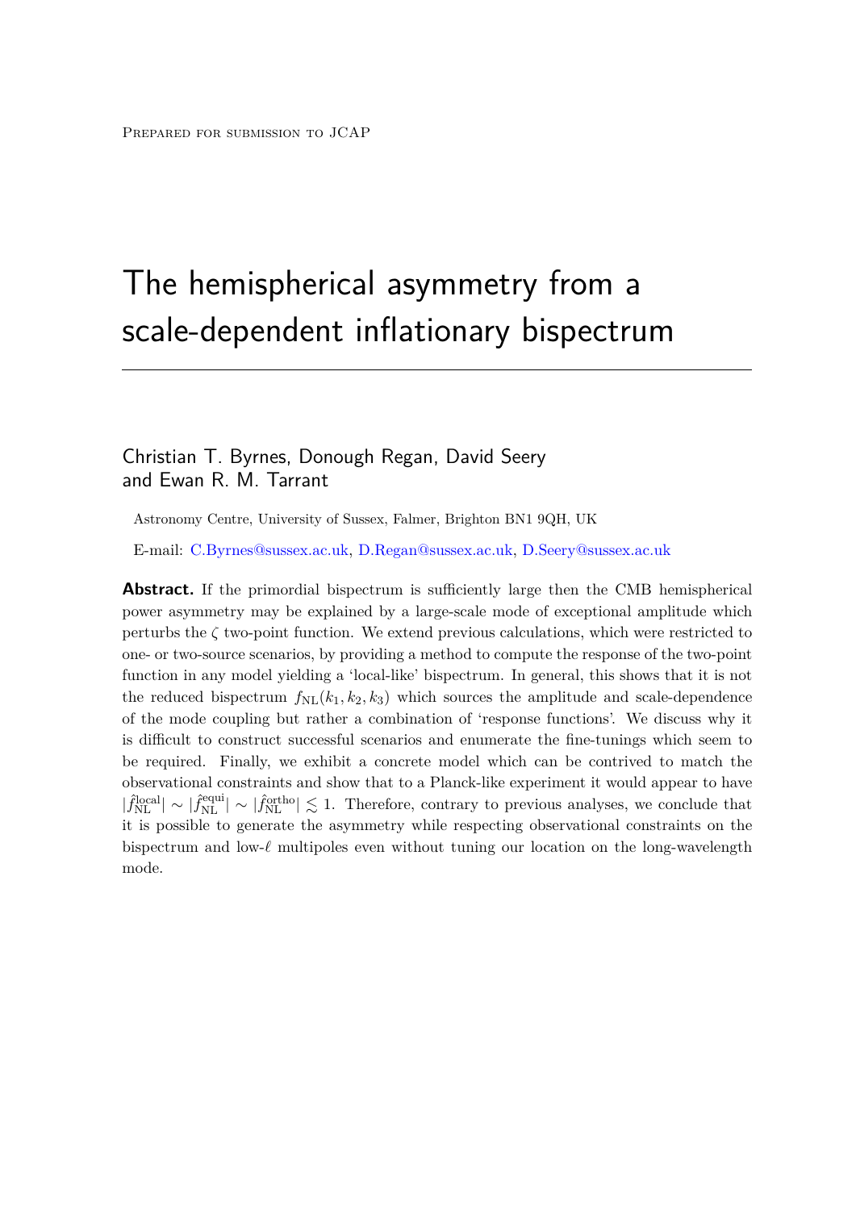Prepared for submission to JCAP

# The hemispherical asymmetry from a scale-dependent inflationary bispectrum

Christian T. Byrnes, Donough Regan, David Seery and Ewan R. M. Tarrant

Astronomy Centre, University of Sussex, Falmer, Brighton BN1 9QH, UK

E-mail: C.Byrnes@sussex.ac.uk, D.Regan@sussex.ac.uk, D.Seery@sussex.ac.uk

**Abstract.** If the primordial bispectrum is sufficiently large then the CMB hemispherical power asymmetry may be explained by a large-scale mode of exceptional amplitude which perturbs the $\zeta$ two-point function. We extend previous calculations, which were restricted to one- or two-source scenarios, by providing a method to compute the response of the two-point function in any model yielding a 'local-like' bispectrum. In general, this shows that it is not the reduced bispectrum $f_{\mathrm{NL}}(k_1, k_2, k_3)$ which sources the amplitude and scale-dependence of the mode coupling but rather a combination of 'response functions'. We discuss why it is difficult to construct successful scenarios and enumerate the fine-tunings which seem to be required. Finally, we exhibit a concrete model which can be contrived to match the observational constraints and show that to a Planck-like experiment it would appear to have $|\hat{f}_{\mathrm{NL}}^{\mathrm{local}}| \sim |\hat{f}_{\mathrm{NL}}^{\mathrm{equi}}| \sim |\hat{f}_{\mathrm{NL}}^{\mathrm{ortho}}| \lesssim 1$. Therefore, contrary to previous analyses, we conclude that it is possible to generate the asymmetry while respecting observational constraints on the bispectrum and low-$\ell$ multipoles even without tuning our location on the long-wavelength mode.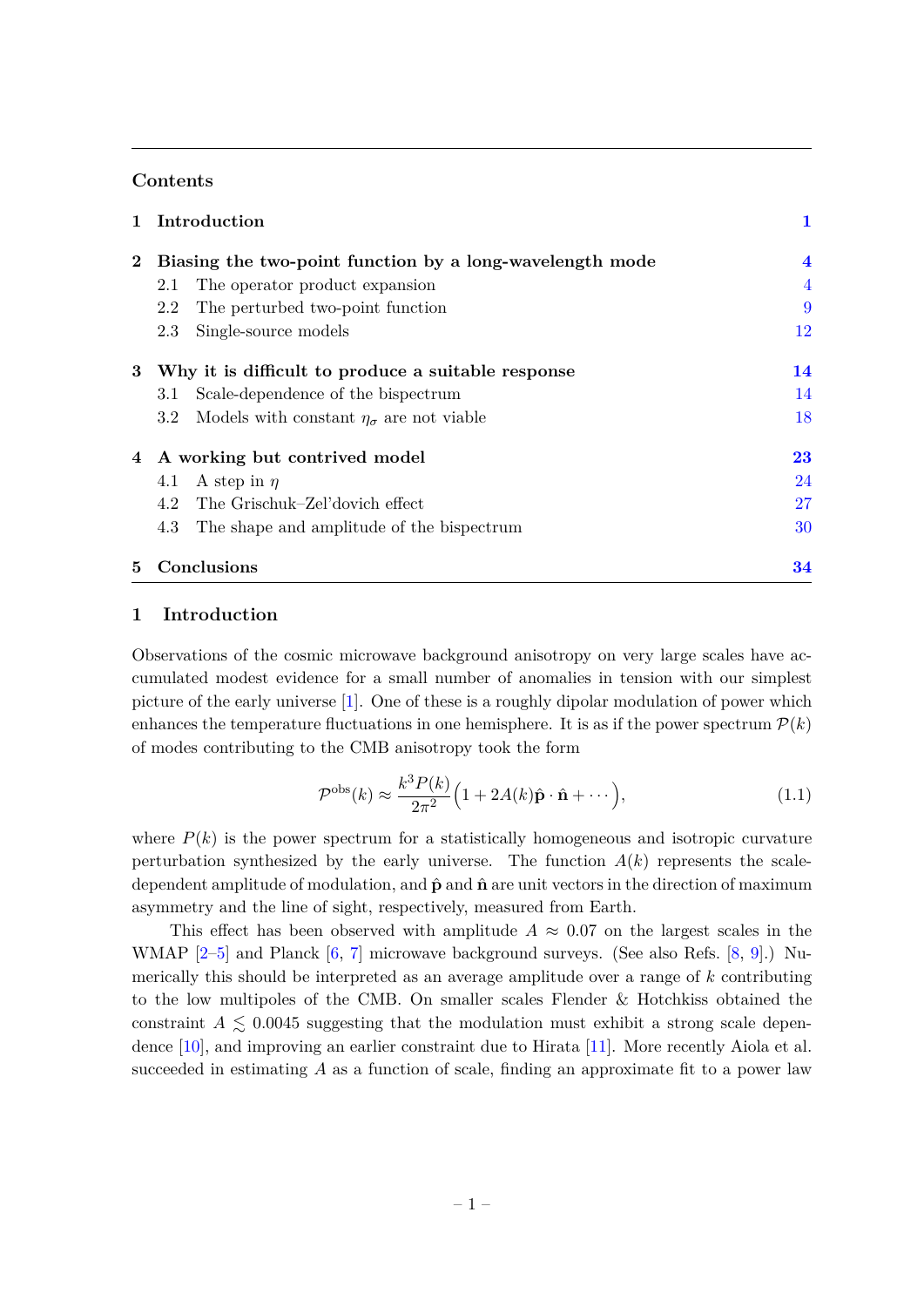## Contents

| | | |
|---|---|---|
| **1** | **Introduction** | **1** |
| **2** | **Biasing the two-point function by a long-wavelength mode** | **4** |
| | 2.1 The operator product expansion | 4 |
| | 2.2 The perturbed two-point function | 9 |
| | 2.3 Single-source models | 12 |
| **3** | **Why it is difficult to produce a suitable response** | **14** |
| | 3.1 Scale-dependence of the bispectrum | 14 |
| | 3.2 Models with constant $\eta_\sigma$ are not viable | 18 |
| **4** | **A working but contrived model** | **23** |
| | 4.1 A step in $\eta$ | 24 |
| | 4.2 The Grischuk–Zel'dovich effect | 27 |
| | 4.3 The shape and amplitude of the bispectrum | 30 |
| **5** | **Conclusions** | **34** |

# 1 Introduction

Observations of the cosmic microwave background anisotropy on very large scales have accumulated modest evidence for a small number of anomalies in tension with our simplest picture of the early universe [1]. One of these is a roughly dipolar modulation of power which enhances the temperature fluctuations in one hemisphere. It is as if the power spectrum $\mathcal{P}(k)$ of modes contributing to the CMB anisotropy took the form

$$\mathcal{P}^{\text{obs}}(k) \approx \frac{k^3 P(k)}{2\pi^2}\Big(1 + 2A(k)\hat{\mathbf{p}} \cdot \hat{\mathbf{n}} + \cdots\Big), \tag{1.1}$$

where $P(k)$ is the power spectrum for a statistically homogeneous and isotropic curvature perturbation synthesized by the early universe. The function $A(k)$ represents the scale-dependent amplitude of modulation, and $\hat{\mathbf{p}}$ and $\hat{\mathbf{n}}$ are unit vectors in the direction of maximum asymmetry and the line of sight, respectively, measured from Earth.

This effect has been observed with amplitude $A \approx 0.07$ on the largest scales in the WMAP [2–5] and Planck [6, 7] microwave background surveys. (See also Refs. [8, 9].) Numerically this should be interpreted as an average amplitude over a range of $k$ contributing to the low multipoles of the CMB. On smaller scales Flender & Hotchkiss obtained the constraint $A \lesssim 0.0045$ suggesting that the modulation must exhibit a strong scale dependence [10], and improving an earlier constraint due to Hirata [11]. More recently Aiola et al. succeeded in estimating $A$ as a function of scale, finding an approximate fit to a power law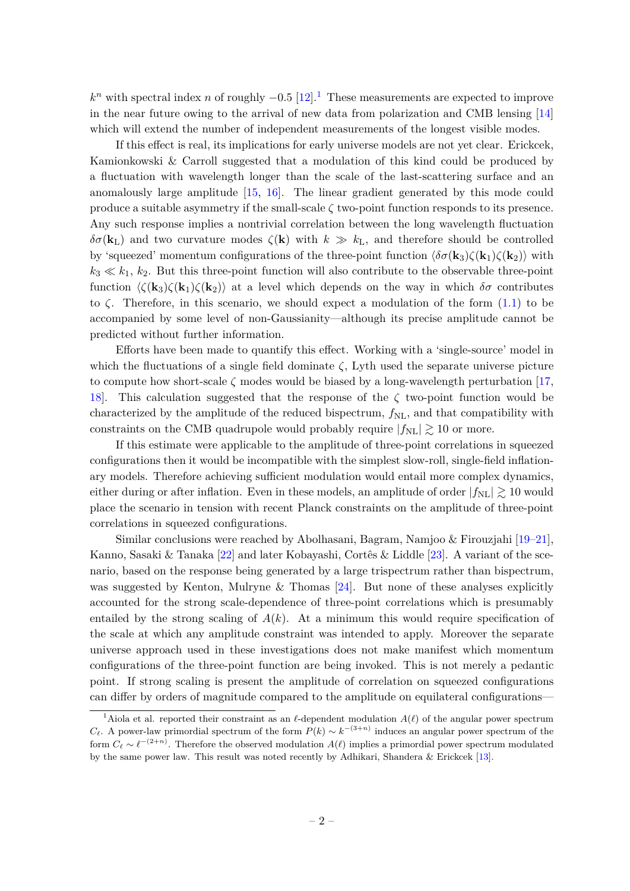$k^n$ with spectral index $n$ of roughly $-0.5$ [12].[1] These measurements are expected to improve in the near future owing to the arrival of new data from polarization and CMB lensing [14] which will extend the number of independent measurements of the longest visible modes.

If this effect is real, its implications for early universe models are not yet clear. Erickcek, Kamionkowski & Carroll suggested that a modulation of this kind could be produced by a fluctuation with wavelength longer than the scale of the last-scattering surface and an anomalously large amplitude [15, 16]. The linear gradient generated by this mode could produce a suitable asymmetry if the small-scale $\zeta$ two-point function responds to its presence. Any such response implies a nontrivial correlation between the long wavelength fluctuation $\delta\sigma(\mathbf{k}_{\mathrm{L}})$ and two curvature modes $\zeta(\mathbf{k})$ with $k \gg k_{\mathrm{L}}$, and therefore should be controlled by 'squeezed' momentum configurations of the three-point function $\langle \delta\sigma(\mathbf{k}_3)\zeta(\mathbf{k}_1)\zeta(\mathbf{k}_2)\rangle$ with $k_3 \ll k_1$, $k_2$. But this three-point function will also contribute to the observable three-point function $\langle \zeta(\mathbf{k}_3)\zeta(\mathbf{k}_1)\zeta(\mathbf{k}_2)\rangle$ at a level which depends on the way in which $\delta\sigma$ contributes to $\zeta$. Therefore, in this scenario, we should expect a modulation of the form (1.1) to be accompanied by some level of non-Gaussianity—although its precise amplitude cannot be predicted without further information.

Efforts have been made to quantify this effect. Working with a 'single-source' model in which the fluctuations of a single field dominate $\zeta$, Lyth used the separate universe picture to compute how short-scale $\zeta$ modes would be biased by a long-wavelength perturbation [17, 18]. This calculation suggested that the response of the $\zeta$ two-point function would be characterized by the amplitude of the reduced bispectrum, $f_{\mathrm{NL}}$, and that compatibility with constraints on the CMB quadrupole would probably require $|f_{\mathrm{NL}}| \gtrsim 10$ or more.

If this estimate were applicable to the amplitude of three-point correlations in squeezed configurations then it would be incompatible with the simplest slow-roll, single-field inflationary models. Therefore achieving sufficient modulation would entail more complex dynamics, either during or after inflation. Even in these models, an amplitude of order $|f_{\mathrm{NL}}| \gtrsim 10$ would place the scenario in tension with recent Planck constraints on the amplitude of three-point correlations in squeezed configurations.

Similar conclusions were reached by Abolhasani, Bagram, Namjoo & Firouzjahi [19–21], Kanno, Sasaki & Tanaka [22] and later Kobayashi, Cortês & Liddle [23]. A variant of the scenario, based on the response being generated by a large trispectrum rather than bispectrum, was suggested by Kenton, Mulryne & Thomas [24]. But none of these analyses explicitly accounted for the strong scale-dependence of three-point correlations which is presumably entailed by the strong scaling of $A(k)$. At a minimum this would require specification of the scale at which any amplitude constraint was intended to apply. Moreover the separate universe approach used in these investigations does not make manifest which momentum configurations of the three-point function are being invoked. This is not merely a pedantic point. If strong scaling is present the amplitude of correlation on squeezed configurations can differ by orders of magnitude compared to the amplitude on equilateral configurations—

---

[1] Aiola et al. reported their constraint as an $\ell$-dependent modulation $A(\ell)$ of the angular power spectrum $C_\ell$. A power-law primordial spectrum of the form $P(k) \sim k^{-(3+n)}$ induces an angular power spectrum of the form $C_\ell \sim \ell^{-(2+n)}$. Therefore the observed modulation $A(\ell)$ implies a primordial power spectrum modulated by the same power law. This result was noted recently by Adhikari, Shandera & Erickcek [13].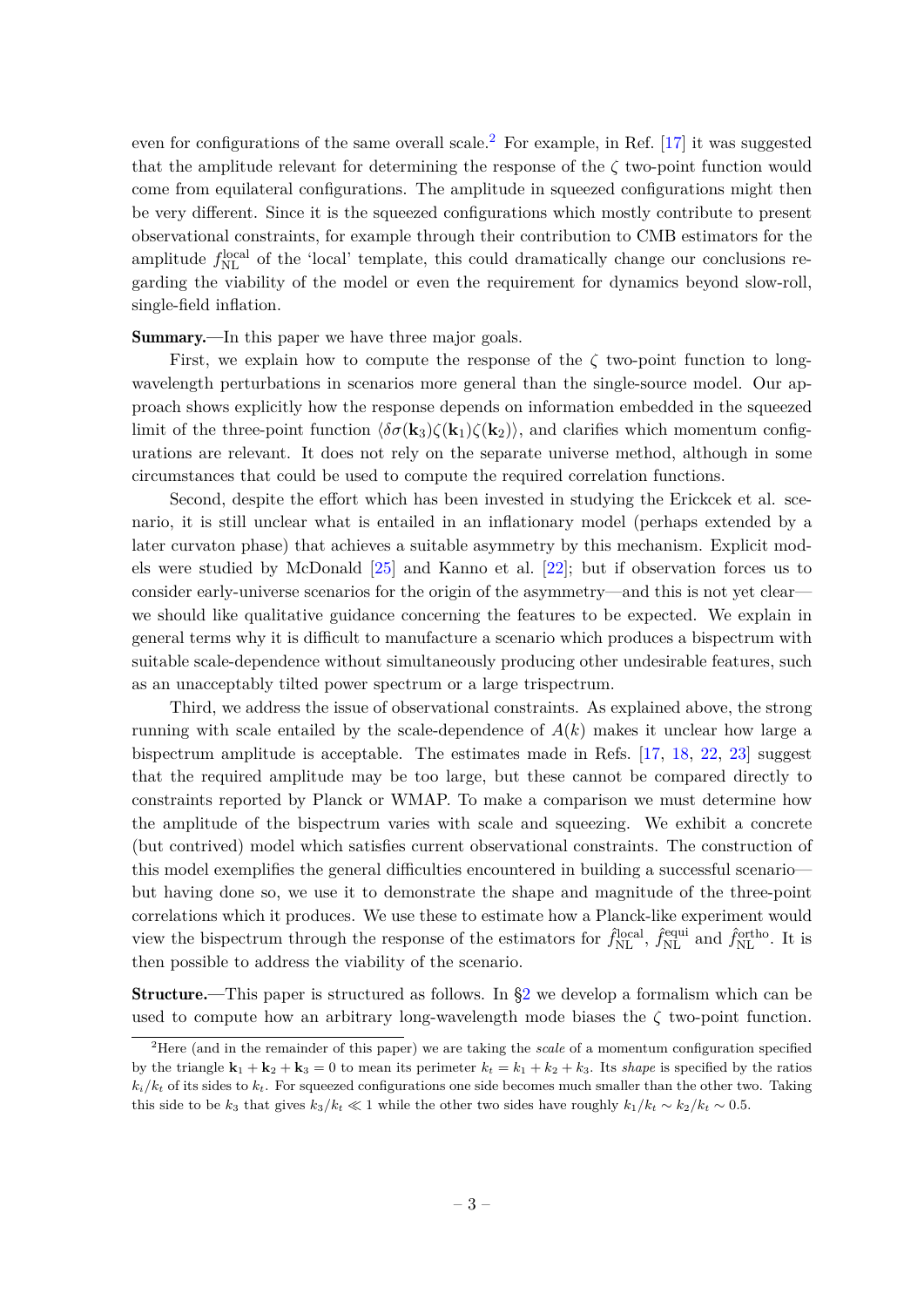even for configurations of the same overall scale.[2] For example, in Ref. [17] it was suggested that the amplitude relevant for determining the response of the $\zeta$ two-point function would come from equilateral configurations. The amplitude in squeezed configurations might then be very different. Since it is the squeezed configurations which mostly contribute to present observational constraints, for example through their contribution to CMB estimators for the amplitude $f_{\mathrm{NL}}^{\mathrm{local}}$ of the 'local' template, this could dramatically change our conclusions regarding the viability of the model or even the requirement for dynamics beyond slow-roll, single-field inflation.

**Summary.**—In this paper we have three major goals.

First, we explain how to compute the response of the $\zeta$ two-point function to long-wavelength perturbations in scenarios more general than the single-source model. Our approach shows explicitly how the response depends on information embedded in the squeezed limit of the three-point function $\langle \delta\sigma(\mathbf{k}_3)\zeta(\mathbf{k}_1)\zeta(\mathbf{k}_2)\rangle$, and clarifies which momentum configurations are relevant. It does not rely on the separate universe method, although in some circumstances that could be used to compute the required correlation functions.

Second, despite the effort which has been invested in studying the Erickcek et al. scenario, it is still unclear what is entailed in an inflationary model (perhaps extended by a later curvaton phase) that achieves a suitable asymmetry by this mechanism. Explicit models were studied by McDonald [25] and Kanno et al. [22]; but if observation forces us to consider early-universe scenarios for the origin of the asymmetry—and this is not yet clear—we should like qualitative guidance concerning the features to be expected. We explain in general terms why it is difficult to manufacture a scenario which produces a bispectrum with suitable scale-dependence without simultaneously producing other undesirable features, such as an unacceptably tilted power spectrum or a large trispectrum.

Third, we address the issue of observational constraints. As explained above, the strong running with scale entailed by the scale-dependence of $A(k)$ makes it unclear how large a bispectrum amplitude is acceptable. The estimates made in Refs. [17, 18, 22, 23] suggest that the required amplitude may be too large, but these cannot be compared directly to constraints reported by Planck or WMAP. To make a comparison we must determine how the amplitude of the bispectrum varies with scale and squeezing. We exhibit a concrete (but contrived) model which satisfies current observational constraints. The construction of this model exemplifies the general difficulties encountered in building a successful scenario—but having done so, we use it to demonstrate the shape and magnitude of the three-point correlations which it produces. We use these to estimate how a Planck-like experiment would view the bispectrum through the response of the estimators for $\hat{f}_{\mathrm{NL}}^{\mathrm{local}}$, $\hat{f}_{\mathrm{NL}}^{\mathrm{equi}}$ and $\hat{f}_{\mathrm{NL}}^{\mathrm{ortho}}$. It is then possible to address the viability of the scenario.

**Structure.**—This paper is structured as follows. In §2 we develop a formalism which can be used to compute how an arbitrary long-wavelength mode biases the $\zeta$ two-point function.

[2] Here (and in the remainder of this paper) we are taking the *scale* of a momentum configuration specified by the triangle $\mathbf{k}_1 + \mathbf{k}_2 + \mathbf{k}_3 = 0$ to mean its perimeter $k_t = k_1 + k_2 + k_3$. Its *shape* is specified by the ratios $k_i/k_t$ of its sides to $k_t$. For squeezed configurations one side becomes much smaller than the other two. Taking this side to be $k_3$ that gives $k_3/k_t \ll 1$ while the other two sides have roughly $k_1/k_t \sim k_2/k_t \sim 0.5$.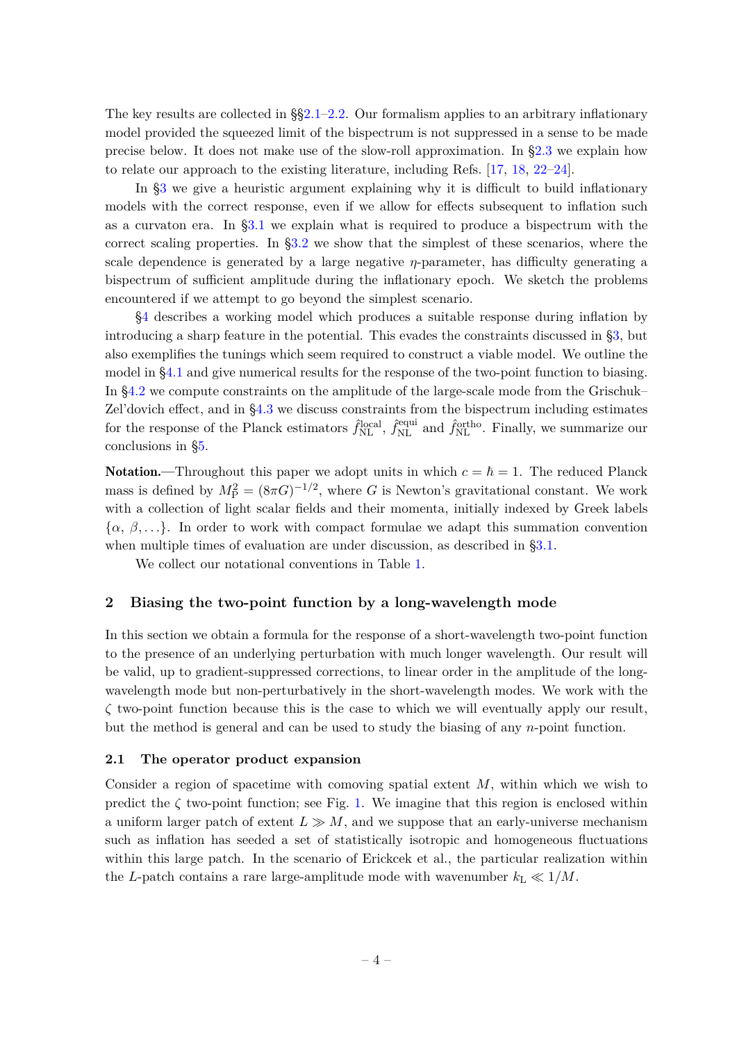The key results are collected in §§2.1–2.2. Our formalism applies to an arbitrary inflationary model provided the squeezed limit of the bispectrum is not suppressed in a sense to be made precise below. It does not make use of the slow-roll approximation. In §2.3 we explain how to relate our approach to the existing literature, including Refs. [17, 18, 22–24].

In §3 we give a heuristic argument explaining why it is difficult to build inflationary models with the correct response, even if we allow for effects subsequent to inflation such as a curvaton era. In §3.1 we explain what is required to produce a bispectrum with the correct scaling properties. In §3.2 we show that the simplest of these scenarios, where the scale dependence is generated by a large negative $\eta$-parameter, has difficulty generating a bispectrum of sufficient amplitude during the inflationary epoch. We sketch the problems encountered if we attempt to go beyond the simplest scenario.

§4 describes a working model which produces a suitable response during inflation by introducing a sharp feature in the potential. This evades the constraints discussed in §3, but also exemplifies the tunings which seem required to construct a viable model. We outline the model in §4.1 and give numerical results for the response of the two-point function to biasing. In §4.2 we compute constraints on the amplitude of the large-scale mode from the Grischuk–Zel'dovich effect, and in §4.3 we discuss constraints from the bispectrum including estimates for the response of the Planck estimators $\hat{f}_{\mathrm{NL}}^{\mathrm{local}}$, $\hat{f}_{\mathrm{NL}}^{\mathrm{equi}}$ and $\hat{f}_{\mathrm{NL}}^{\mathrm{ortho}}$. Finally, we summarize our conclusions in §5.

**Notation.**—Throughout this paper we adopt units in which $c = \hbar = 1$. The reduced Planck mass is defined by $M_{\mathrm{P}}^2 = (8\pi G)^{-1/2}$, where $G$ is Newton's gravitational constant. We work with a collection of light scalar fields and their momenta, initially indexed by Greek labels $\{\alpha, \beta, \ldots\}$. In order to work with compact formulae we adapt this summation convention when multiple times of evaluation are under discussion, as described in §3.1.

We collect our notational conventions in Table 1.

## 2 Biasing the two-point function by a long-wavelength mode

In this section we obtain a formula for the response of a short-wavelength two-point function to the presence of an underlying perturbation with much longer wavelength. Our result will be valid, up to gradient-suppressed corrections, to linear order in the amplitude of the long-wavelength mode but non-perturbatively in the short-wavelength modes. We work with the $\zeta$ two-point function because this is the case to which we will eventually apply our result, but the method is general and can be used to study the biasing of any $n$-point function.

### 2.1 The operator product expansion

Consider a region of spacetime with comoving spatial extent $M$, within which we wish to predict the $\zeta$ two-point function; see Fig. 1. We imagine that this region is enclosed within a uniform larger patch of extent $L \gg M$, and we suppose that an early-universe mechanism such as inflation has seeded a set of statistically isotropic and homogeneous fluctuations within this large patch. In the scenario of Erickcek et al., the particular realization within the $L$-patch contains a rare large-amplitude mode with wavenumber $k_{\mathrm{L}} \ll 1/M$.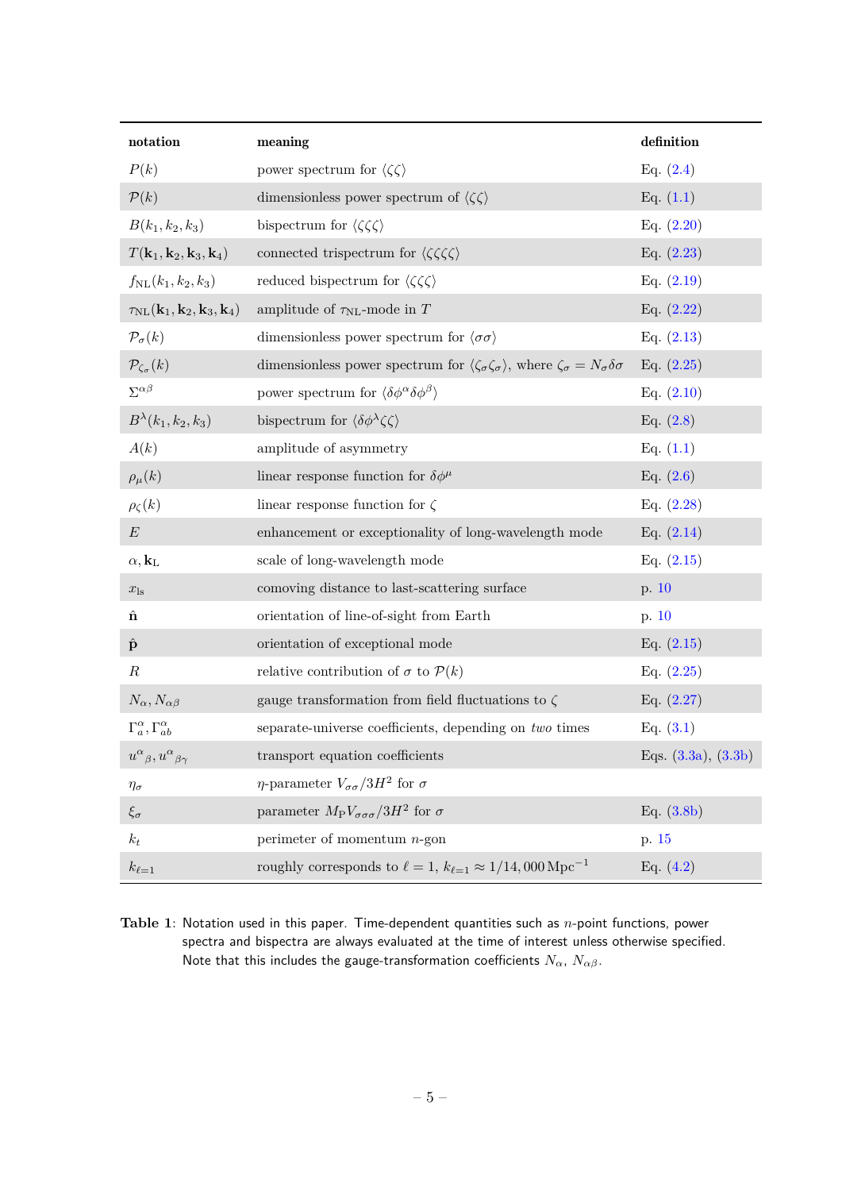| notation | meaning | definition |
|---|---|---|
| $P(k)$ | power spectrum for $\langle\zeta\zeta\rangle$ | Eq. (2.4) |
| $\mathcal{P}(k)$ | dimensionless power spectrum of $\langle\zeta\zeta\rangle$ | Eq. (1.1) |
| $B(k_1, k_2, k_3)$ | bispectrum for $\langle\zeta\zeta\zeta\rangle$ | Eq. (2.20) |
| $T(\mathbf{k}_1, \mathbf{k}_2, \mathbf{k}_3, \mathbf{k}_4)$ | connected trispectrum for $\langle\zeta\zeta\zeta\zeta\rangle$ | Eq. (2.23) |
| $f_{\mathrm{NL}}(k_1, k_2, k_3)$ | reduced bispectrum for $\langle\zeta\zeta\zeta\rangle$ | Eq. (2.19) |
| $\tau_{\mathrm{NL}}(\mathbf{k}_1, \mathbf{k}_2, \mathbf{k}_3, \mathbf{k}_4)$ | amplitude of $\tau_{\mathrm{NL}}$-mode in $T$ | Eq. (2.22) |
| $\mathcal{P}_\sigma(k)$ | dimensionless power spectrum for $\langle\sigma\sigma\rangle$ | Eq. (2.13) |
| $\mathcal{P}_{\zeta_\sigma}(k)$ | dimensionless power spectrum for $\langle\zeta_\sigma\zeta_\sigma\rangle$, where $\zeta_\sigma = N_\sigma\delta\sigma$ | Eq. (2.25) |
| $\Sigma^{\alpha\beta}$ | power spectrum for $\langle\delta\phi^\alpha\delta\phi^\beta\rangle$ | Eq. (2.10) |
| $B^\lambda(k_1, k_2, k_3)$ | bispectrum for $\langle\delta\phi^\lambda\zeta\zeta\rangle$ | Eq. (2.8) |
| $A(k)$ | amplitude of asymmetry | Eq. (1.1) |
| $\rho_\mu(k)$ | linear response function for $\delta\phi^\mu$ | Eq. (2.6) |
| $\rho_\zeta(k)$ | linear response function for $\zeta$ | Eq. (2.28) |
| $E$ | enhancement or exceptionality of long-wavelength mode | Eq. (2.14) |
| $\alpha, \mathbf{k}_{\mathrm{L}}$ | scale of long-wavelength mode | Eq. (2.15) |
| $x_{\mathrm{ls}}$ | comoving distance to last-scattering surface | p. 10 |
| $\hat{\mathbf{n}}$ | orientation of line-of-sight from Earth | p. 10 |
| $\hat{\mathbf{p}}$ | orientation of exceptional mode | Eq. (2.15) |
| $R$ | relative contribution of $\sigma$ to $\mathcal{P}(k)$ | Eq. (2.25) |
| $N_\alpha, N_{\alpha\beta}$ | gauge transformation from field fluctuations to $\zeta$ | Eq. (2.27) |
| $\Gamma^\alpha_a, \Gamma^\alpha_{ab}$ | separate-universe coefficients, depending on *two* times | Eq. (3.1) |
| ${u^\alpha}_\beta, {u^\alpha}_{\beta\gamma}$ | transport equation coefficients | Eqs. (3.3a), (3.3b) |
| $\eta_\sigma$ | $\eta$-parameter $V_{\sigma\sigma}/3H^2$ for $\sigma$ | |
| $\xi_\sigma$ | parameter $M_{\mathrm{P}}V_{\sigma\sigma\sigma}/3H^2$ for $\sigma$ | Eq. (3.8b) |
| $k_t$ | perimeter of momentum $n$-gon | p. 15 |
| $k_{\ell=1}$ | roughly corresponds to $\ell = 1$, $k_{\ell=1} \approx 1/14,000\,\mathrm{Mpc}^{-1}$ | Eq. (4.2) |

**Table 1**: Notation used in this paper. Time-dependent quantities such as $n$-point functions, power spectra and bispectra are always evaluated at the time of interest unless otherwise specified. Note that this includes the gauge-transformation coefficients $N_\alpha$, $N_{\alpha\beta}$.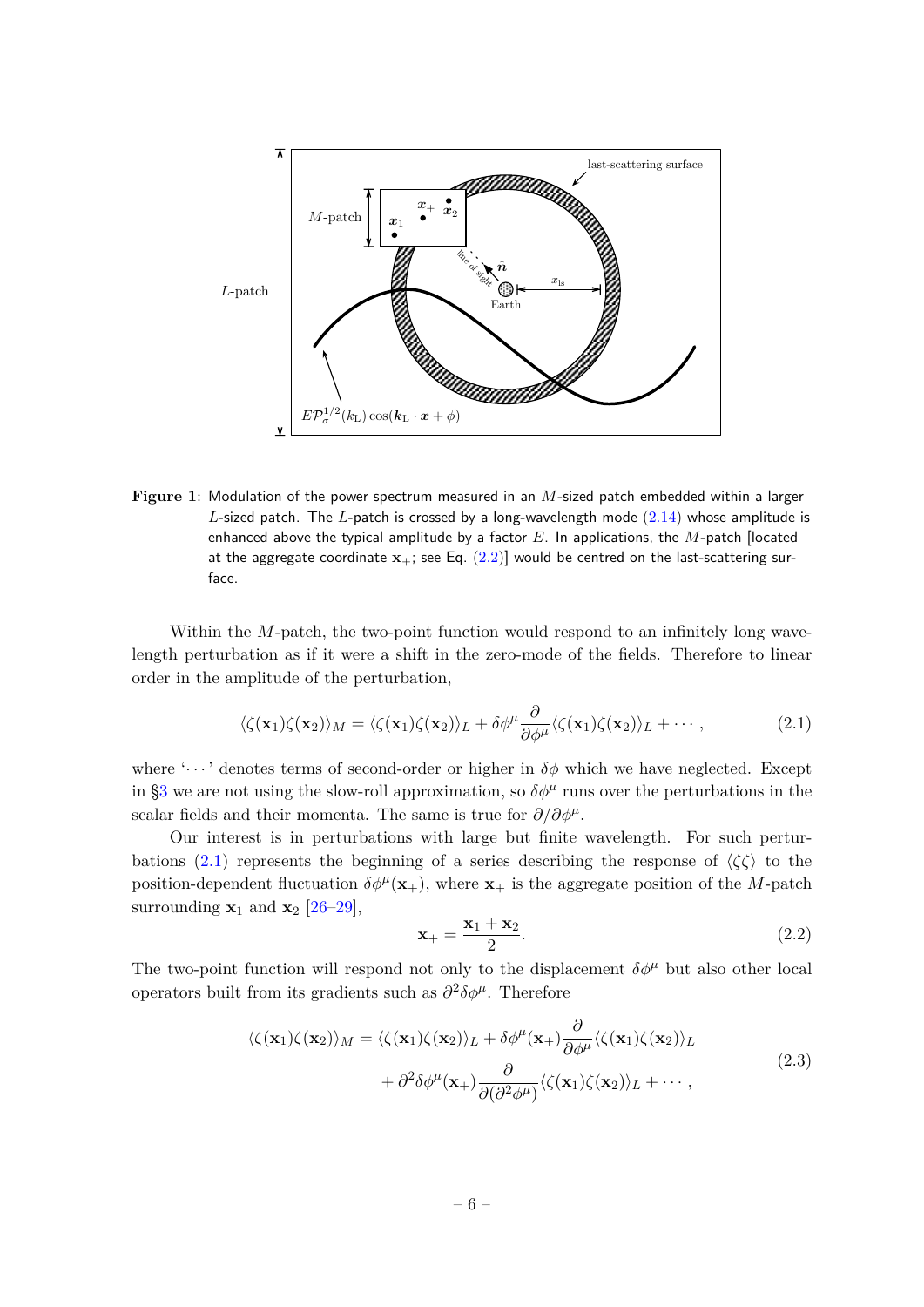**Figure 1**: Modulation of the power spectrum measured in an $M$-sized patch embedded within a larger $L$-sized patch. The $L$-patch is crossed by a long-wavelength mode (2.14) whose amplitude is enhanced above the typical amplitude by a factor $E$. In applications, the $M$-patch [located at the aggregate coordinate $\mathbf{x}_+$; see Eq. (2.2)] would be centred on the last-scattering surface.

Within the $M$-patch, the two-point function would respond to an infinitely long wavelength perturbation as if it were a shift in the zero-mode of the fields. Therefore to linear order in the amplitude of the perturbation,

$$\langle \zeta(\mathbf{x}_1)\zeta(\mathbf{x}_2)\rangle_M = \langle \zeta(\mathbf{x}_1)\zeta(\mathbf{x}_2)\rangle_L + \delta\phi^\mu \frac{\partial}{\partial \phi^\mu}\langle \zeta(\mathbf{x}_1)\zeta(\mathbf{x}_2)\rangle_L + \cdots , \tag{2.1}$$

where '$\cdots$' denotes terms of second-order or higher in $\delta\phi$ which we have neglected. Except in §3 we are not using the slow-roll approximation, so $\delta\phi^\mu$ runs over the perturbations in the scalar fields and their momenta. The same is true for $\partial/\partial\phi^\mu$.

Our interest is in perturbations with large but finite wavelength. For such perturbations (2.1) represents the beginning of a series describing the response of $\langle\zeta\zeta\rangle$ to the position-dependent fluctuation $\delta\phi^\mu(\mathbf{x}_+)$, where $\mathbf{x}_+$ is the aggregate position of the $M$-patch surrounding $\mathbf{x}_1$ and $\mathbf{x}_2$ [26–29],

$$\mathbf{x}_+ = \frac{\mathbf{x}_1 + \mathbf{x}_2}{2}. \tag{2.2}$$

The two-point function will respond not only to the displacement $\delta\phi^\mu$ but also other local operators built from its gradients such as $\partial^2\delta\phi^\mu$. Therefore

$$\begin{aligned}\langle \zeta(\mathbf{x}_1)\zeta(\mathbf{x}_2)\rangle_M = \langle \zeta(\mathbf{x}_1)\zeta(\mathbf{x}_2)\rangle_L &+ \delta\phi^\mu(\mathbf{x}_+)\frac{\partial}{\partial \phi^\mu}\langle \zeta(\mathbf{x}_1)\zeta(\mathbf{x}_2)\rangle_L \\ &+ \partial^2\delta\phi^\mu(\mathbf{x}_+)\frac{\partial}{\partial(\partial^2\phi^\mu)}\langle \zeta(\mathbf{x}_1)\zeta(\mathbf{x}_2)\rangle_L + \cdots ,\end{aligned} \tag{2.3}$$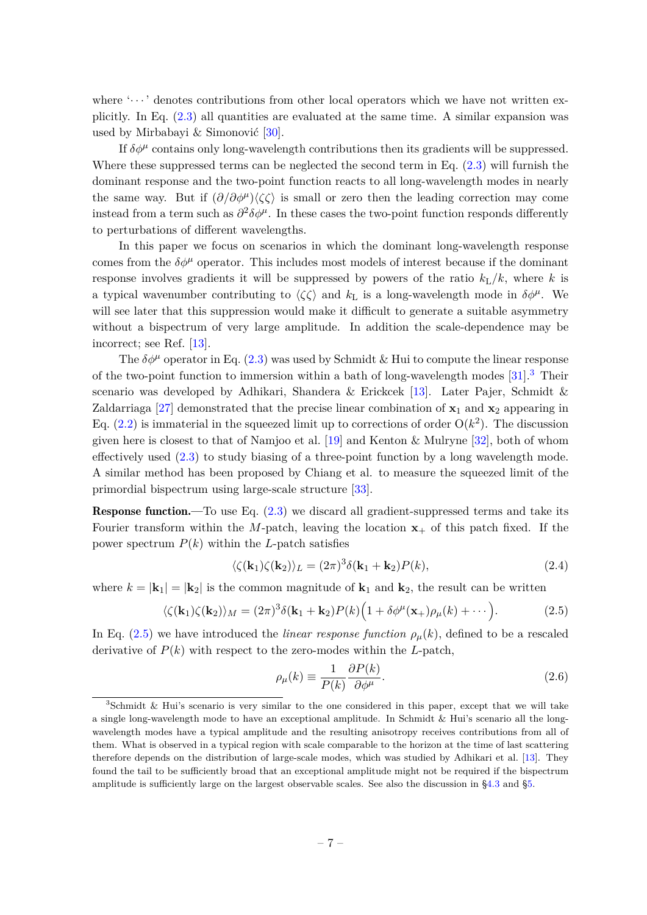where '$\cdots$' denotes contributions from other local operators which we have not written explicitly. In Eq. (2.3) all quantities are evaluated at the same time. A similar expansion was used by Mirbabayi & Simonović [30].

If $\delta\phi^\mu$ contains only long-wavelength contributions then its gradients will be suppressed. Where these suppressed terms can be neglected the second term in Eq. (2.3) will furnish the dominant response and the two-point function reacts to all long-wavelength modes in nearly the same way. But if $(\partial/\partial\phi^\mu)\langle\zeta\zeta\rangle$ is small or zero then the leading correction may come instead from a term such as $\partial^2\delta\phi^\mu$. In these cases the two-point function responds differently to perturbations of different wavelengths.

In this paper we focus on scenarios in which the dominant long-wavelength response comes from the $\delta\phi^\mu$ operator. This includes most models of interest because if the dominant response involves gradients it will be suppressed by powers of the ratio $k_{\mathrm{L}}/k$, where $k$ is a typical wavenumber contributing to $\langle\zeta\zeta\rangle$ and $k_{\mathrm{L}}$ is a long-wavelength mode in $\delta\phi^\mu$. We will see later that this suppression would make it difficult to generate a suitable asymmetry without a bispectrum of very large amplitude. In addition the scale-dependence may be incorrect; see Ref. [13].

The $\delta\phi^\mu$ operator in Eq. (2.3) was used by Schmidt & Hui to compute the linear response of the two-point function to immersion within a bath of long-wavelength modes [31].[3] Their scenario was developed by Adhikari, Shandera & Erickcek [13]. Later Pajer, Schmidt & Zaldarriaga [27] demonstrated that the precise linear combination of $\mathbf{x}_1$ and $\mathbf{x}_2$ appearing in Eq. (2.2) is immaterial in the squeezed limit up to corrections of order $\mathrm{O}(k^2)$. The discussion given here is closest to that of Namjoo et al. [19] and Kenton & Mulryne [32], both of whom effectively used (2.3) to study biasing of a three-point function by a long wavelength mode. A similar method has been proposed by Chiang et al. to measure the squeezed limit of the primordial bispectrum using large-scale structure [33].

**Response function.**—To use Eq. (2.3) we discard all gradient-suppressed terms and take its Fourier transform within the $M$-patch, leaving the location $\mathbf{x}_+$ of this patch fixed. If the power spectrum $P(k)$ within the $L$-patch satisfies

$$\langle\zeta(\mathbf{k}_1)\zeta(\mathbf{k}_2)\rangle_L = (2\pi)^3\delta(\mathbf{k}_1+\mathbf{k}_2)P(k), \tag{2.4}$$

where $k = |\mathbf{k}_1| = |\mathbf{k}_2|$ is the common magnitude of $\mathbf{k}_1$ and $\mathbf{k}_2$, the result can be written

$$\langle\zeta(\mathbf{k}_1)\zeta(\mathbf{k}_2)\rangle_M = (2\pi)^3\delta(\mathbf{k}_1+\mathbf{k}_2)P(k)\Big(1+\delta\phi^\mu(\mathbf{x}_+)\rho_\mu(k)+\cdots\Big). \tag{2.5}$$

In Eq. (2.5) we have introduced the *linear response function* $\rho_\mu(k)$, defined to be a rescaled derivative of $P(k)$ with respect to the zero-modes within the $L$-patch,

$$\rho_\mu(k) \equiv \frac{1}{P(k)}\frac{\partial P(k)}{\partial\phi^\mu}. \tag{2.6}$$

[3] Schmidt & Hui's scenario is very similar to the one considered in this paper, except that we will take a single long-wavelength mode to have an exceptional amplitude. In Schmidt & Hui's scenario all the long-wavelength modes have a typical amplitude and the resulting anisotropy receives contributions from all of them. What is observed in a typical region with scale comparable to the horizon at the time of last scattering therefore depends on the distribution of large-scale modes, which was studied by Adhikari et al. [13]. They found the tail to be sufficiently broad that an exceptional amplitude might not be required if the bispectrum amplitude is sufficiently large on the largest observable scales. See also the discussion in §4.3 and §5.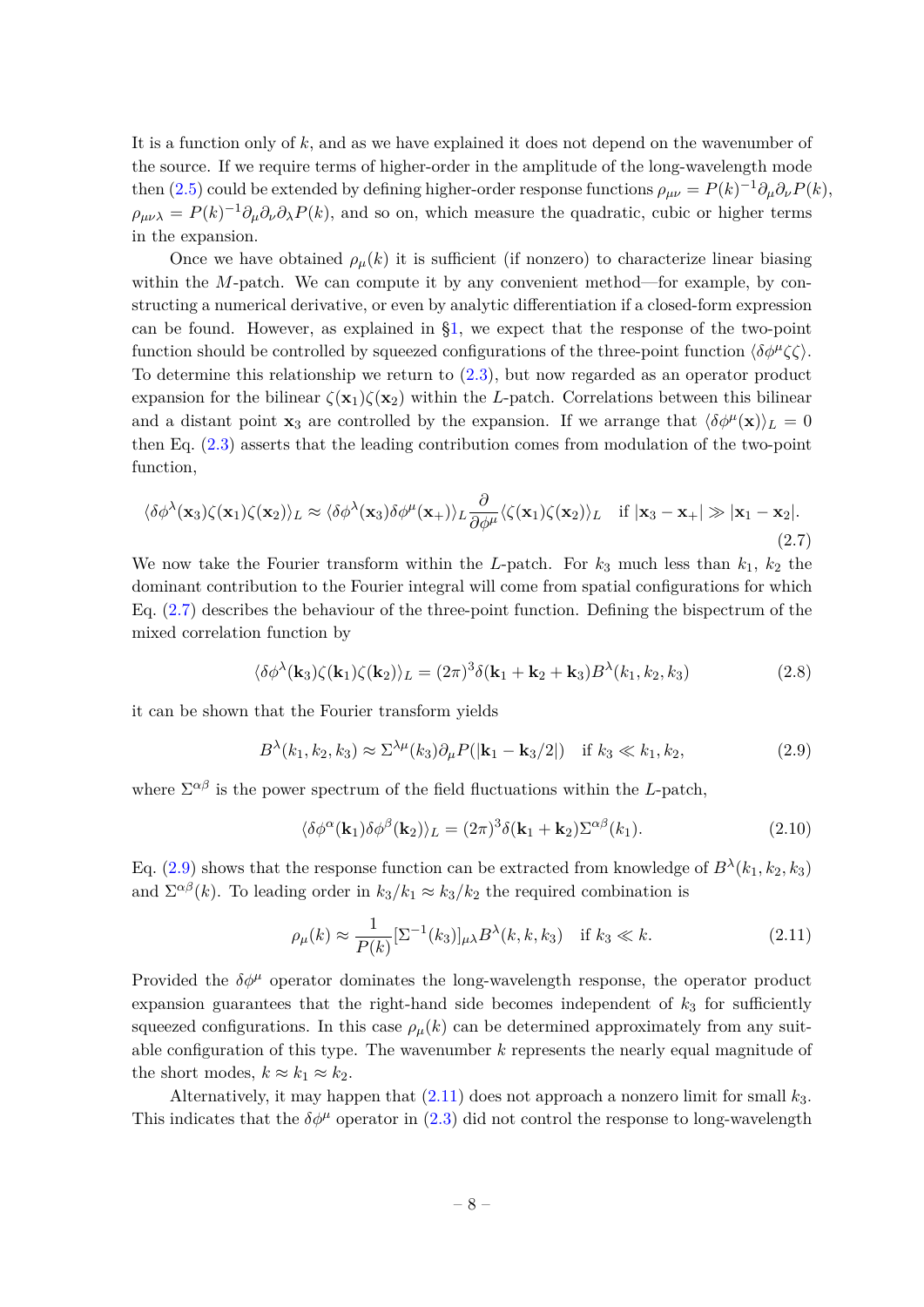It is a function only of $k$, and as we have explained it does not depend on the wavenumber of the source. If we require terms of higher-order in the amplitude of the long-wavelength mode then (2.5) could be extended by defining higher-order response functions $\rho_{\mu\nu} = P(k)^{-1}\partial_\mu\partial_\nu P(k)$, $\rho_{\mu\nu\lambda} = P(k)^{-1}\partial_\mu\partial_\nu\partial_\lambda P(k)$, and so on, which measure the quadratic, cubic or higher terms in the expansion.

Once we have obtained $\rho_\mu(k)$ it is sufficient (if nonzero) to characterize linear biasing within the $M$-patch. We can compute it by any convenient method—for example, by constructing a numerical derivative, or even by analytic differentiation if a closed-form expression can be found. However, as explained in §1, we expect that the response of the two-point function should be controlled by squeezed configurations of the three-point function $\langle \delta\phi^\mu \zeta\zeta \rangle$. To determine this relationship we return to (2.3), but now regarded as an operator product expansion for the bilinear $\zeta(\mathbf{x}_1)\zeta(\mathbf{x}_2)$ within the $L$-patch. Correlations between this bilinear and a distant point $\mathbf{x}_3$ are controlled by the expansion. If we arrange that $\langle \delta\phi^\mu(\mathbf{x}) \rangle_L = 0$ then Eq. (2.3) asserts that the leading contribution comes from modulation of the two-point function,

$$\langle \delta\phi^\lambda(\mathbf{x}_3)\zeta(\mathbf{x}_1)\zeta(\mathbf{x}_2) \rangle_L \approx \langle \delta\phi^\lambda(\mathbf{x}_3)\delta\phi^\mu(\mathbf{x}_+) \rangle_L \frac{\partial}{\partial\phi^\mu} \langle \zeta(\mathbf{x}_1)\zeta(\mathbf{x}_2) \rangle_L \quad \text{if } |\mathbf{x}_3 - \mathbf{x}_+| \gg |\mathbf{x}_1 - \mathbf{x}_2|. \tag{2.7}$$

We now take the Fourier transform within the $L$-patch. For $k_3$ much less than $k_1$, $k_2$ the dominant contribution to the Fourier integral will come from spatial configurations for which Eq. (2.7) describes the behaviour of the three-point function. Defining the bispectrum of the mixed correlation function by

$$\langle \delta\phi^\lambda(\mathbf{k}_3)\zeta(\mathbf{k}_1)\zeta(\mathbf{k}_2) \rangle_L = (2\pi)^3 \delta(\mathbf{k}_1 + \mathbf{k}_2 + \mathbf{k}_3) B^\lambda(k_1, k_2, k_3) \tag{2.8}$$

it can be shown that the Fourier transform yields

$$B^\lambda(k_1, k_2, k_3) \approx \Sigma^{\lambda\mu}(k_3)\partial_\mu P(|\mathbf{k}_1 - \mathbf{k}_3/2|) \quad \text{if } k_3 \ll k_1, k_2, \tag{2.9}$$

where $\Sigma^{\alpha\beta}$ is the power spectrum of the field fluctuations within the $L$-patch,

$$\langle \delta\phi^\alpha(\mathbf{k}_1)\delta\phi^\beta(\mathbf{k}_2) \rangle_L = (2\pi)^3 \delta(\mathbf{k}_1 + \mathbf{k}_2)\Sigma^{\alpha\beta}(k_1). \tag{2.10}$$

Eq. (2.9) shows that the response function can be extracted from knowledge of $B^\lambda(k_1, k_2, k_3)$ and $\Sigma^{\alpha\beta}(k)$. To leading order in $k_3/k_1 \approx k_3/k_2$ the required combination is

$$\rho_\mu(k) \approx \frac{1}{P(k)} [\Sigma^{-1}(k_3)]_{\mu\lambda} B^\lambda(k, k, k_3) \quad \text{if } k_3 \ll k. \tag{2.11}$$

Provided the $\delta\phi^\mu$ operator dominates the long-wavelength response, the operator product expansion guarantees that the right-hand side becomes independent of $k_3$ for sufficiently squeezed configurations. In this case $\rho_\mu(k)$ can be determined approximately from any suitable configuration of this type. The wavenumber $k$ represents the nearly equal magnitude of the short modes, $k \approx k_1 \approx k_2$.

Alternatively, it may happen that (2.11) does not approach a nonzero limit for small $k_3$. This indicates that the $\delta\phi^\mu$ operator in (2.3) did not control the response to long-wavelength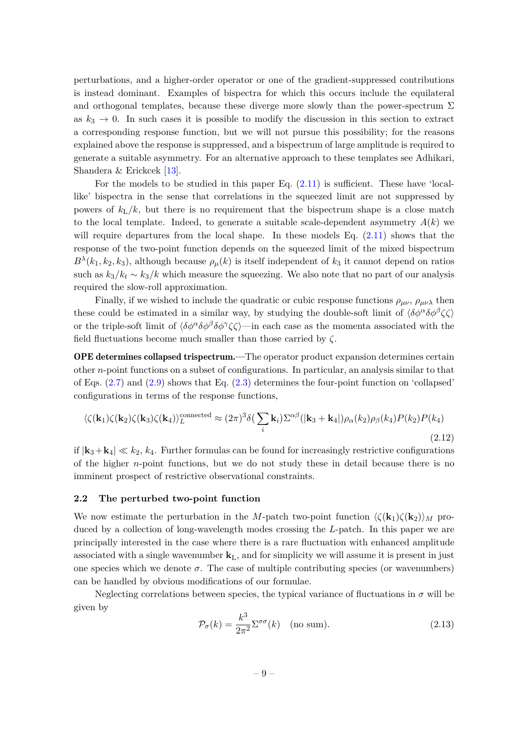perturbations, and a higher-order operator or one of the gradient-suppressed contributions is instead dominant. Examples of bispectra for which this occurs include the equilateral and orthogonal templates, because these diverge more slowly than the power-spectrum $\Sigma$ as $k_3 \to 0$. In such cases it is possible to modify the discussion in this section to extract a corresponding response function, but we will not pursue this possibility; for the reasons explained above the response is suppressed, and a bispectrum of large amplitude is required to generate a suitable asymmetry. For an alternative approach to these templates see Adhikari, Shandera & Erickcek [13].

For the models to be studied in this paper Eq. (2.11) is sufficient. These have 'local-like' bispectra in the sense that correlations in the squeezed limit are not suppressed by powers of $k_{\mathrm{L}}/k$, but there is no requirement that the bispectrum shape is a close match to the local template. Indeed, to generate a suitable scale-dependent asymmetry $A(k)$ we will require departures from the local shape. In these models Eq. (2.11) shows that the response of the two-point function depends on the squeezed limit of the mixed bispectrum $B^{\lambda}(k_1, k_2, k_3)$, although because $\rho_\mu(k)$ is itself independent of $k_3$ it cannot depend on ratios such as $k_3/k_t \sim k_3/k$ which measure the squeezing. We also note that no part of our analysis required the slow-roll approximation.

Finally, if we wished to include the quadratic or cubic response functions $\rho_{\mu\nu}$, $\rho_{\mu\nu\lambda}$ then these could be estimated in a similar way, by studying the double-soft limit of $\langle \delta\phi^\alpha \delta\phi^\beta \zeta\zeta \rangle$ or the triple-soft limit of $\langle \delta\phi^\alpha \delta\phi^\beta \delta\phi^\gamma \zeta\zeta \rangle$—in each case as the momenta associated with the field fluctuations become much smaller than those carried by $\zeta$.

**OPE determines collapsed trispectrum.**—The operator product expansion determines certain other $n$-point functions on a subset of configurations. In particular, an analysis similar to that of Eqs. (2.7) and (2.9) shows that Eq. (2.3) determines the four-point function on 'collapsed' configurations in terms of the response functions,

$$\langle \zeta(\mathbf{k}_1)\zeta(\mathbf{k}_2)\zeta(\mathbf{k}_3)\zeta(\mathbf{k}_4) \rangle_L^{\text{connected}} \approx (2\pi)^3 \delta\big(\sum_i \mathbf{k}_i\big) \Sigma^{\alpha\beta}(|\mathbf{k}_3 + \mathbf{k}_4|) \rho_\alpha(k_2) \rho_\beta(k_4) P(k_2) P(k_4) \tag{2.12}$$

if $|\mathbf{k}_3 + \mathbf{k}_4| \ll k_2, k_4$. Further formulas can be found for increasingly restrictive configurations of the higher $n$-point functions, but we do not study these in detail because there is no imminent prospect of restrictive observational constraints.

### 2.2 The perturbed two-point function

We now estimate the perturbation in the $M$-patch two-point function $\langle \zeta(\mathbf{k}_1)\zeta(\mathbf{k}_2) \rangle_M$ produced by a collection of long-wavelength modes crossing the $L$-patch. In this paper we are principally interested in the case where there is a rare fluctuation with enhanced amplitude associated with a single wavenumber $\mathbf{k}_{\mathrm{L}}$, and for simplicity we will assume it is present in just one species which we denote $\sigma$. The case of multiple contributing species (or wavenumbers) can be handled by obvious modifications of our formulae.

Neglecting correlations between species, the typical variance of fluctuations in $\sigma$ will be given by

$$\mathcal{P}_\sigma(k) = \frac{k^3}{2\pi^2} \Sigma^{\sigma\sigma}(k) \quad \text{(no sum)}. \tag{2.13}$$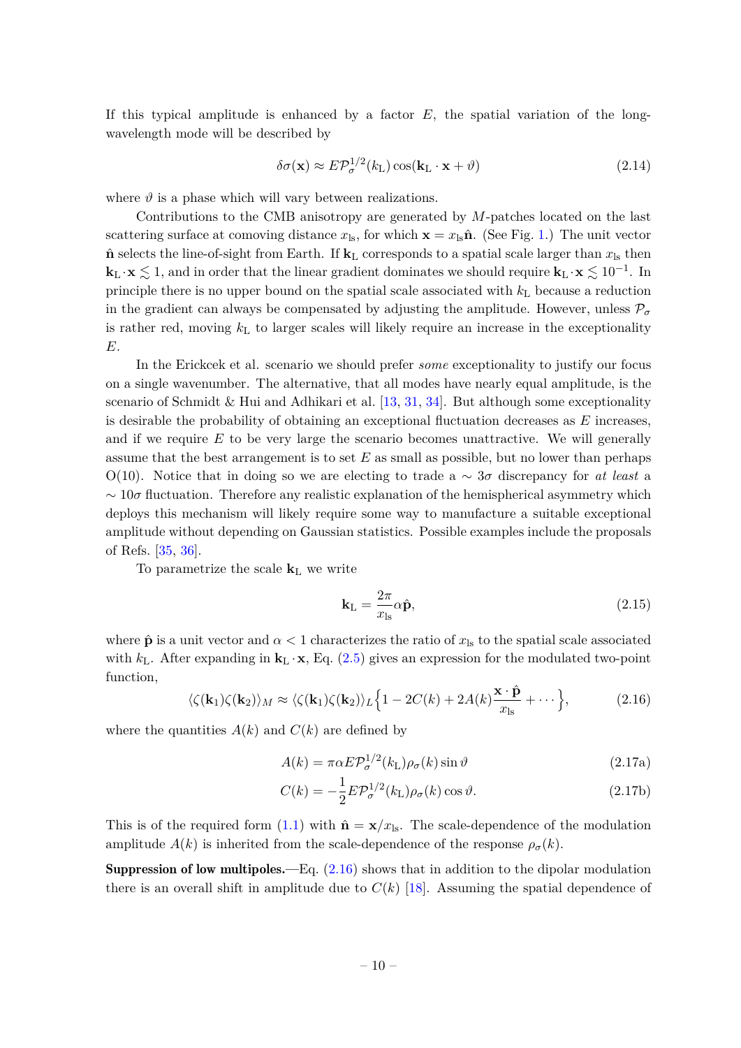If this typical amplitude is enhanced by a factor $E$, the spatial variation of the long-wavelength mode will be described by

$$\delta\sigma(\mathbf{x}) \approx E\mathcal{P}_\sigma^{1/2}(k_{\mathrm{L}}) \cos(\mathbf{k}_{\mathrm{L}} \cdot \mathbf{x} + \vartheta) \tag{2.14}$$

where $\vartheta$ is a phase which will vary between realizations.

Contributions to the CMB anisotropy are generated by $M$-patches located on the last scattering surface at comoving distance $x_{\mathrm{ls}}$, for which $\mathbf{x} = x_{\mathrm{ls}}\hat{\mathbf{n}}$. (See Fig. 1.) The unit vector $\hat{\mathbf{n}}$ selects the line-of-sight from Earth. If $\mathbf{k}_{\mathrm{L}}$ corresponds to a spatial scale larger than $x_{\mathrm{ls}}$ then $\mathbf{k}_{\mathrm{L}} \cdot \mathbf{x} \lesssim 1$, and in order that the linear gradient dominates we should require $\mathbf{k}_{\mathrm{L}} \cdot \mathbf{x} \lesssim 10^{-1}$. In principle there is no upper bound on the spatial scale associated with $k_{\mathrm{L}}$ because a reduction in the gradient can always be compensated by adjusting the amplitude. However, unless $\mathcal{P}_\sigma$ is rather red, moving $k_{\mathrm{L}}$ to larger scales will likely require an increase in the exceptionality $E$.

In the Erickcek et al. scenario we should prefer *some* exceptionality to justify our focus on a single wavenumber. The alternative, that all modes have nearly equal amplitude, is the scenario of Schmidt & Hui and Adhikari et al. [13, 31, 34]. But although some exceptionality is desirable the probability of obtaining an exceptional fluctuation decreases as $E$ increases, and if we require $E$ to be very large the scenario becomes unattractive. We will generally assume that the best arrangement is to set $E$ as small as possible, but no lower than perhaps O(10). Notice that in doing so we are electing to trade a $\sim 3\sigma$ discrepancy for *at least* a $\sim 10\sigma$ fluctuation. Therefore any realistic explanation of the hemispherical asymmetry which deploys this mechanism will likely require some way to manufacture a suitable exceptional amplitude without depending on Gaussian statistics. Possible examples include the proposals of Refs. [35, 36].

To parametrize the scale $\mathbf{k}_{\mathrm{L}}$ we write

$$\mathbf{k}_{\mathrm{L}} = \frac{2\pi}{x_{\mathrm{ls}}} \alpha \hat{\mathbf{p}}, \tag{2.15}$$

where $\hat{\mathbf{p}}$ is a unit vector and $\alpha < 1$ characterizes the ratio of $x_{\mathrm{ls}}$ to the spatial scale associated with $k_{\mathrm{L}}$. After expanding in $\mathbf{k}_{\mathrm{L}} \cdot \mathbf{x}$, Eq. (2.5) gives an expression for the modulated two-point function,

$$\langle \zeta(\mathbf{k}_1)\zeta(\mathbf{k}_2) \rangle_M \approx \langle \zeta(\mathbf{k}_1)\zeta(\mathbf{k}_2) \rangle_L \Big\{ 1 - 2C(k) + 2A(k) \frac{\mathbf{x} \cdot \hat{\mathbf{p}}}{x_{\mathrm{ls}}} + \cdots \Big\}, \tag{2.16}$$

where the quantities $A(k)$ and $C(k)$ are defined by

$$A(k) = \pi\alpha E \mathcal{P}_\sigma^{1/2}(k_{\mathrm{L}}) \rho_\sigma(k) \sin\vartheta \tag{2.17a}$$

$$C(k) = -\frac{1}{2} E \mathcal{P}_\sigma^{1/2}(k_{\mathrm{L}}) \rho_\sigma(k) \cos\vartheta. \tag{2.17b}$$

This is of the required form (1.1) with $\hat{\mathbf{n}} = \mathbf{x}/x_{\mathrm{ls}}$. The scale-dependence of the modulation amplitude $A(k)$ is inherited from the scale-dependence of the response $\rho_\sigma(k)$.

**Suppression of low multipoles.**—Eq. (2.16) shows that in addition to the dipolar modulation there is an overall shift in amplitude due to $C(k)$ [18]. Assuming the spatial dependence of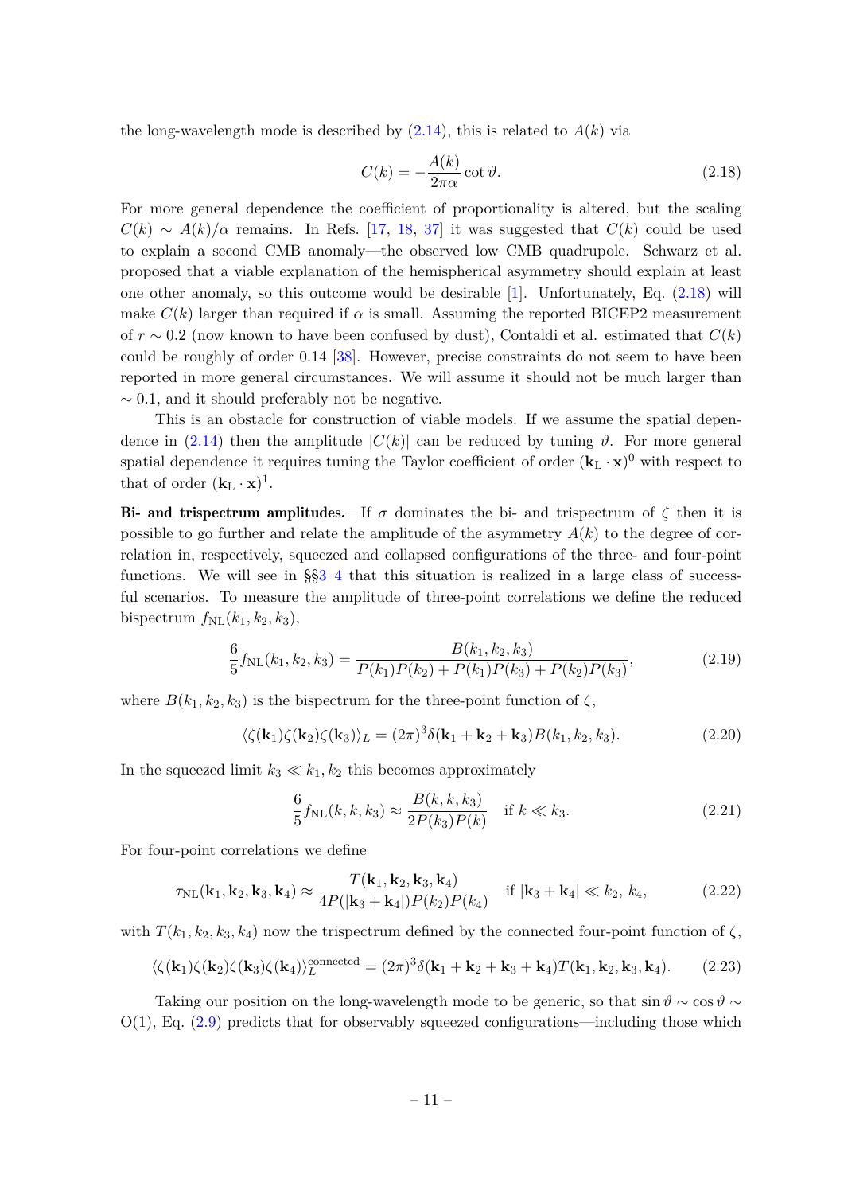the long-wavelength mode is described by (2.14), this is related to $A(k)$ via

$$C(k) = -\frac{A(k)}{2\pi\alpha} \cot \vartheta. \tag{2.18}$$

For more general dependence the coefficient of proportionality is altered, but the scaling $C(k) \sim A(k)/\alpha$ remains. In Refs. [17, 18, 37] it was suggested that $C(k)$ could be used to explain a second CMB anomaly—the observed low CMB quadrupole. Schwarz et al. proposed that a viable explanation of the hemispherical asymmetry should explain at least one other anomaly, so this outcome would be desirable [1]. Unfortunately, Eq. (2.18) will make $C(k)$ larger than required if $\alpha$ is small. Assuming the reported BICEP2 measurement of $r \sim 0.2$ (now known to have been confused by dust), Contaldi et al. estimated that $C(k)$ could be roughly of order 0.14 [38]. However, precise constraints do not seem to have been reported in more general circumstances. We will assume it should not be much larger than $\sim 0.1$, and it should preferably not be negative.

This is an obstacle for construction of viable models. If we assume the spatial dependence in (2.14) then the amplitude $|C(k)|$ can be reduced by tuning $\vartheta$. For more general spatial dependence it requires tuning the Taylor coefficient of order $(\mathbf{k}_{\mathrm{L}} \cdot \mathbf{x})^0$ with respect to that of order $(\mathbf{k}_{\mathrm{L}} \cdot \mathbf{x})^1$.

**Bi- and trispectrum amplitudes.**—If $\sigma$ dominates the bi- and trispectrum of $\zeta$ then it is possible to go further and relate the amplitude of the asymmetry $A(k)$ to the degree of correlation in, respectively, squeezed and collapsed configurations of the three- and four-point functions. We will see in §§3–4 that this situation is realized in a large class of successful scenarios. To measure the amplitude of three-point correlations we define the reduced bispectrum $f_{\mathrm{NL}}(k_1, k_2, k_3)$,

$$\frac{6}{5} f_{\mathrm{NL}}(k_1, k_2, k_3) = \frac{B(k_1, k_2, k_3)}{P(k_1)P(k_2) + P(k_1)P(k_3) + P(k_2)P(k_3)}, \tag{2.19}$$

where $B(k_1, k_2, k_3)$ is the bispectrum for the three-point function of $\zeta$,

$$\langle \zeta(\mathbf{k}_1)\zeta(\mathbf{k}_2)\zeta(\mathbf{k}_3)\rangle_L = (2\pi)^3 \delta(\mathbf{k}_1 + \mathbf{k}_2 + \mathbf{k}_3) B(k_1, k_2, k_3). \tag{2.20}$$

In the squeezed limit $k_3 \ll k_1, k_2$ this becomes approximately

$$\frac{6}{5} f_{\mathrm{NL}}(k, k, k_3) \approx \frac{B(k, k, k_3)}{2P(k_3)P(k)} \quad \text{if } k \ll k_3. \tag{2.21}$$

For four-point correlations we define

$$\tau_{\mathrm{NL}}(\mathbf{k}_1, \mathbf{k}_2, \mathbf{k}_3, \mathbf{k}_4) \approx \frac{T(\mathbf{k}_1, \mathbf{k}_2, \mathbf{k}_3, \mathbf{k}_4)}{4P(|\mathbf{k}_3 + \mathbf{k}_4|)P(k_2)P(k_4)} \quad \text{if } |\mathbf{k}_3 + \mathbf{k}_4| \ll k_2,\, k_4, \tag{2.22}$$

with $T(k_1, k_2, k_3, k_4)$ now the trispectrum defined by the connected four-point function of $\zeta$,

$$\langle \zeta(\mathbf{k}_1)\zeta(\mathbf{k}_2)\zeta(\mathbf{k}_3)\zeta(\mathbf{k}_4)\rangle_L^{\text{connected}} = (2\pi)^3 \delta(\mathbf{k}_1 + \mathbf{k}_2 + \mathbf{k}_3 + \mathbf{k}_4) T(\mathbf{k}_1, \mathbf{k}_2, \mathbf{k}_3, \mathbf{k}_4). \tag{2.23}$$

Taking our position on the long-wavelength mode to be generic, so that $\sin \vartheta \sim \cos \vartheta \sim \mathrm{O}(1)$, Eq. (2.9) predicts that for observably squeezed configurations—including those which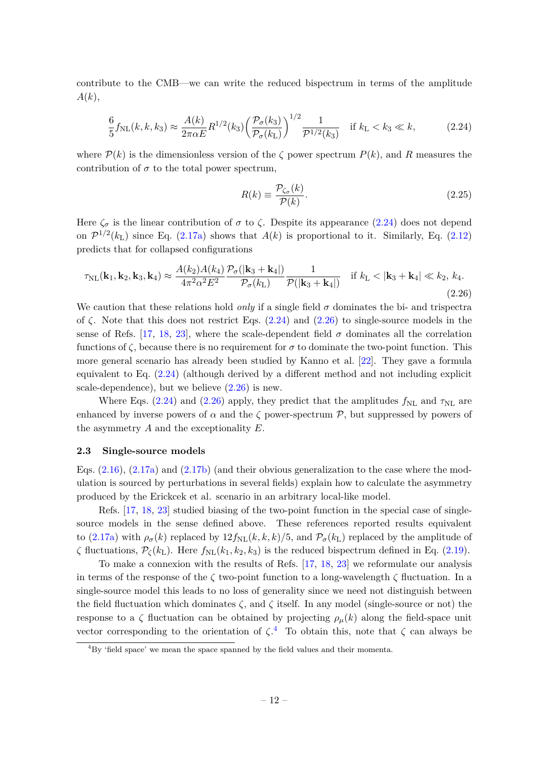contribute to the CMB—we can write the reduced bispectrum in terms of the amplitude $A(k)$,

$$\frac{6}{5} f_{\mathrm{NL}}(k, k, k_3) \approx \frac{A(k)}{2\pi \alpha E} R^{1/2}(k_3) \left( \frac{\mathcal{P}_\sigma(k_3)}{\mathcal{P}_\sigma(k_{\mathrm{L}})} \right)^{1/2} \frac{1}{\mathcal{P}^{1/2}(k_3)} \quad \text{if } k_{\mathrm{L}} < k_3 \ll k, \tag{2.24}$$

where $\mathcal{P}(k)$ is the dimensionless version of the $\zeta$ power spectrum $P(k)$, and $R$ measures the contribution of $\sigma$ to the total power spectrum,

$$R(k) \equiv \frac{\mathcal{P}_{\zeta_\sigma}(k)}{\mathcal{P}(k)}. \tag{2.25}$$

Here $\zeta_\sigma$ is the linear contribution of $\sigma$ to $\zeta$. Despite its appearance (2.24) does not depend on $\mathcal{P}^{1/2}(k_{\mathrm{L}})$ since Eq. (2.17a) shows that $A(k)$ is proportional to it. Similarly, Eq. (2.12) predicts that for collapsed configurations

$$\tau_{\mathrm{NL}}(\mathbf{k}_1, \mathbf{k}_2, \mathbf{k}_3, \mathbf{k}_4) \approx \frac{A(k_2)A(k_4)}{4\pi^2 \alpha^2 E^2} \frac{\mathcal{P}_\sigma(|\mathbf{k}_3 + \mathbf{k}_4|)}{\mathcal{P}_\sigma(k_{\mathrm{L}})} \frac{1}{\mathcal{P}(|\mathbf{k}_3 + \mathbf{k}_4|)} \quad \text{if } k_{\mathrm{L}} < |\mathbf{k}_3 + \mathbf{k}_4| \ll k_2,\, k_4. \tag{2.26}$$

We caution that these relations hold *only* if a single field $\sigma$ dominates the bi- and trispectra of $\zeta$. Note that this does not restrict Eqs. (2.24) and (2.26) to single-source models in the sense of Refs. [17, 18, 23], where the scale-dependent field $\sigma$ dominates all the correlation functions of $\zeta$, because there is no requirement for $\sigma$ to dominate the two-point function. This more general scenario has already been studied by Kanno et al. [22]. They gave a formula equivalent to Eq. (2.24) (although derived by a different method and not including explicit scale-dependence), but we believe (2.26) is new.

Where Eqs. (2.24) and (2.26) apply, they predict that the amplitudes $f_{\mathrm{NL}}$ and $\tau_{\mathrm{NL}}$ are enhanced by inverse powers of $\alpha$ and the $\zeta$ power-spectrum $\mathcal{P}$, but suppressed by powers of the asymmetry $A$ and the exceptionality $E$.

### 2.3 Single-source models

Eqs. (2.16), (2.17a) and (2.17b) (and their obvious generalization to the case where the modulation is sourced by perturbations in several fields) explain how to calculate the asymmetry produced by the Erickcek et al. scenario in an arbitrary local-like model.

Refs. [17, 18, 23] studied biasing of the two-point function in the special case of single-source models in the sense defined above. These references reported results equivalent to (2.17a) with $\rho_\sigma(k)$ replaced by $12 f_{\mathrm{NL}}(k, k, k)/5$, and $\mathcal{P}_\sigma(k_{\mathrm{L}})$ replaced by the amplitude of $\zeta$ fluctuations, $\mathcal{P}_\zeta(k_{\mathrm{L}})$. Here $f_{\mathrm{NL}}(k_1, k_2, k_3)$ is the reduced bispectrum defined in Eq. (2.19).

To make a connexion with the results of Refs. [17, 18, 23] we reformulate our analysis in terms of the response of the $\zeta$ two-point function to a long-wavelength $\zeta$ fluctuation. In a single-source model this leads to no loss of generality since we need not distinguish between the field fluctuation which dominates $\zeta$, and $\zeta$ itself. In any model (single-source or not) the response to a $\zeta$ fluctuation can be obtained by projecting $\rho_\mu(k)$ along the field-space unit vector corresponding to the orientation of $\zeta$.[4] To obtain this, note that $\zeta$ can always be

[4] By 'field space' we mean the space spanned by the field values and their momenta.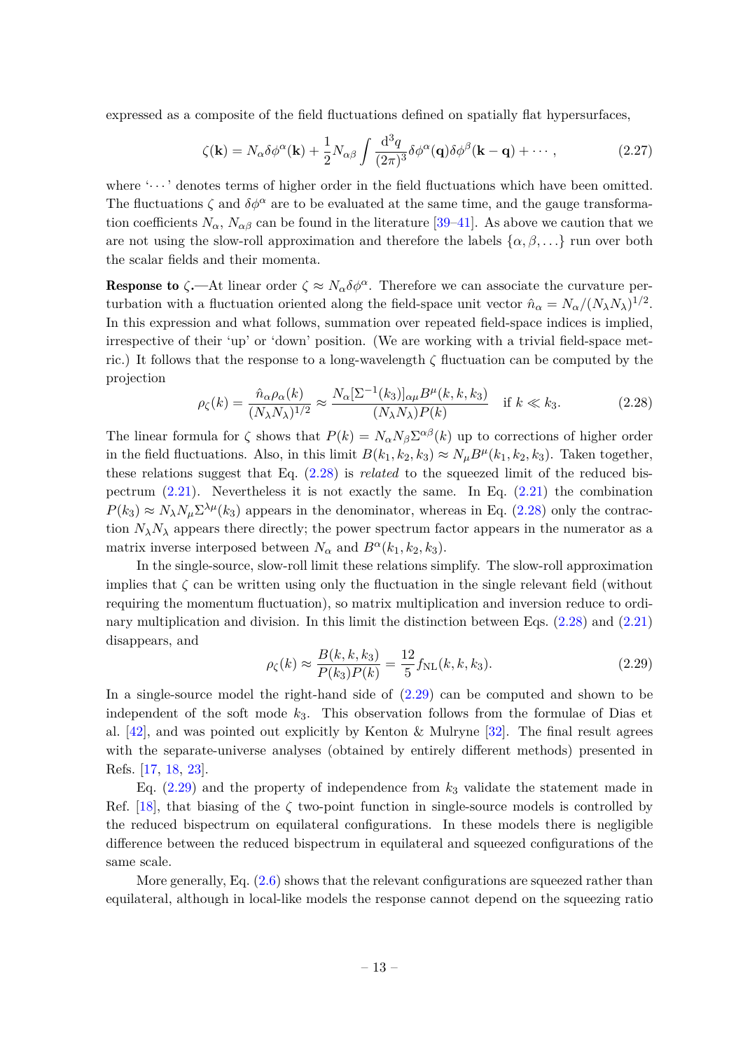expressed as a composite of the field fluctuations defined on spatially flat hypersurfaces,

$$\zeta(\mathbf{k}) = N_\alpha \delta\phi^\alpha(\mathbf{k}) + \frac{1}{2} N_{\alpha\beta} \int \frac{\mathrm{d}^3 q}{(2\pi)^3} \delta\phi^\alpha(\mathbf{q}) \delta\phi^\beta(\mathbf{k} - \mathbf{q}) + \cdots , \tag{2.27}$$

where '$\cdots$' denotes terms of higher order in the field fluctuations which have been omitted. The fluctuations $\zeta$ and $\delta\phi^\alpha$ are to be evaluated at the same time, and the gauge transformation coefficients $N_\alpha$, $N_{\alpha\beta}$ can be found in the literature [39–41]. As above we caution that we are not using the slow-roll approximation and therefore the labels $\{\alpha, \beta, \ldots\}$ run over both the scalar fields and their momenta.

**Response to $\zeta$.**—At linear order $\zeta \approx N_\alpha \delta\phi^\alpha$. Therefore we can associate the curvature perturbation with a fluctuation oriented along the field-space unit vector $\hat{n}_\alpha = N_\alpha/(N_\lambda N_\lambda)^{1/2}$. In this expression and what follows, summation over repeated field-space indices is implied, irrespective of their 'up' or 'down' position. (We are working with a trivial field-space metric.) It follows that the response to a long-wavelength $\zeta$ fluctuation can be computed by the projection

$$\rho_\zeta(k) = \frac{\hat{n}_\alpha \rho_\alpha(k)}{(N_\lambda N_\lambda)^{1/2}} \approx \frac{N_\alpha [\Sigma^{-1}(k_3)]_{\alpha\mu} B^\mu(k, k, k_3)}{(N_\lambda N_\lambda) P(k)} \quad \text{if } k \ll k_3. \tag{2.28}$$

The linear formula for $\zeta$ shows that $P(k) = N_\alpha N_\beta \Sigma^{\alpha\beta}(k)$ up to corrections of higher order in the field fluctuations. Also, in this limit $B(k_1, k_2, k_3) \approx N_\mu B^\mu(k_1, k_2, k_3)$. Taken together, these relations suggest that Eq. (2.28) is *related* to the squeezed limit of the reduced bispectrum (2.21). Nevertheless it is not exactly the same. In Eq. (2.21) the combination $P(k_3) \approx N_\lambda N_\mu \Sigma^{\lambda\mu}(k_3)$ appears in the denominator, whereas in Eq. (2.28) only the contraction $N_\lambda N_\lambda$ appears there directly; the power spectrum factor appears in the numerator as a matrix inverse interposed between $N_\alpha$ and $B^\alpha(k_1, k_2, k_3)$.

In the single-source, slow-roll limit these relations simplify. The slow-roll approximation implies that $\zeta$ can be written using only the fluctuation in the single relevant field (without requiring the momentum fluctuation), so matrix multiplication and inversion reduce to ordinary multiplication and division. In this limit the distinction between Eqs. (2.28) and (2.21) disappears, and

$$\rho_\zeta(k) \approx \frac{B(k, k, k_3)}{P(k_3) P(k)} = \frac{12}{5} f_{\mathrm{NL}}(k, k, k_3). \tag{2.29}$$

In a single-source model the right-hand side of (2.29) can be computed and shown to be independent of the soft mode $k_3$. This observation follows from the formulae of Dias et al. [42], and was pointed out explicitly by Kenton & Mulryne [32]. The final result agrees with the separate-universe analyses (obtained by entirely different methods) presented in Refs. [17, 18, 23].

Eq. (2.29) and the property of independence from $k_3$ validate the statement made in Ref. [18], that biasing of the $\zeta$ two-point function in single-source models is controlled by the reduced bispectrum on equilateral configurations. In these models there is negligible difference between the reduced bispectrum in equilateral and squeezed configurations of the same scale.

More generally, Eq. (2.6) shows that the relevant configurations are squeezed rather than equilateral, although in local-like models the response cannot depend on the squeezing ratio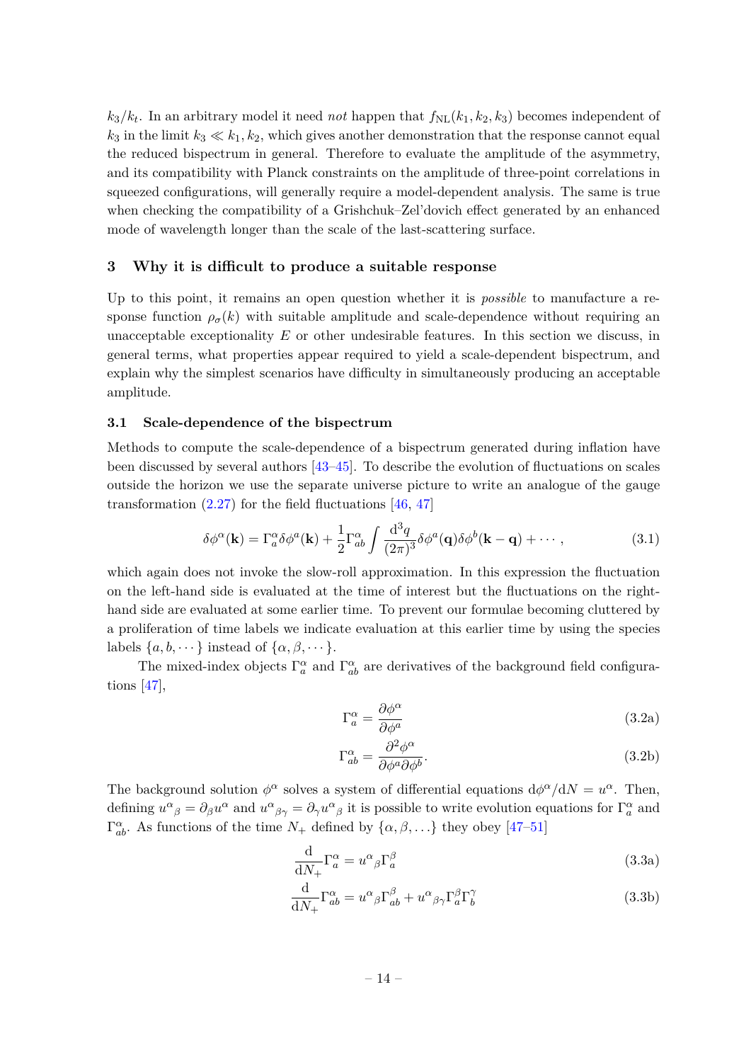$k_3/k_t$. In an arbitrary model it need *not* happen that $f_{\rm NL}(k_1, k_2, k_3)$ becomes independent of $k_3$ in the limit $k_3 \ll k_1, k_2$, which gives another demonstration that the response cannot equal the reduced bispectrum in general. Therefore to evaluate the amplitude of the asymmetry, and its compatibility with Planck constraints on the amplitude of three-point correlations in squeezed configurations, will generally require a model-dependent analysis. The same is true when checking the compatibility of a Grishchuk–Zel'dovich effect generated by an enhanced mode of wavelength longer than the scale of the last-scattering surface.

## 3 Why it is difficult to produce a suitable response

Up to this point, it remains an open question whether it is *possible* to manufacture a response function $\rho_\sigma(k)$ with suitable amplitude and scale-dependence without requiring an unacceptable exceptionality $E$ or other undesirable features. In this section we discuss, in general terms, what properties appear required to yield a scale-dependent bispectrum, and explain why the simplest scenarios have difficulty in simultaneously producing an acceptable amplitude.

### 3.1 Scale-dependence of the bispectrum

Methods to compute the scale-dependence of a bispectrum generated during inflation have been discussed by several authors [43–45]. To describe the evolution of fluctuations on scales outside the horizon we use the separate universe picture to write an analogue of the gauge transformation (2.27) for the field fluctuations [46, 47]

$$\delta\phi^\alpha(\mathbf{k}) = \Gamma^\alpha_a \delta\phi^a(\mathbf{k}) + \frac{1}{2}\Gamma^\alpha_{ab} \int \frac{\mathrm{d}^3 q}{(2\pi)^3} \delta\phi^a(\mathbf{q})\delta\phi^b(\mathbf{k}-\mathbf{q}) + \cdots, \tag{3.1}$$

which again does not invoke the slow-roll approximation. In this expression the fluctuation on the left-hand side is evaluated at the time of interest but the fluctuations on the right-hand side are evaluated at some earlier time. To prevent our formulae becoming cluttered by a proliferation of time labels we indicate evaluation at this earlier time by using the species labels $\{a, b, \cdots\}$ instead of $\{\alpha, \beta, \cdots\}$.

The mixed-index objects $\Gamma^\alpha_a$ and $\Gamma^\alpha_{ab}$ are derivatives of the background field configurations [47],

$$\Gamma^\alpha_a = \frac{\partial\phi^\alpha}{\partial\phi^a} \tag{3.2a}$$

$$\Gamma^\alpha_{ab} = \frac{\partial^2\phi^\alpha}{\partial\phi^a\partial\phi^b}. \tag{3.2b}$$

The background solution $\phi^\alpha$ solves a system of differential equations $\mathrm{d}\phi^\alpha/\mathrm{d}N = u^\alpha$. Then, defining $u^\alpha{}_\beta = \partial_\beta u^\alpha$ and $u^\alpha{}_{\beta\gamma} = \partial_\gamma u^\alpha{}_\beta$ it is possible to write evolution equations for $\Gamma^\alpha_a$ and $\Gamma^\alpha_{ab}$. As functions of the time $N_+$ defined by $\{\alpha, \beta, \ldots\}$ they obey [47–51]

$$\frac{\mathrm{d}}{\mathrm{d}N_+}\Gamma^\alpha_a = u^\alpha{}_\beta\Gamma^\beta_a \tag{3.3a}$$

$$\frac{\mathrm{d}}{\mathrm{d}N_+}\Gamma^\alpha_{ab} = u^\alpha{}_\beta\Gamma^\beta_{ab} + u^\alpha{}_{\beta\gamma}\Gamma^\beta_a\Gamma^\gamma_b \tag{3.3b}$$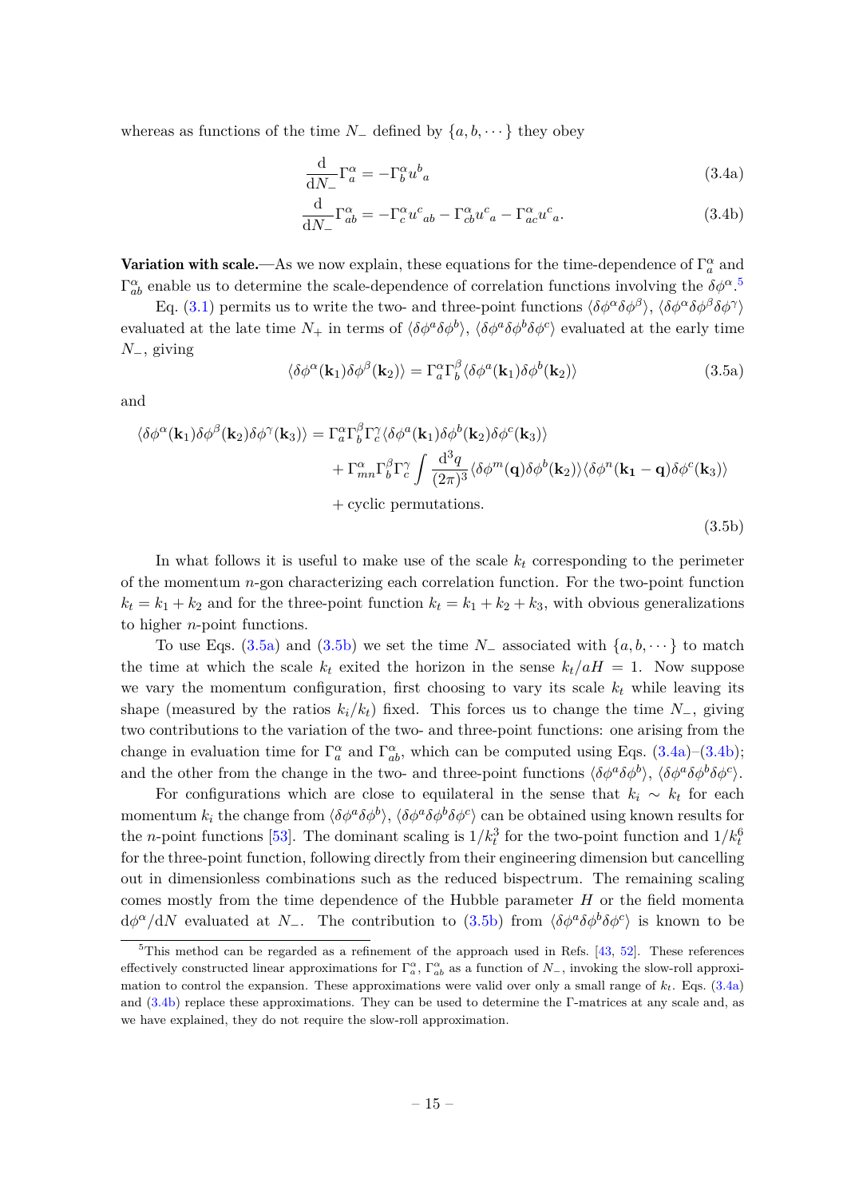whereas as functions of the time $N_-$ defined by $\{a, b, \cdots\}$ they obey

$$\frac{\mathrm{d}}{\mathrm{d}N_-}\Gamma^\alpha_a = -\Gamma^\alpha_b u^b{}_a \tag{3.4a}$$

$$\frac{\mathrm{d}}{\mathrm{d}N_-}\Gamma^\alpha_{ab} = -\Gamma^\alpha_c u^c{}_{ab} - \Gamma^\alpha_{cb} u^c{}_a - \Gamma^\alpha_{ac} u^c{}_a. \tag{3.4b}$$

**Variation with scale.**—As we now explain, these equations for the time-dependence of $\Gamma^\alpha_a$ and $\Gamma^\alpha_{ab}$ enable us to determine the scale-dependence of correlation functions involving the $\delta\phi^\alpha$.[5]

Eq. (3.1) permits us to write the two- and three-point functions $\langle \delta\phi^\alpha \delta\phi^\beta \rangle$, $\langle \delta\phi^\alpha \delta\phi^\beta \delta\phi^\gamma \rangle$ evaluated at the late time $N_+$ in terms of $\langle \delta\phi^a \delta\phi^b \rangle$, $\langle \delta\phi^a \delta\phi^b \delta\phi^c \rangle$ evaluated at the early time $N_-$, giving

$$\langle \delta\phi^\alpha(\mathbf{k}_1) \delta\phi^\beta(\mathbf{k}_2) \rangle = \Gamma^\alpha_a \Gamma^\beta_b \langle \delta\phi^a(\mathbf{k}_1) \delta\phi^b(\mathbf{k}_2) \rangle \tag{3.5a}$$

and

$$\begin{aligned}\langle \delta\phi^\alpha(\mathbf{k}_1) \delta\phi^\beta(\mathbf{k}_2) \delta\phi^\gamma(\mathbf{k}_3) \rangle = {} & \Gamma^\alpha_a \Gamma^\beta_b \Gamma^\gamma_c \langle \delta\phi^a(\mathbf{k}_1) \delta\phi^b(\mathbf{k}_2) \delta\phi^c(\mathbf{k}_3) \rangle \\ & + \Gamma^\alpha_{mn} \Gamma^\beta_b \Gamma^\gamma_c \int \frac{\mathrm{d}^3 q}{(2\pi)^3} \langle \delta\phi^m(\mathbf{q}) \delta\phi^b(\mathbf{k}_2) \rangle \langle \delta\phi^n(\mathbf{k_1} - \mathbf{q}) \delta\phi^c(\mathbf{k}_3) \rangle \\ & + \text{cyclic permutations.}\end{aligned} \tag{3.5b}$$

In what follows it is useful to make use of the scale $k_t$ corresponding to the perimeter of the momentum $n$-gon characterizing each correlation function. For the two-point function $k_t = k_1 + k_2$ and for the three-point function $k_t = k_1 + k_2 + k_3$, with obvious generalizations to higher $n$-point functions.

To use Eqs. (3.5a) and (3.5b) we set the time $N_-$ associated with $\{a, b, \cdots\}$ to match the time at which the scale $k_t$ exited the horizon in the sense $k_t/aH = 1$. Now suppose we vary the momentum configuration, first choosing to vary its scale $k_t$ while leaving its shape (measured by the ratios $k_i/k_t$) fixed. This forces us to change the time $N_-$, giving two contributions to the variation of the two- and three-point functions: one arising from the change in evaluation time for $\Gamma^\alpha_a$ and $\Gamma^\alpha_{ab}$, which can be computed using Eqs. (3.4a)–(3.4b); and the other from the change in the two- and three-point functions $\langle \delta\phi^a \delta\phi^b \rangle$, $\langle \delta\phi^a \delta\phi^b \delta\phi^c \rangle$.

For configurations which are close to equilateral in the sense that $k_i \sim k_t$ for each momentum $k_i$ the change from $\langle \delta\phi^a \delta\phi^b \rangle$, $\langle \delta\phi^a \delta\phi^b \delta\phi^c \rangle$ can be obtained using known results for the $n$-point functions [53]. The dominant scaling is $1/k_t^3$ for the two-point function and $1/k_t^6$ for the three-point function, following directly from their engineering dimension but cancelling out in dimensionless combinations such as the reduced bispectrum. The remaining scaling comes mostly from the time dependence of the Hubble parameter $H$ or the field momenta $\mathrm{d}\phi^\alpha/\mathrm{d}N$ evaluated at $N_-$. The contribution to (3.5b) from $\langle \delta\phi^a \delta\phi^b \delta\phi^c \rangle$ is known to be

[5] This method can be regarded as a refinement of the approach used in Refs. [43, 52]. These references effectively constructed linear approximations for $\Gamma^\alpha_a$, $\Gamma^\alpha_{ab}$ as a function of $N_-$, invoking the slow-roll approximation to control the expansion. These approximations were valid over only a small range of $k_t$. Eqs. (3.4a) and (3.4b) replace these approximations. They can be used to determine the Γ-matrices at any scale and, as we have explained, they do not require the slow-roll approximation.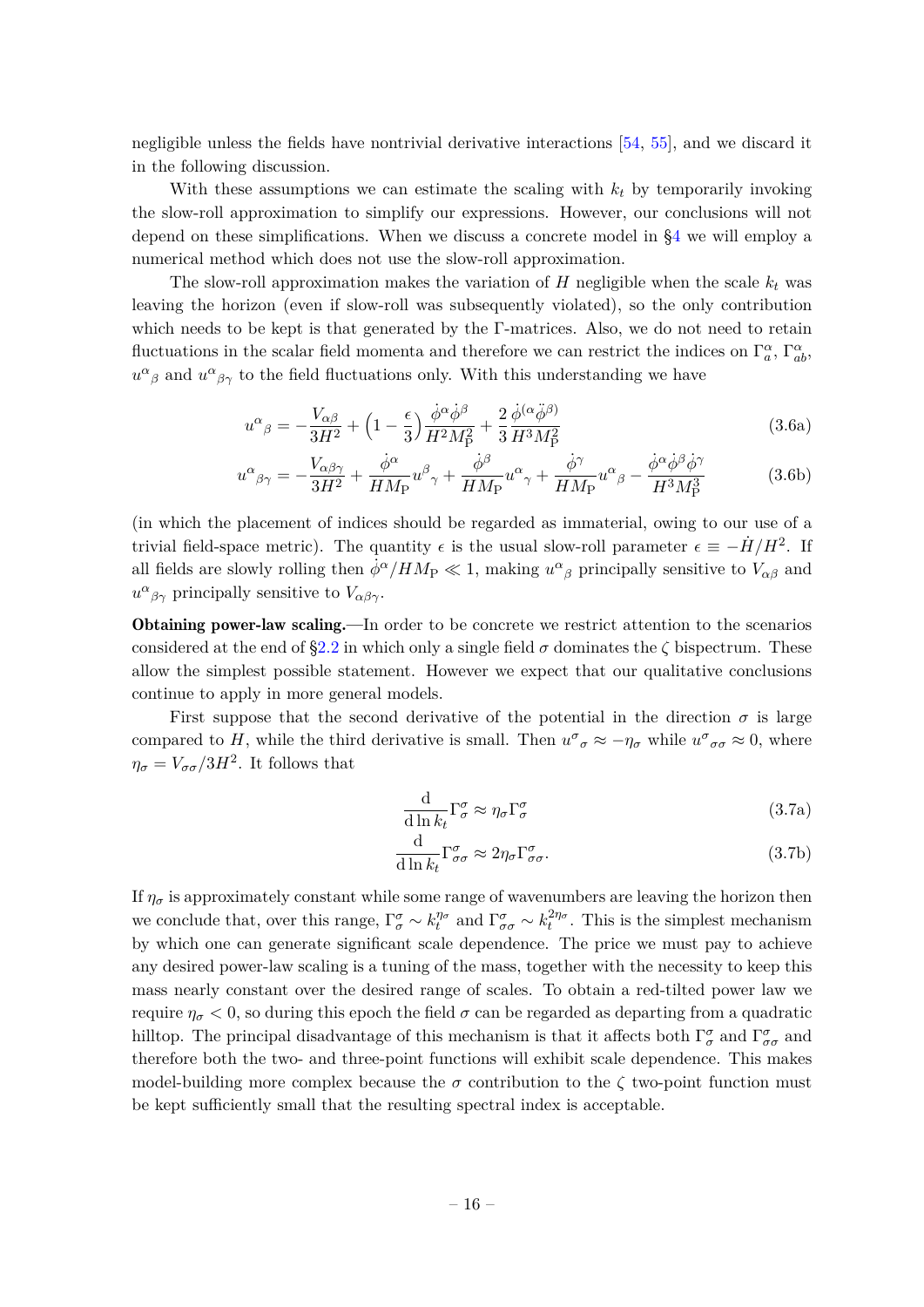negligible unless the fields have nontrivial derivative interactions [54, 55], and we discard it in the following discussion.

With these assumptions we can estimate the scaling with $k_t$ by temporarily invoking the slow-roll approximation to simplify our expressions. However, our conclusions will not depend on these simplifications. When we discuss a concrete model in §4 we will employ a numerical method which does not use the slow-roll approximation.

The slow-roll approximation makes the variation of $H$ negligible when the scale $k_t$ was leaving the horizon (even if slow-roll was subsequently violated), so the only contribution which needs to be kept is that generated by the Γ-matrices. Also, we do not need to retain fluctuations in the scalar field momenta and therefore we can restrict the indices on $\Gamma^\alpha_a$, $\Gamma^\alpha_{ab}$, $u^\alpha{}_\beta$ and $u^\alpha{}_{\beta\gamma}$ to the field fluctuations only. With this understanding we have

$$u^\alpha{}_\beta = -\frac{V_{\alpha\beta}}{3H^2} + \Big(1 - \frac{\epsilon}{3}\Big)\frac{\dot{\phi}^\alpha\dot{\phi}^\beta}{H^2 M_{\mathrm{P}}^2} + \frac{2}{3}\frac{\dot{\phi}^{(\alpha}\ddot{\phi}^{\beta)}}{H^3 M_{\mathrm{P}}^2} \tag{3.6a}$$

$$u^\alpha{}_{\beta\gamma} = -\frac{V_{\alpha\beta\gamma}}{3H^2} + \frac{\dot{\phi}^\alpha}{HM_{\mathrm{P}}}u^\beta{}_\gamma + \frac{\dot{\phi}^\beta}{HM_{\mathrm{P}}}u^\alpha{}_\gamma + \frac{\dot{\phi}^\gamma}{HM_{\mathrm{P}}}u^\alpha{}_\beta - \frac{\dot{\phi}^\alpha\dot{\phi}^\beta\dot{\phi}^\gamma}{H^3 M_{\mathrm{P}}^3} \tag{3.6b}$$

(in which the placement of indices should be regarded as immaterial, owing to our use of a trivial field-space metric). The quantity $\epsilon$ is the usual slow-roll parameter $\epsilon \equiv -\dot{H}/H^2$. If all fields are slowly rolling then $\dot{\phi}^\alpha/HM_{\mathrm{P}} \ll 1$, making $u^\alpha{}_\beta$ principally sensitive to $V_{\alpha\beta}$ and $u^\alpha{}_{\beta\gamma}$ principally sensitive to $V_{\alpha\beta\gamma}$.

**Obtaining power-law scaling.**—In order to be concrete we restrict attention to the scenarios considered at the end of §2.2 in which only a single field $\sigma$ dominates the $\zeta$ bispectrum. These allow the simplest possible statement. However we expect that our qualitative conclusions continue to apply in more general models.

First suppose that the second derivative of the potential in the direction $\sigma$ is large compared to $H$, while the third derivative is small. Then $u^\sigma{}_\sigma \approx -\eta_\sigma$ while $u^\sigma{}_{\sigma\sigma} \approx 0$, where $\eta_\sigma = V_{\sigma\sigma}/3H^2$. It follows that

$$\frac{\mathrm{d}}{\mathrm{d}\ln k_t}\Gamma^\sigma_\sigma \approx \eta_\sigma \Gamma^\sigma_\sigma \tag{3.7a}$$

$$\frac{\mathrm{d}}{\mathrm{d}\ln k_t}\Gamma^\sigma_{\sigma\sigma} \approx 2\eta_\sigma \Gamma^\sigma_{\sigma\sigma}. \tag{3.7b}$$

If $\eta_\sigma$ is approximately constant while some range of wavenumbers are leaving the horizon then we conclude that, over this range, $\Gamma^\sigma_\sigma \sim k_t^{\eta_\sigma}$ and $\Gamma^\sigma_{\sigma\sigma} \sim k_t^{2\eta_\sigma}$. This is the simplest mechanism by which one can generate significant scale dependence. The price we must pay to achieve any desired power-law scaling is a tuning of the mass, together with the necessity to keep this mass nearly constant over the desired range of scales. To obtain a red-tilted power law we require $\eta_\sigma < 0$, so during this epoch the field $\sigma$ can be regarded as departing from a quadratic hilltop. The principal disadvantage of this mechanism is that it affects both $\Gamma^\sigma_\sigma$ and $\Gamma^\sigma_{\sigma\sigma}$ and therefore both the two- and three-point functions will exhibit scale dependence. This makes model-building more complex because the $\sigma$ contribution to the $\zeta$ two-point function must be kept sufficiently small that the resulting spectral index is acceptable.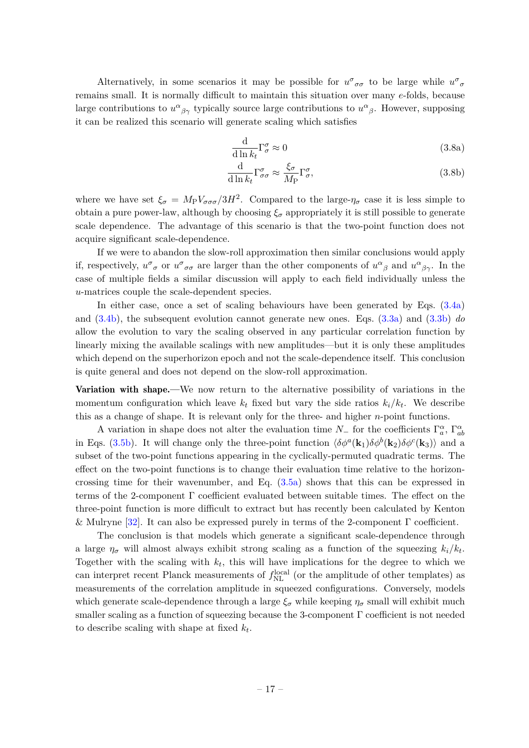Alternatively, in some scenarios it may be possible for $u^{\sigma}{}_{\sigma\sigma}$ to be large while $u^{\sigma}{}_{\sigma}$ remains small. It is normally difficult to maintain this situation over many $e$-folds, because large contributions to $u^{\alpha}{}_{\beta\gamma}$ typically source large contributions to $u^{\alpha}{}_{\beta}$. However, supposing it can be realized this scenario will generate scaling which satisfies

$$\frac{\mathrm{d}}{\mathrm{d}\ln k_t}\Gamma^{\sigma}_{\sigma} \approx 0 \tag{3.8a}$$

$$\frac{\mathrm{d}}{\mathrm{d}\ln k_t}\Gamma^{\sigma}_{\sigma\sigma} \approx \frac{\xi_\sigma}{M_{\mathrm{P}}}\Gamma^{\sigma}_{\sigma}, \tag{3.8b}$$

where we have set $\xi_\sigma = M_{\mathrm{P}} V_{\sigma\sigma\sigma}/3H^2$. Compared to the large-$\eta_\sigma$ case it is less simple to obtain a pure power-law, although by choosing $\xi_\sigma$ appropriately it is still possible to generate scale dependence. The advantage of this scenario is that the two-point function does not acquire significant scale-dependence.

If we were to abandon the slow-roll approximation then similar conclusions would apply if, respectively, $u^{\sigma}{}_{\sigma}$ or $u^{\sigma}{}_{\sigma\sigma}$ are larger than the other components of $u^{\alpha}{}_{\beta}$ and $u^{\alpha}{}_{\beta\gamma}$. In the case of multiple fields a similar discussion will apply to each field individually unless the $u$-matrices couple the scale-dependent species.

In either case, once a set of scaling behaviours have been generated by Eqs. (3.4a) and (3.4b), the subsequent evolution cannot generate new ones. Eqs. (3.3a) and (3.3b) *do* allow the evolution to vary the scaling observed in any particular correlation function by linearly mixing the available scalings with new amplitudes—but it is only these amplitudes which depend on the superhorizon epoch and not the scale-dependence itself. This conclusion is quite general and does not depend on the slow-roll approximation.

**Variation with shape.**—We now return to the alternative possibility of variations in the momentum configuration which leave $k_t$ fixed but vary the side ratios $k_i/k_t$. We describe this as a change of shape. It is relevant only for the three- and higher $n$-point functions.

A variation in shape does not alter the evaluation time $N_-$ for the coefficients $\Gamma^{\alpha}_{a}$, $\Gamma^{\alpha}_{ab}$ in Eqs. (3.5b). It will change only the three-point function $\langle \delta\phi^a(\mathbf{k}_1)\delta\phi^b(\mathbf{k}_2)\delta\phi^c(\mathbf{k}_3)\rangle$ and a subset of the two-point functions appearing in the cyclically-permuted quadratic terms. The effect on the two-point functions is to change their evaluation time relative to the horizon-crossing time for their wavenumber, and Eq. (3.5a) shows that this can be expressed in terms of the 2-component $\Gamma$ coefficient evaluated between suitable times. The effect on the three-point function is more difficult to extract but has recently been calculated by Kenton & Mulryne [32]. It can also be expressed purely in terms of the 2-component $\Gamma$ coefficient.

The conclusion is that models which generate a significant scale-dependence through a large $\eta_\sigma$ will almost always exhibit strong scaling as a function of the squeezing $k_i/k_t$. Together with the scaling with $k_t$, this will have implications for the degree to which we can interpret recent Planck measurements of $f_{\mathrm{NL}}^{\mathrm{local}}$ (or the amplitude of other templates) as measurements of the correlation amplitude in squeezed configurations. Conversely, models which generate scale-dependence through a large $\xi_\sigma$ while keeping $\eta_\sigma$ small will exhibit much smaller scaling as a function of squeezing because the 3-component $\Gamma$ coefficient is not needed to describe scaling with shape at fixed $k_t$.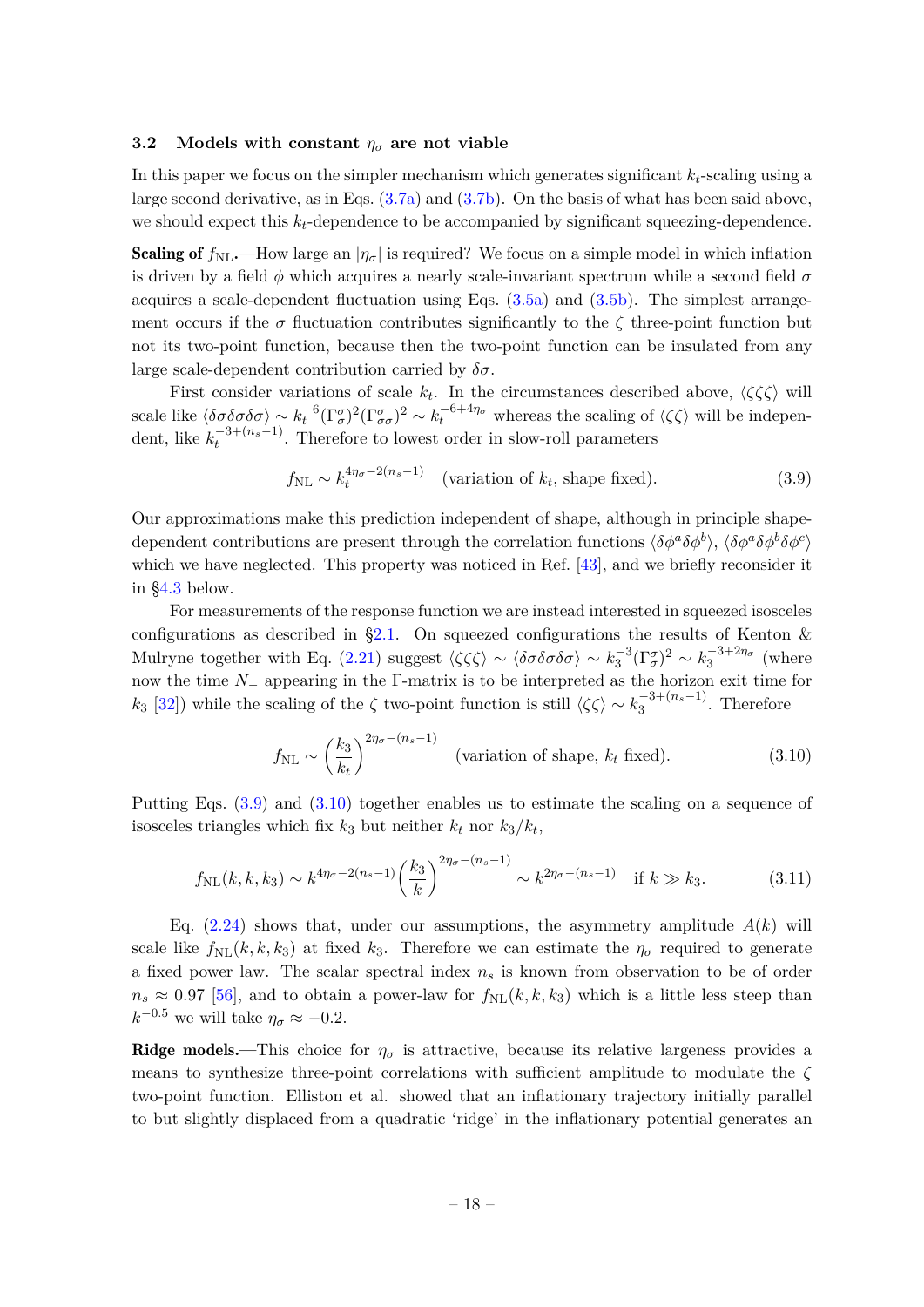### 3.2 Models with constant $\eta_\sigma$ are not viable

In this paper we focus on the simpler mechanism which generates significant $k_t$-scaling using a large second derivative, as in Eqs. (3.7a) and (3.7b). On the basis of what has been said above, we should expect this $k_t$-dependence to be accompanied by significant squeezing-dependence.

**Scaling of $f_{\mathrm{NL}}$.**—How large an $|\eta_\sigma|$ is required? We focus on a simple model in which inflation is driven by a field $\phi$ which acquires a nearly scale-invariant spectrum while a second field $\sigma$ acquires a scale-dependent fluctuation using Eqs. (3.5a) and (3.5b). The simplest arrangement occurs if the $\sigma$ fluctuation contributes significantly to the $\zeta$ three-point function but not its two-point function, because then the two-point function can be insulated from any large scale-dependent contribution carried by $\delta\sigma$.

First consider variations of scale $k_t$. In the circumstances described above, $\langle\zeta\zeta\zeta\rangle$ will scale like $\langle\delta\sigma\delta\sigma\delta\sigma\rangle \sim k_t^{-6}(\Gamma^\sigma_\sigma)^2(\Gamma^\sigma_{\sigma\sigma})^2 \sim k_t^{-6+4\eta_\sigma}$ whereas the scaling of $\langle\zeta\zeta\rangle$ will be independent, like $k_t^{-3+(n_s-1)}$. Therefore to lowest order in slow-roll parameters

$$f_{\mathrm{NL}} \sim k_t^{4\eta_\sigma-2(n_s-1)} \quad \text{(variation of } k_t\text{, shape fixed).} \tag{3.9}$$

Our approximations make this prediction independent of shape, although in principle shape-dependent contributions are present through the correlation functions $\langle\delta\phi^a\delta\phi^b\rangle$, $\langle\delta\phi^a\delta\phi^b\delta\phi^c\rangle$ which we have neglected. This property was noticed in Ref. [43], and we briefly reconsider it in §4.3 below.

For measurements of the response function we are instead interested in squeezed isosceles configurations as described in §2.1. On squeezed configurations the results of Kenton & Mulryne together with Eq. (2.21) suggest $\langle\zeta\zeta\zeta\rangle \sim \langle\delta\sigma\delta\sigma\delta\sigma\rangle \sim k_3^{-3}(\Gamma^\sigma_\sigma)^2 \sim k_3^{-3+2\eta_\sigma}$ (where now the time $N_-$ appearing in the $\Gamma$-matrix is to be interpreted as the horizon exit time for $k_3$ [32]) while the scaling of the $\zeta$ two-point function is still $\langle\zeta\zeta\rangle \sim k_3^{-3+(n_s-1)}$. Therefore

$$f_{\mathrm{NL}} \sim \left(\frac{k_3}{k_t}\right)^{2\eta_\sigma-(n_s-1)} \quad \text{(variation of shape, } k_t \text{ fixed).} \tag{3.10}$$

Putting Eqs. (3.9) and (3.10) together enables us to estimate the scaling on a sequence of isosceles triangles which fix $k_3$ but neither $k_t$ nor $k_3/k_t$,

$$f_{\mathrm{NL}}(k,k,k_3) \sim k^{4\eta_\sigma-2(n_s-1)}\left(\frac{k_3}{k}\right)^{2\eta_\sigma-(n_s-1)} \sim k^{2\eta_\sigma-(n_s-1)} \quad \text{if } k \gg k_3. \tag{3.11}$$

Eq. (2.24) shows that, under our assumptions, the asymmetry amplitude $A(k)$ will scale like $f_{\mathrm{NL}}(k,k,k_3)$ at fixed $k_3$. Therefore we can estimate the $\eta_\sigma$ required to generate a fixed power law. The scalar spectral index $n_s$ is known from observation to be of order $n_s \approx 0.97$ [56], and to obtain a power-law for $f_{\mathrm{NL}}(k,k,k_3)$ which is a little less steep than $k^{-0.5}$ we will take $\eta_\sigma \approx -0.2$.

**Ridge models.**—This choice for $\eta_\sigma$ is attractive, because its relative largeness provides a means to synthesize three-point correlations with sufficient amplitude to modulate the $\zeta$ two-point function. Elliston et al. showed that an inflationary trajectory initially parallel to but slightly displaced from a quadratic 'ridge' in the inflationary potential generates an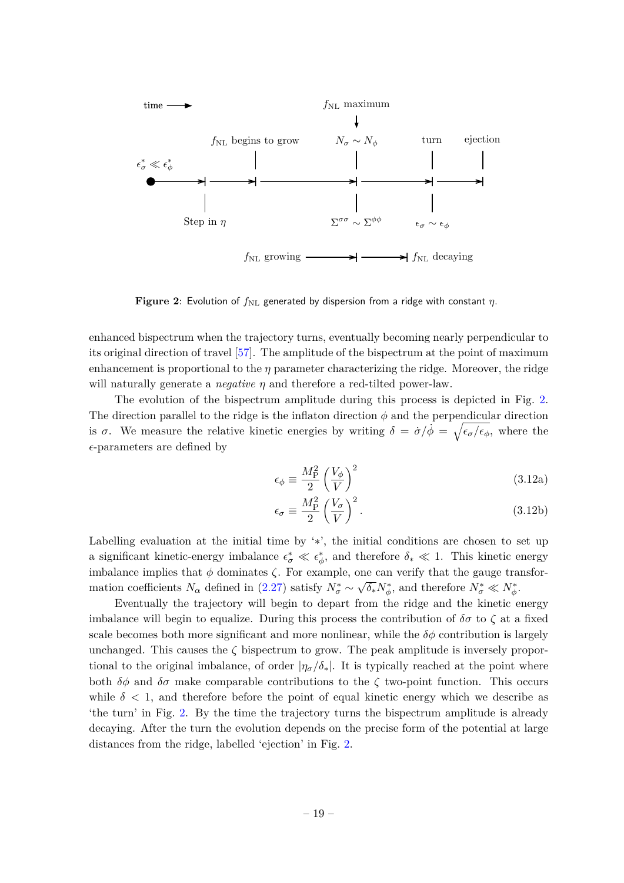time ⟶

$f_{\rm NL}$ maximum

$\epsilon_\sigma^* \ll \epsilon_\phi^*$ | Step in $\eta$ | $f_{\rm NL}$ begins to grow | $N_\sigma \sim N_\phi$ / $\Sigma^{\sigma\sigma} \sim \Sigma^{\phi\phi}$ | turn / $\epsilon_\sigma \sim \epsilon_\phi$ | ejection

$f_{\rm NL}$ growing ⟶ | ⟶ $f_{\rm NL}$ decaying

**Figure 2**: Evolution of $f_{\rm NL}$ generated by dispersion from a ridge with constant $\eta$.

enhanced bispectrum when the trajectory turns, eventually becoming nearly perpendicular to its original direction of travel [57]. The amplitude of the bispectrum at the point of maximum enhancement is proportional to the $\eta$ parameter characterizing the ridge. Moreover, the ridge will naturally generate a *negative* $\eta$ and therefore a red-tilted power-law.

The evolution of the bispectrum amplitude during this process is depicted in Fig. 2. The direction parallel to the ridge is the inflaton direction $\phi$ and the perpendicular direction is $\sigma$. We measure the relative kinetic energies by writing $\delta = \dot{\sigma}/\dot{\phi} = \sqrt{\epsilon_\sigma/\epsilon_\phi}$, where the $\epsilon$-parameters are defined by

$$\epsilon_\phi \equiv \frac{M_{\rm P}^2}{2}\left(\frac{V_\phi}{V}\right)^2 \tag{3.12a}$$

$$\epsilon_\sigma \equiv \frac{M_{\rm P}^2}{2}\left(\frac{V_\sigma}{V}\right)^2. \tag{3.12b}$$

Labelling evaluation at the initial time by '$*$', the initial conditions are chosen to set up a significant kinetic-energy imbalance $\epsilon_\sigma^* \ll \epsilon_\phi^*$, and therefore $\delta_* \ll 1$. This kinetic energy imbalance implies that $\phi$ dominates $\zeta$. For example, one can verify that the gauge transformation coefficients $N_\alpha$ defined in (2.27) satisfy $N_\sigma^* \sim \sqrt{\delta_*} N_\phi^*$, and therefore $N_\sigma^* \ll N_\phi^*$.

Eventually the trajectory will begin to depart from the ridge and the kinetic energy imbalance will begin to equalize. During this process the contribution of $\delta\sigma$ to $\zeta$ at a fixed scale becomes both more significant and more nonlinear, while the $\delta\phi$ contribution is largely unchanged. This causes the $\zeta$ bispectrum to grow. The peak amplitude is inversely proportional to the original imbalance, of order $|\eta_\sigma/\delta_*|$. It is typically reached at the point where both $\delta\phi$ and $\delta\sigma$ make comparable contributions to the $\zeta$ two-point function. This occurs while $\delta < 1$, and therefore before the point of equal kinetic energy which we describe as 'the turn' in Fig. 2. By the time the trajectory turns the bispectrum amplitude is already decaying. After the turn the evolution depends on the precise form of the potential at large distances from the ridge, labelled 'ejection' in Fig. 2.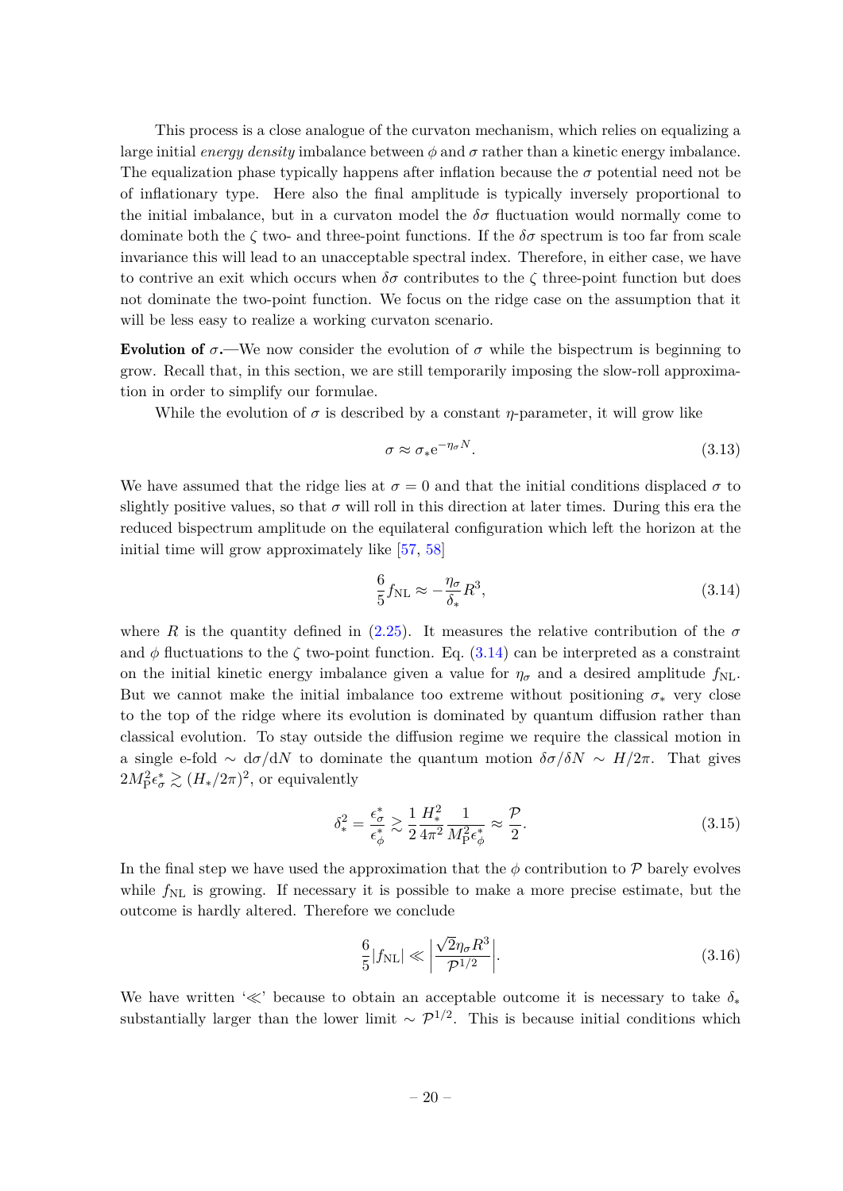This process is a close analogue of the curvaton mechanism, which relies on equalizing a large initial *energy density* imbalance between $\phi$ and $\sigma$ rather than a kinetic energy imbalance. The equalization phase typically happens after inflation because the $\sigma$ potential need not be of inflationary type. Here also the final amplitude is typically inversely proportional to the initial imbalance, but in a curvaton model the $\delta\sigma$ fluctuation would normally come to dominate both the $\zeta$ two- and three-point functions. If the $\delta\sigma$ spectrum is too far from scale invariance this will lead to an unacceptable spectral index. Therefore, in either case, we have to contrive an exit which occurs when $\delta\sigma$ contributes to the $\zeta$ three-point function but does not dominate the two-point function. We focus on the ridge case on the assumption that it will be less easy to realize a working curvaton scenario.

**Evolution of $\sigma$.**—We now consider the evolution of $\sigma$ while the bispectrum is beginning to grow. Recall that, in this section, we are still temporarily imposing the slow-roll approximation in order to simplify our formulae.

While the evolution of $\sigma$ is described by a constant $\eta$-parameter, it will grow like

$$\sigma \approx \sigma_* e^{-\eta_\sigma N}. \tag{3.13}$$

We have assumed that the ridge lies at $\sigma = 0$ and that the initial conditions displaced $\sigma$ to slightly positive values, so that $\sigma$ will roll in this direction at later times. During this era the reduced bispectrum amplitude on the equilateral configuration which left the horizon at the initial time will grow approximately like [57, 58]

$$\frac{6}{5} f_{\mathrm{NL}} \approx -\frac{\eta_\sigma}{\delta_*} R^3, \tag{3.14}$$

where $R$ is the quantity defined in (2.25). It measures the relative contribution of the $\sigma$ and $\phi$ fluctuations to the $\zeta$ two-point function. Eq. (3.14) can be interpreted as a constraint on the initial kinetic energy imbalance given a value for $\eta_\sigma$ and a desired amplitude $f_{\mathrm{NL}}$. But we cannot make the initial imbalance too extreme without positioning $\sigma_*$ very close to the top of the ridge where its evolution is dominated by quantum diffusion rather than classical evolution. To stay outside the diffusion regime we require the classical motion in a single e-fold $\sim \mathrm{d}\sigma/\mathrm{d}N$ to dominate the quantum motion $\delta\sigma/\delta N \sim H/2\pi$. That gives $2M_{\mathrm{P}}^2 \epsilon_\sigma^* \gtrsim (H_*/2\pi)^2$, or equivalently

$$\delta_*^2 = \frac{\epsilon_\sigma^*}{\epsilon_\phi^*} \gtrsim \frac{1}{2} \frac{H_*^2}{4\pi^2} \frac{1}{M_{\mathrm{P}}^2 \epsilon_\phi^*} \approx \frac{\mathcal{P}}{2}. \tag{3.15}$$

In the final step we have used the approximation that the $\phi$ contribution to $\mathcal{P}$ barely evolves while $f_{\mathrm{NL}}$ is growing. If necessary it is possible to make a more precise estimate, but the outcome is hardly altered. Therefore we conclude

$$\frac{6}{5} |f_{\mathrm{NL}}| \ll \left| \frac{\sqrt{2} \eta_\sigma R^3}{\mathcal{P}^{1/2}} \right|. \tag{3.16}$$

We have written '$\ll$' because to obtain an acceptable outcome it is necessary to take $\delta_*$ substantially larger than the lower limit $\sim \mathcal{P}^{1/2}$. This is because initial conditions which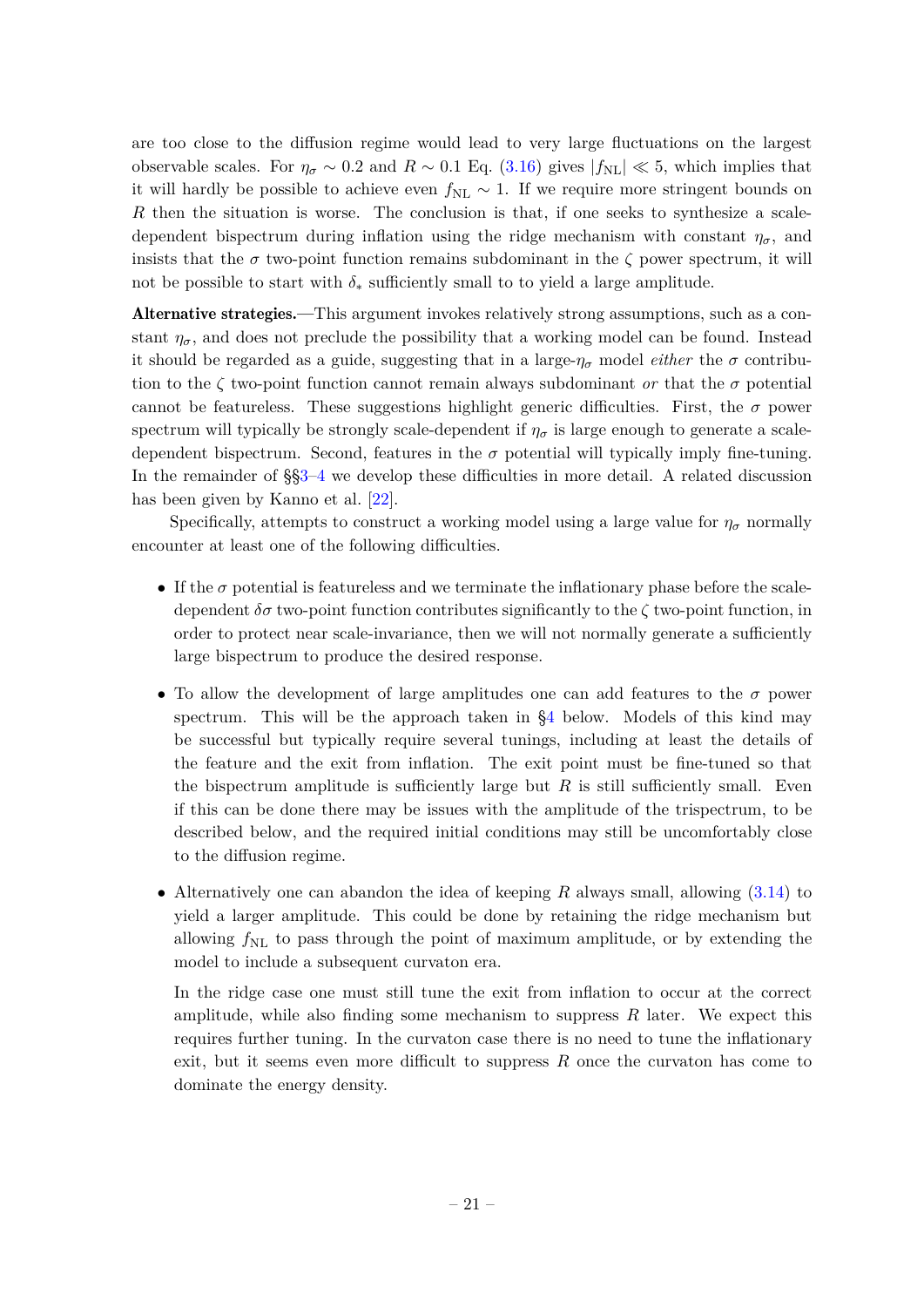are too close to the diffusion regime would lead to very large fluctuations on the largest observable scales. For $\eta_\sigma \sim 0.2$ and $R \sim 0.1$ Eq. (3.16) gives $|f_{\mathrm{NL}}| \ll 5$, which implies that it will hardly be possible to achieve even $f_{\mathrm{NL}} \sim 1$. If we require more stringent bounds on $R$ then the situation is worse. The conclusion is that, if one seeks to synthesize a scale-dependent bispectrum during inflation using the ridge mechanism with constant $\eta_\sigma$, and insists that the $\sigma$ two-point function remains subdominant in the $\zeta$ power spectrum, it will not be possible to start with $\delta_*$ sufficiently small to to yield a large amplitude.

**Alternative strategies.**—This argument invokes relatively strong assumptions, such as a constant $\eta_\sigma$, and does not preclude the possibility that a working model can be found. Instead it should be regarded as a guide, suggesting that in a large-$\eta_\sigma$ model *either* the $\sigma$ contribution to the $\zeta$ two-point function cannot remain always subdominant *or* that the $\sigma$ potential cannot be featureless. These suggestions highlight generic difficulties. First, the $\sigma$ power spectrum will typically be strongly scale-dependent if $\eta_\sigma$ is large enough to generate a scale-dependent bispectrum. Second, features in the $\sigma$ potential will typically imply fine-tuning. In the remainder of §§3–4 we develop these difficulties in more detail. A related discussion has been given by Kanno et al. [22].

Specifically, attempts to construct a working model using a large value for $\eta_\sigma$ normally encounter at least one of the following difficulties.

- If the $\sigma$ potential is featureless and we terminate the inflationary phase before the scale-dependent $\delta\sigma$ two-point function contributes significantly to the $\zeta$ two-point function, in order to protect near scale-invariance, then we will not normally generate a sufficiently large bispectrum to produce the desired response.

- To allow the development of large amplitudes one can add features to the $\sigma$ power spectrum. This will be the approach taken in §4 below. Models of this kind may be successful but typically require several tunings, including at least the details of the feature and the exit from inflation. The exit point must be fine-tuned so that the bispectrum amplitude is sufficiently large but $R$ is still sufficiently small. Even if this can be done there may be issues with the amplitude of the trispectrum, to be described below, and the required initial conditions may still be uncomfortably close to the diffusion regime.

- Alternatively one can abandon the idea of keeping $R$ always small, allowing (3.14) to yield a larger amplitude. This could be done by retaining the ridge mechanism but allowing $f_{\mathrm{NL}}$ to pass through the point of maximum amplitude, or by extending the model to include a subsequent curvaton era.

  In the ridge case one must still tune the exit from inflation to occur at the correct amplitude, while also finding some mechanism to suppress $R$ later. We expect this requires further tuning. In the curvaton case there is no need to tune the inflationary exit, but it seems even more difficult to suppress $R$ once the curvaton has come to dominate the energy density.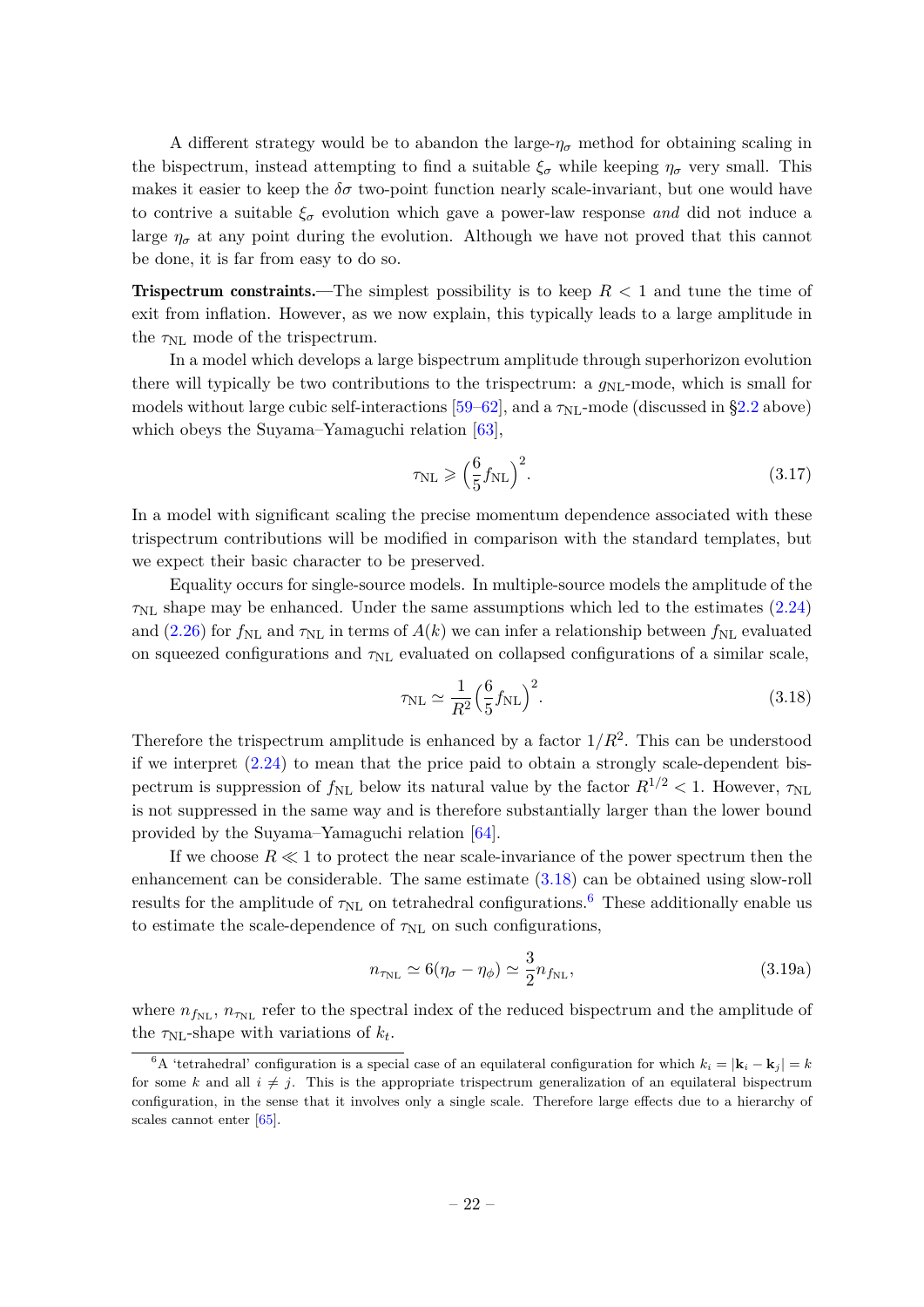A different strategy would be to abandon the large-$\eta_\sigma$ method for obtaining scaling in the bispectrum, instead attempting to find a suitable $\xi_\sigma$ while keeping $\eta_\sigma$ very small. This makes it easier to keep the $\delta\sigma$ two-point function nearly scale-invariant, but one would have to contrive a suitable $\xi_\sigma$ evolution which gave a power-law response *and* did not induce a large $\eta_\sigma$ at any point during the evolution. Although we have not proved that this cannot be done, it is far from easy to do so.

**Trispectrum constraints.**—The simplest possibility is to keep $R < 1$ and tune the time of exit from inflation. However, as we now explain, this typically leads to a large amplitude in the $\tau_{\mathrm{NL}}$ mode of the trispectrum.

In a model which develops a large bispectrum amplitude through superhorizon evolution there will typically be two contributions to the trispectrum: a $g_{\mathrm{NL}}$-mode, which is small for models without large cubic self-interactions [59–62], and a $\tau_{\mathrm{NL}}$-mode (discussed in §2.2 above) which obeys the Suyama–Yamaguchi relation [63],

$$\tau_{\mathrm{NL}} \geqslant \Big(\frac{6}{5} f_{\mathrm{NL}}\Big)^2. \tag{3.17}$$

In a model with significant scaling the precise momentum dependence associated with these trispectrum contributions will be modified in comparison with the standard templates, but we expect their basic character to be preserved.

Equality occurs for single-source models. In multiple-source models the amplitude of the $\tau_{\mathrm{NL}}$ shape may be enhanced. Under the same assumptions which led to the estimates (2.24) and (2.26) for $f_{\mathrm{NL}}$ and $\tau_{\mathrm{NL}}$ in terms of $A(k)$ we can infer a relationship between $f_{\mathrm{NL}}$ evaluated on squeezed configurations and $\tau_{\mathrm{NL}}$ evaluated on collapsed configurations of a similar scale,

$$\tau_{\mathrm{NL}} \simeq \frac{1}{R^2}\Big(\frac{6}{5} f_{\mathrm{NL}}\Big)^2. \tag{3.18}$$

Therefore the trispectrum amplitude is enhanced by a factor $1/R^2$. This can be understood if we interpret (2.24) to mean that the price paid to obtain a strongly scale-dependent bispectrum is suppression of $f_{\mathrm{NL}}$ below its natural value by the factor $R^{1/2} < 1$. However, $\tau_{\mathrm{NL}}$ is not suppressed in the same way and is therefore substantially larger than the lower bound provided by the Suyama–Yamaguchi relation [64].

If we choose $R \ll 1$ to protect the near scale-invariance of the power spectrum then the enhancement can be considerable. The same estimate (3.18) can be obtained using slow-roll results for the amplitude of $\tau_{\mathrm{NL}}$ on tetrahedral configurations.[6] These additionally enable us to estimate the scale-dependence of $\tau_{\mathrm{NL}}$ on such configurations,

$$n_{\tau_{\mathrm{NL}}} \simeq 6(\eta_\sigma - \eta_\phi) \simeq \frac{3}{2} n_{f_{\mathrm{NL}}}, \tag{3.19a}$$

where $n_{f_{\mathrm{NL}}}$, $n_{\tau_{\mathrm{NL}}}$ refer to the spectral index of the reduced bispectrum and the amplitude of the $\tau_{\mathrm{NL}}$-shape with variations of $k_t$.

[6] A 'tetrahedral' configuration is a special case of an equilateral configuration for which $k_i = |\mathbf{k}_i - \mathbf{k}_j| = k$ for some $k$ and all $i \neq j$. This is the appropriate trispectrum generalization of an equilateral bispectrum configuration, in the sense that it involves only a single scale. Therefore large effects due to a hierarchy of scales cannot enter [65].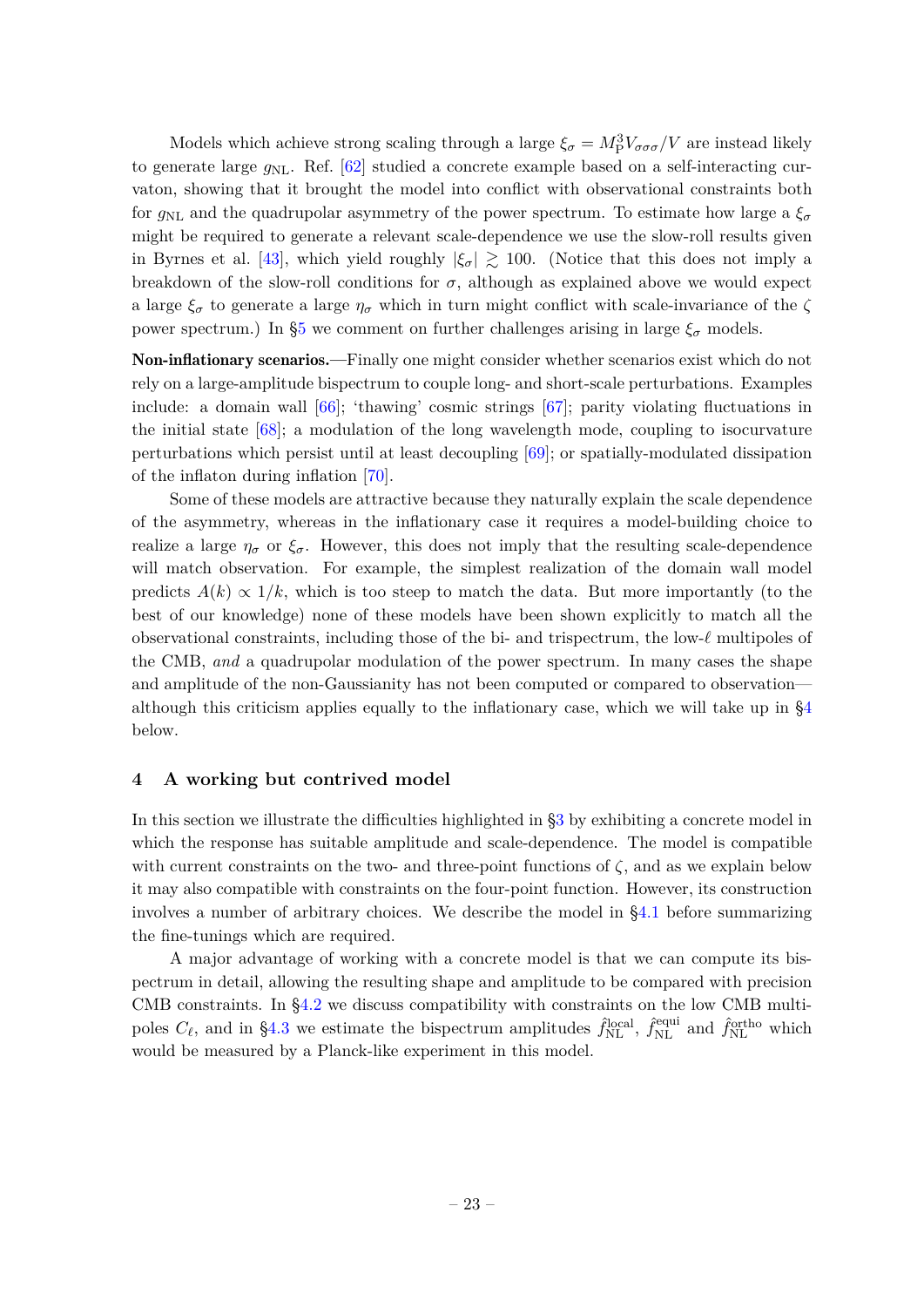Models which achieve strong scaling through a large $\xi_\sigma = M_P^3 V_{\sigma\sigma\sigma}/V$ are instead likely to generate large $g_{NL}$. Ref. [62] studied a concrete example based on a self-interacting curvaton, showing that it brought the model into conflict with observational constraints both for $g_{NL}$ and the quadrupolar asymmetry of the power spectrum. To estimate how large a $\xi_\sigma$ might be required to generate a relevant scale-dependence we use the slow-roll results given in Byrnes et al. [43], which yield roughly $|\xi_\sigma| \gtrsim 100$. (Notice that this does not imply a breakdown of the slow-roll conditions for $\sigma$, although as explained above we would expect a large $\xi_\sigma$ to generate a large $\eta_\sigma$ which in turn might conflict with scale-invariance of the $\zeta$ power spectrum.) In §5 we comment on further challenges arising in large $\xi_\sigma$ models.

**Non-inflationary scenarios.**—Finally one might consider whether scenarios exist which do not rely on a large-amplitude bispectrum to couple long- and short-scale perturbations. Examples include: a domain wall [66]; 'thawing' cosmic strings [67]; parity violating fluctuations in the initial state [68]; a modulation of the long wavelength mode, coupling to isocurvature perturbations which persist until at least decoupling [69]; or spatially-modulated dissipation of the inflaton during inflation [70].

Some of these models are attractive because they naturally explain the scale dependence of the asymmetry, whereas in the inflationary case it requires a model-building choice to realize a large $\eta_\sigma$ or $\xi_\sigma$. However, this does not imply that the resulting scale-dependence will match observation. For example, the simplest realization of the domain wall model predicts $A(k) \propto 1/k$, which is too steep to match the data. But more importantly (to the best of our knowledge) none of these models have been shown explicitly to match all the observational constraints, including those of the bi- and trispectrum, the low-$\ell$ multipoles of the CMB, *and* a quadrupolar modulation of the power spectrum. In many cases the shape and amplitude of the non-Gaussianity has not been computed or compared to observation—although this criticism applies equally to the inflationary case, which we will take up in §4 below.

## 4 A working but contrived model

In this section we illustrate the difficulties highlighted in §3 by exhibiting a concrete model in which the response has suitable amplitude and scale-dependence. The model is compatible with current constraints on the two- and three-point functions of $\zeta$, and as we explain below it may also compatible with constraints on the four-point function. However, its construction involves a number of arbitrary choices. We describe the model in §4.1 before summarizing the fine-tunings which are required.

A major advantage of working with a concrete model is that we can compute its bispectrum in detail, allowing the resulting shape and amplitude to be compared with precision CMB constraints. In §4.2 we discuss compatibility with constraints on the low CMB multipoles $C_\ell$, and in §4.3 we estimate the bispectrum amplitudes $\hat{f}_{NL}^{local}$, $\hat{f}_{NL}^{equi}$ and $\hat{f}_{NL}^{ortho}$ which would be measured by a Planck-like experiment in this model.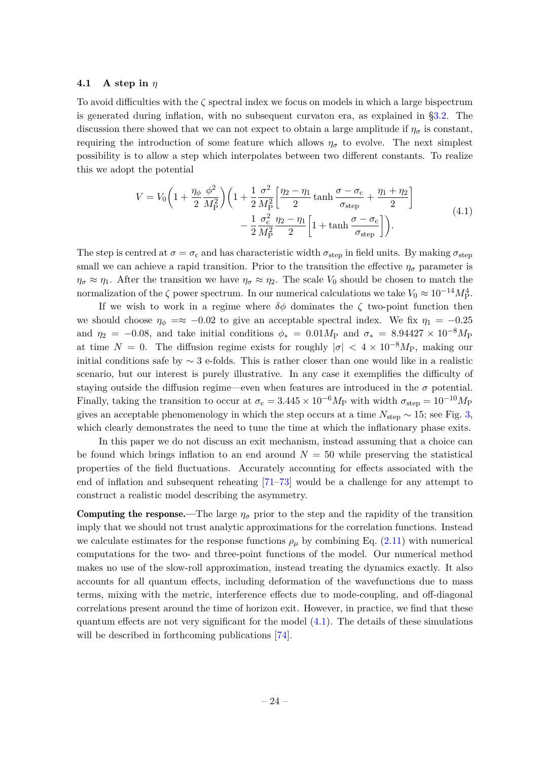### 4.1 A step in $\eta$

To avoid difficulties with the $\zeta$ spectral index we focus on models in which a large bispectrum is generated during inflation, with no subsequent curvaton era, as explained in §3.2. The discussion there showed that we can not expect to obtain a large amplitude if $\eta_\sigma$ is constant, requiring the introduction of some feature which allows $\eta_\sigma$ to evolve. The next simplest possibility is to allow a step which interpolates between two different constants. To realize this we adopt the potential

$$
\begin{aligned}
V = V_0 \bigg( 1 + \frac{\eta_\phi}{2} \frac{\phi^2}{M_{\mathrm{P}}^2} \bigg) \bigg( 1 + \frac{1}{2} \frac{\sigma^2}{M_{\mathrm{P}}^2} \bigg[ \frac{\eta_2 - \eta_1}{2} \tanh \frac{\sigma - \sigma_{\mathrm{c}}}{\sigma_{\mathrm{step}}} + \frac{\eta_1 + \eta_2}{2} \bigg] \\
- \frac{1}{2} \frac{\sigma_{\mathrm{c}}^2}{M_{\mathrm{P}}^2} \frac{\eta_2 - \eta_1}{2} \bigg[ 1 + \tanh \frac{\sigma - \sigma_{\mathrm{c}}}{\sigma_{\mathrm{step}}} \bigg] \bigg).
\end{aligned}
\tag{4.1}
$$

The step is centred at $\sigma = \sigma_{\mathrm{c}}$ and has characteristic width $\sigma_{\mathrm{step}}$ in field units. By making $\sigma_{\mathrm{step}}$ small we can achieve a rapid transition. Prior to the transition the effective $\eta_\sigma$ parameter is $\eta_\sigma \approx \eta_1$. After the transition we have $\eta_\sigma \approx \eta_2$. The scale $V_0$ should be chosen to match the normalization of the $\zeta$ power spectrum. In our numerical calculations we take $V_0 \approx 10^{-14} M_{\mathrm{P}}^4$.

If we wish to work in a regime where $\delta\phi$ dominates the $\zeta$ two-point function then we should choose $\eta_\phi =\approx -0.02$ to give an acceptable spectral index. We fix $\eta_1 = -0.25$ and $\eta_2 = -0.08$, and take initial conditions $\phi_* = 0.01 M_{\mathrm{P}}$ and $\sigma_* = 8.94427 \times 10^{-8} M_{\mathrm{P}}$ at time $N = 0$. The diffusion regime exists for roughly $|\sigma| < 4 \times 10^{-8} M_{\mathrm{P}}$, making our initial conditions safe by $\sim 3$ e-folds. This is rather closer than one would like in a realistic scenario, but our interest is purely illustrative. In any case it exemplifies the difficulty of staying outside the diffusion regime—even when features are introduced in the $\sigma$ potential. Finally, taking the transition to occur at $\sigma_{\mathrm{c}} = 3.445 \times 10^{-6} M_{\mathrm{P}}$ with width $\sigma_{\mathrm{step}} = 10^{-10} M_{\mathrm{P}}$ gives an acceptable phenomenology in which the step occurs at a time $N_{\mathrm{step}} \sim 15$; see Fig. 3, which clearly demonstrates the need to tune the time at which the inflationary phase exits.

In this paper we do not discuss an exit mechanism, instead assuming that a choice can be found which brings inflation to an end around $N = 50$ while preserving the statistical properties of the field fluctuations. Accurately accounting for effects associated with the end of inflation and subsequent reheating [71–73] would be a challenge for any attempt to construct a realistic model describing the asymmetry.

**Computing the response.**—The large $\eta_\sigma$ prior to the step and the rapidity of the transition imply that we should not trust analytic approximations for the correlation functions. Instead we calculate estimates for the response functions $\rho_\mu$ by combining Eq. (2.11) with numerical computations for the two- and three-point functions of the model. Our numerical method makes no use of the slow-roll approximation, instead treating the dynamics exactly. It also accounts for all quantum effects, including deformation of the wavefunctions due to mass terms, mixing with the metric, interference effects due to mode-coupling, and off-diagonal correlations present around the time of horizon exit. However, in practice, we find that these quantum effects are not very significant for the model (4.1). The details of these simulations will be described in forthcoming publications [74].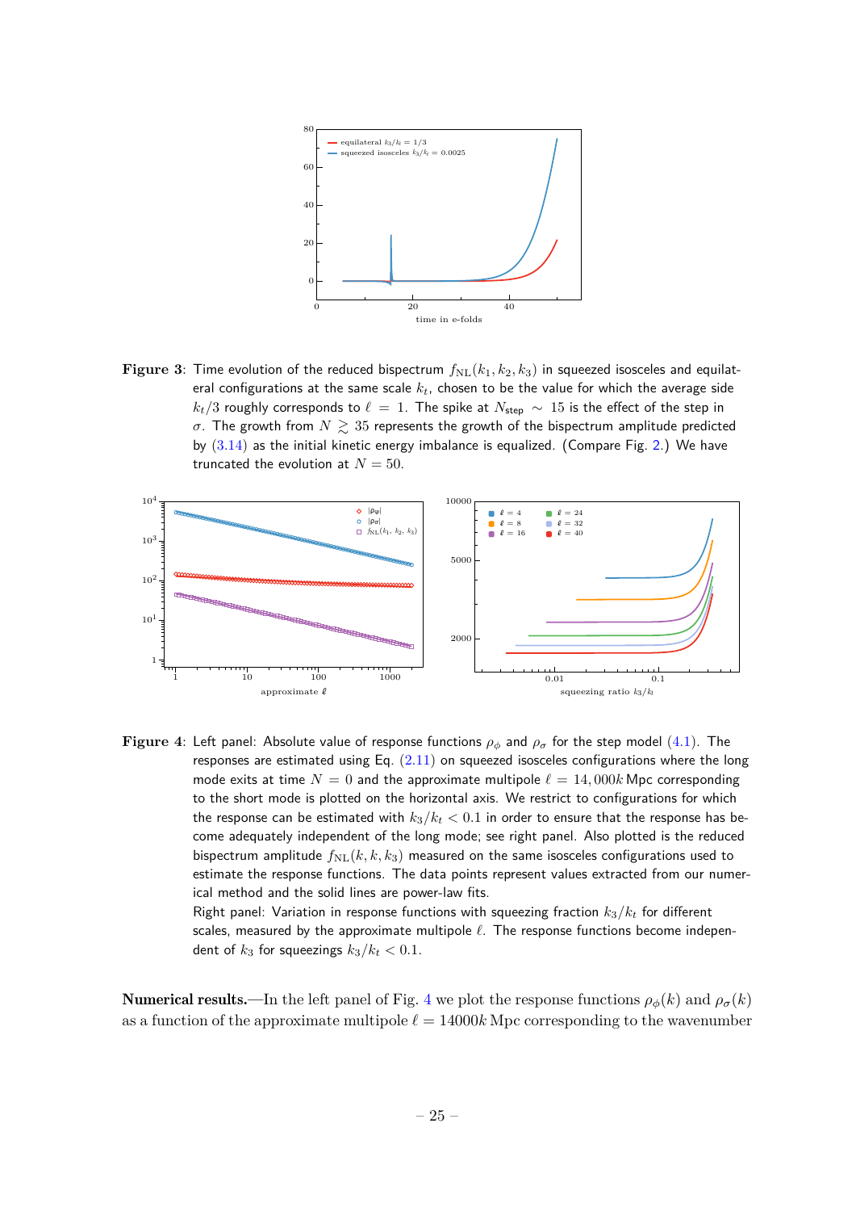**Figure 3**: Time evolution of the reduced bispectrum $f_{\rm NL}(k_1, k_2, k_3)$ in squeezed isosceles and equilateral configurations at the same scale $k_t$, chosen to be the value for which the average side $k_t/3$ roughly corresponds to $\ell = 1$. The spike at $N_{\sf step} \sim 15$ is the effect of the step in $\sigma$. The growth from $N \gtrsim 35$ represents the growth of the bispectrum amplitude predicted by (3.14) as the initial kinetic energy imbalance is equalized. (Compare Fig. 2.) We have truncated the evolution at $N = 50$.

**Figure 4**: Left panel: Absolute value of response functions $\rho_\phi$ and $\rho_\sigma$ for the step model (4.1). The responses are estimated using Eq. (2.11) on squeezed isosceles configurations where the long mode exits at time $N = 0$ and the approximate multipole $\ell = 14,000k$ Mpc corresponding to the short mode is plotted on the horizontal axis. We restrict to configurations for which the response can be estimated with $k_3/k_t < 0.1$ in order to ensure that the response has become adequately independent of the long mode; see right panel. Also plotted is the reduced bispectrum amplitude $f_{\rm NL}(k, k, k_3)$ measured on the same isosceles configurations used to estimate the response functions. The data points represent values extracted from our numerical method and the solid lines are power-law fits.
Right panel: Variation in response functions with squeezing fraction $k_3/k_t$ for different scales, measured by the approximate multipole $\ell$. The response functions become independent of $k_3$ for squeezings $k_3/k_t < 0.1$.

**Numerical results.**—In the left panel of Fig. 4 we plot the response functions $\rho_\phi(k)$ and $\rho_\sigma(k)$ as a function of the approximate multipole $\ell = 14000k$ Mpc corresponding to the wavenumber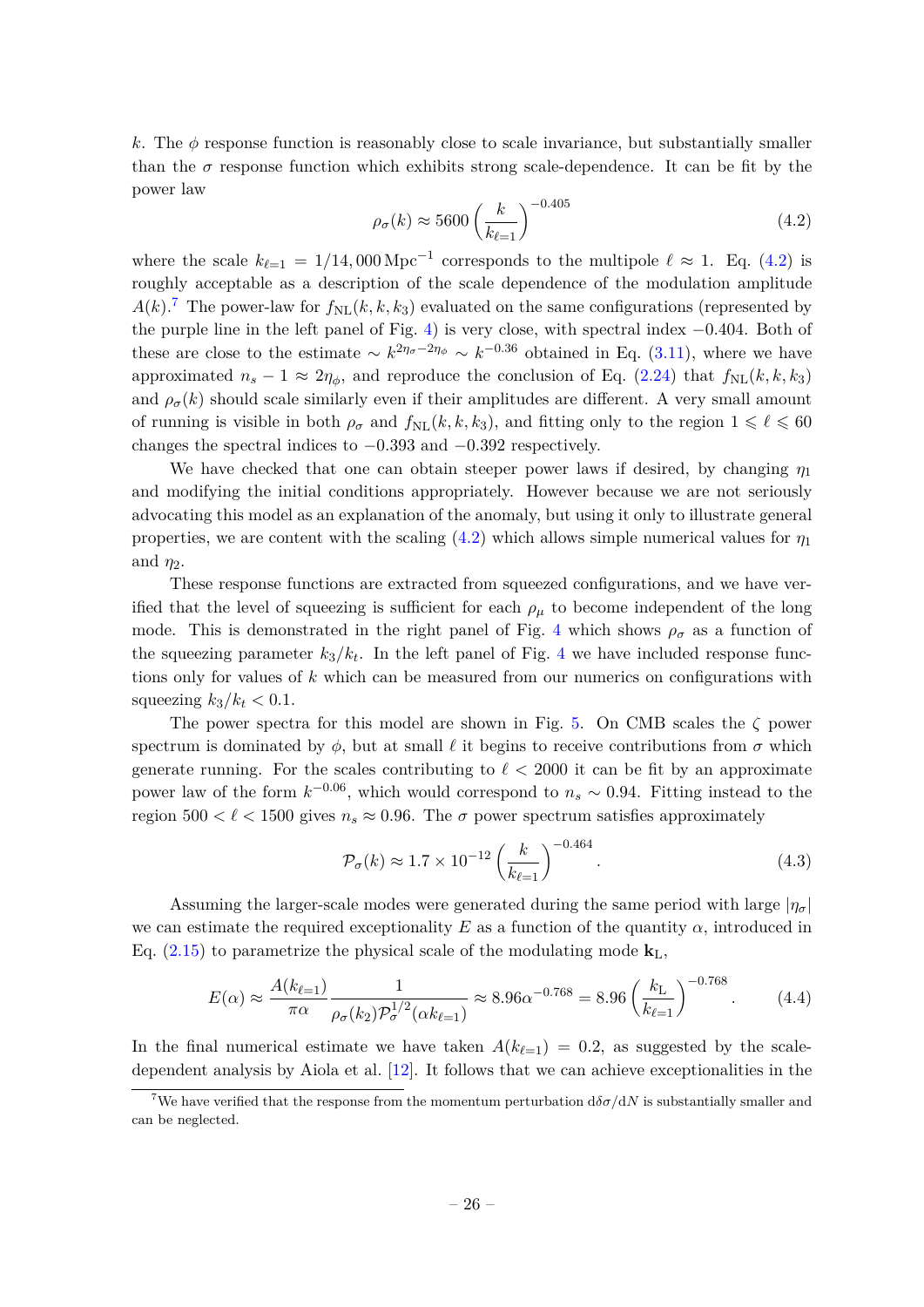$k$. The $\phi$ response function is reasonably close to scale invariance, but substantially smaller than the $\sigma$ response function which exhibits strong scale-dependence. It can be fit by the power law

$$\rho_\sigma(k) \approx 5600 \left( \frac{k}{k_{\ell=1}} \right)^{-0.405} \tag{4.2}$$

where the scale $k_{\ell=1} = 1/14,000 \, \mathrm{Mpc}^{-1}$ corresponds to the multipole $\ell \approx 1$. Eq. (4.2) is roughly acceptable as a description of the scale dependence of the modulation amplitude $A(k)$.[7] The power-law for $f_{\mathrm{NL}}(k, k, k_3)$ evaluated on the same configurations (represented by the purple line in the left panel of Fig. 4) is very close, with spectral index $-0.404$. Both of these are close to the estimate $\sim k^{2\eta_\sigma - 2\eta_\phi} \sim k^{-0.36}$ obtained in Eq. (3.11), where we have approximated $n_s - 1 \approx 2\eta_\phi$, and reproduce the conclusion of Eq. (2.24) that $f_{\mathrm{NL}}(k, k, k_3)$ and $\rho_\sigma(k)$ should scale similarly even if their amplitudes are different. A very small amount of running is visible in both $\rho_\sigma$ and $f_{\mathrm{NL}}(k, k, k_3)$, and fitting only to the region $1 \leqslant \ell \leqslant 60$ changes the spectral indices to $-0.393$ and $-0.392$ respectively.

We have checked that one can obtain steeper power laws if desired, by changing $\eta_1$ and modifying the initial conditions appropriately. However because we are not seriously advocating this model as an explanation of the anomaly, but using it only to illustrate general properties, we are content with the scaling (4.2) which allows simple numerical values for $\eta_1$ and $\eta_2$.

These response functions are extracted from squeezed configurations, and we have verified that the level of squeezing is sufficient for each $\rho_\mu$ to become independent of the long mode. This is demonstrated in the right panel of Fig. 4 which shows $\rho_\sigma$ as a function of the squeezing parameter $k_3/k_t$. In the left panel of Fig. 4 we have included response functions only for values of $k$ which can be measured from our numerics on configurations with squeezing $k_3/k_t < 0.1$.

The power spectra for this model are shown in Fig. 5. On CMB scales the $\zeta$ power spectrum is dominated by $\phi$, but at small $\ell$ it begins to receive contributions from $\sigma$ which generate running. For the scales contributing to $\ell < 2000$ it can be fit by an approximate power law of the form $k^{-0.06}$, which would correspond to $n_s \sim 0.94$. Fitting instead to the region $500 < \ell < 1500$ gives $n_s \approx 0.96$. The $\sigma$ power spectrum satisfies approximately

$$\mathcal{P}_\sigma(k) \approx 1.7 \times 10^{-12} \left( \frac{k}{k_{\ell=1}} \right)^{-0.464}. \tag{4.3}$$

Assuming the larger-scale modes were generated during the same period with large $|\eta_\sigma|$ we can estimate the required exceptionality $E$ as a function of the quantity $\alpha$, introduced in Eq. (2.15) to parametrize the physical scale of the modulating mode $\mathbf{k}_{\mathrm{L}}$,

$$E(\alpha) \approx \frac{A(k_{\ell=1})}{\pi \alpha} \frac{1}{\rho_\sigma(k_2) \mathcal{P}_\sigma^{1/2}(\alpha k_{\ell=1})} \approx 8.96 \alpha^{-0.768} = 8.96 \left( \frac{k_{\mathrm{L}}}{k_{\ell=1}} \right)^{-0.768}. \tag{4.4}$$

In the final numerical estimate we have taken $A(k_{\ell=1}) = 0.2$, as suggested by the scale-dependent analysis by Aiola et al. [12]. It follows that we can achieve exceptionalities in the

[7] We have verified that the response from the momentum perturbation $\mathrm{d}\delta\sigma/\mathrm{d}N$ is substantially smaller and can be neglected.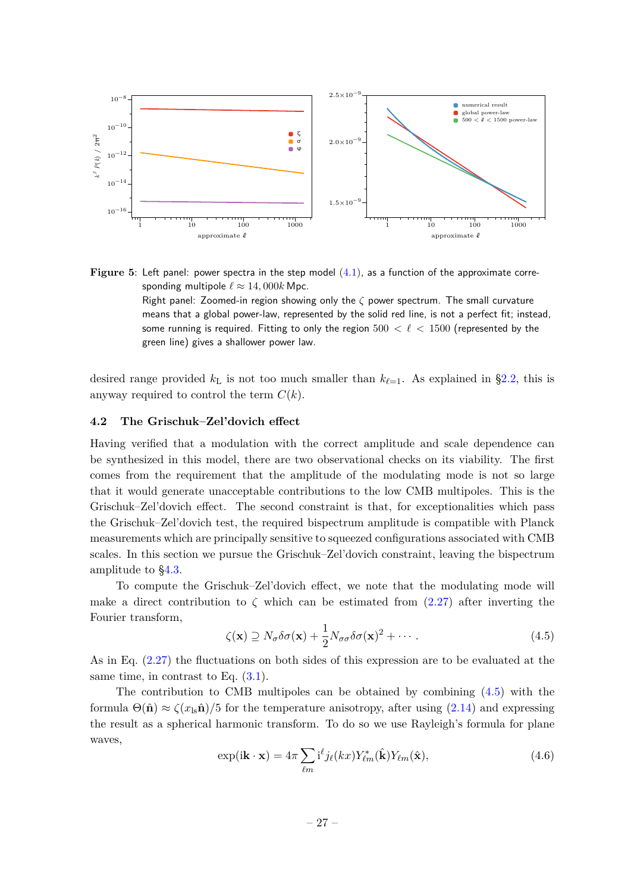**Figure 5**: Left panel: power spectra in the step model (4.1), as a function of the approximate corresponding multipole $\ell \approx 14,000k$ Mpc.
Right panel: Zoomed-in region showing only the $\zeta$ power spectrum. The small curvature means that a global power-law, represented by the solid red line, is not a perfect fit; instead, some running is required. Fitting to only the region $500 < \ell < 1500$ (represented by the green line) gives a shallower power law.

desired range provided $k_{\rm L}$ is not too much smaller than $k_{\ell=1}$. As explained in §2.2, this is anyway required to control the term $C(k)$.

### 4.2 The Grischuk–Zel'dovich effect

Having verified that a modulation with the correct amplitude and scale dependence can be synthesized in this model, there are two observational checks on its viability. The first comes from the requirement that the amplitude of the modulating mode is not so large that it would generate unacceptable contributions to the low CMB multipoles. This is the Grischuk–Zel'dovich effect. The second constraint is that, for exceptionalities which pass the Grischuk–Zel'dovich test, the required bispectrum amplitude is compatible with Planck measurements which are principally sensitive to squeezed configurations associated with CMB scales. In this section we pursue the Grischuk–Zel'dovich constraint, leaving the bispectrum amplitude to §4.3.

To compute the Grischuk–Zel'dovich effect, we note that the modulating mode will make a direct contribution to $\zeta$ which can be estimated from (2.27) after inverting the Fourier transform,

$$\zeta(\mathbf{x}) \supseteq N_\sigma \delta\sigma(\mathbf{x}) + \frac{1}{2} N_{\sigma\sigma} \delta\sigma(\mathbf{x})^2 + \cdots . \tag{4.5}$$

As in Eq. (2.27) the fluctuations on both sides of this expression are to be evaluated at the same time, in contrast to Eq. (3.1).

The contribution to CMB multipoles can be obtained by combining (4.5) with the formula $\Theta(\hat{\mathbf{n}}) \approx \zeta(x_{\rm ls}\hat{\mathbf{n}})/5$ for the temperature anisotropy, after using (2.14) and expressing the result as a spherical harmonic transform. To do so we use Rayleigh's formula for plane waves,

$$\exp(\mathrm{i}\mathbf{k} \cdot \mathbf{x}) = 4\pi \sum_{\ell m} \mathrm{i}^\ell j_\ell(kx) Y_{\ell m}^*(\hat{\mathbf{k}}) Y_{\ell m}(\hat{\mathbf{x}}), \tag{4.6}$$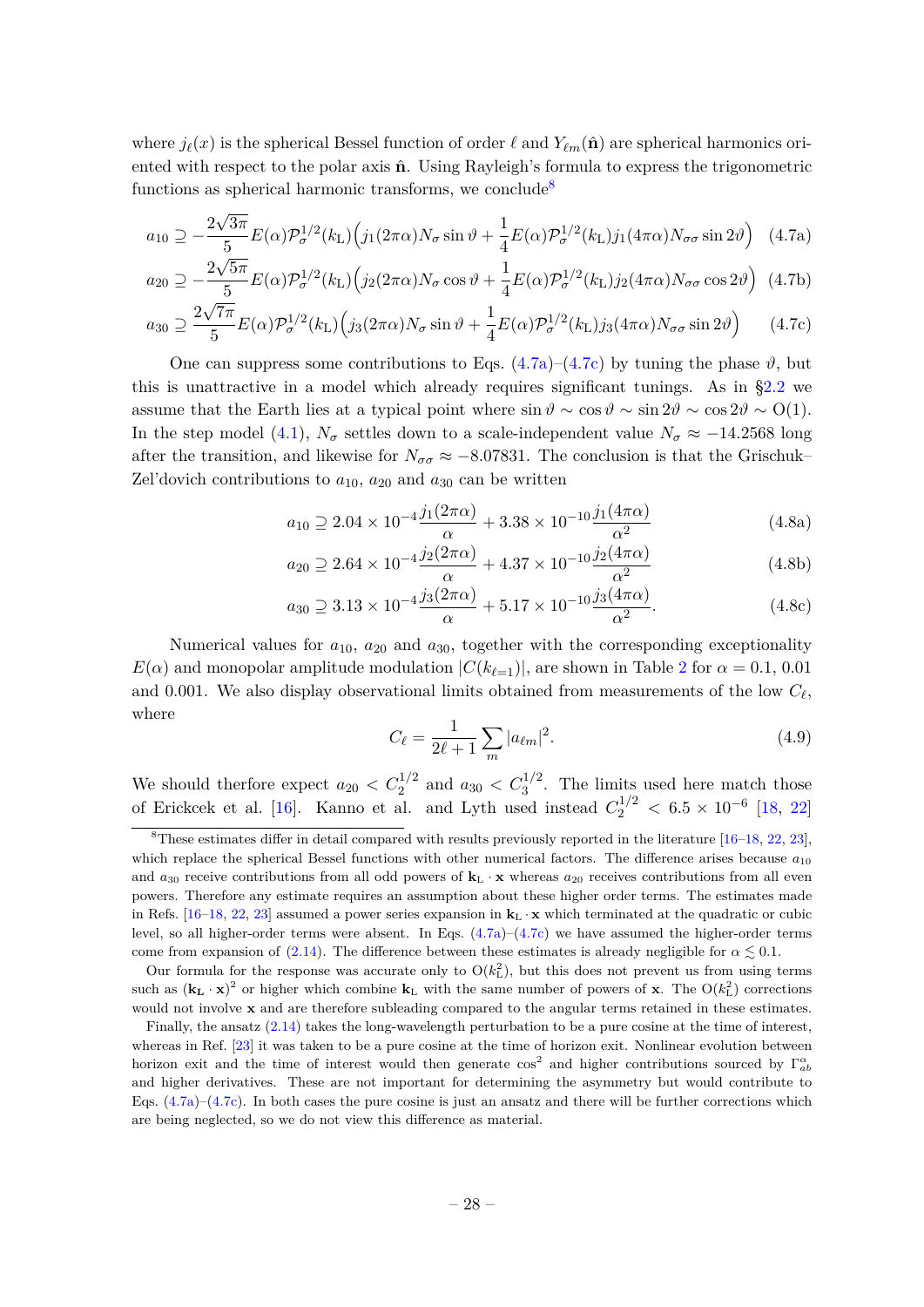where $j_\ell(x)$ is the spherical Bessel function of order $\ell$ and $Y_{\ell m}(\hat{\mathbf{n}})$ are spherical harmonics oriented with respect to the polar axis $\hat{\mathbf{n}}$. Using Rayleigh's formula to express the trigonometric functions as spherical harmonic transforms, we conclude[8]

$$a_{10} \supseteq -\frac{2\sqrt{3\pi}}{5} E(\alpha) \mathcal{P}_\sigma^{1/2}(k_\mathrm{L}) \Big( j_1(2\pi\alpha) N_\sigma \sin\vartheta + \frac{1}{4} E(\alpha) \mathcal{P}_\sigma^{1/2}(k_\mathrm{L}) j_1(4\pi\alpha) N_{\sigma\sigma} \sin 2\vartheta \Big) \tag{4.7a}$$

$$a_{20} \supseteq -\frac{2\sqrt{5\pi}}{5} E(\alpha) \mathcal{P}_\sigma^{1/2}(k_\mathrm{L}) \Big( j_2(2\pi\alpha) N_\sigma \cos\vartheta + \frac{1}{4} E(\alpha) \mathcal{P}_\sigma^{1/2}(k_\mathrm{L}) j_2(4\pi\alpha) N_{\sigma\sigma} \cos 2\vartheta \Big) \tag{4.7b}$$

$$a_{30} \supseteq \frac{2\sqrt{7\pi}}{5} E(\alpha) \mathcal{P}_\sigma^{1/2}(k_\mathrm{L}) \Big( j_3(2\pi\alpha) N_\sigma \sin\vartheta + \frac{1}{4} E(\alpha) \mathcal{P}_\sigma^{1/2}(k_\mathrm{L}) j_3(4\pi\alpha) N_{\sigma\sigma} \sin 2\vartheta \Big) \tag{4.7c}$$

One can suppress some contributions to Eqs. (4.7a)–(4.7c) by tuning the phase $\vartheta$, but this is unattractive in a model which already requires significant tunings. As in §2.2 we assume that the Earth lies at a typical point where $\sin\vartheta \sim \cos\vartheta \sim \sin 2\vartheta \sim \cos 2\vartheta \sim \mathrm{O}(1)$. In the step model (4.1), $N_\sigma$ settles down to a scale-independent value $N_\sigma \approx -14.2568$ long after the transition, and likewise for $N_{\sigma\sigma} \approx -8.07831$. The conclusion is that the Grischuk–Zel'dovich contributions to $a_{10}$, $a_{20}$ and $a_{30}$ can be written

$$a_{10} \supseteq 2.04 \times 10^{-4} \frac{j_1(2\pi\alpha)}{\alpha} + 3.38 \times 10^{-10} \frac{j_1(4\pi\alpha)}{\alpha^2} \tag{4.8a}$$

$$a_{20} \supseteq 2.64 \times 10^{-4} \frac{j_2(2\pi\alpha)}{\alpha} + 4.37 \times 10^{-10} \frac{j_2(4\pi\alpha)}{\alpha^2} \tag{4.8b}$$

$$a_{30} \supseteq 3.13 \times 10^{-4} \frac{j_3(2\pi\alpha)}{\alpha} + 5.17 \times 10^{-10} \frac{j_3(4\pi\alpha)}{\alpha^2}. \tag{4.8c}$$

Numerical values for $a_{10}$, $a_{20}$ and $a_{30}$, together with the corresponding exceptionality $E(\alpha)$ and monopolar amplitude modulation $|C(k_{\ell=1})|$, are shown in Table 2 for $\alpha = 0.1$, 0.01 and 0.001. We also display observational limits obtained from measurements of the low $C_\ell$, where

$$C_\ell = \frac{1}{2\ell+1} \sum_m |a_{\ell m}|^2. \tag{4.9}$$

We should therfore expect $a_{20} < C_2^{1/2}$ and $a_{30} < C_3^{1/2}$. The limits used here match those of Erickcek et al. [16]. Kanno et al. and Lyth used instead $C_2^{1/2} < 6.5 \times 10^{-6}$ [18, 22]

---

[8] These estimates differ in detail compared with results previously reported in the literature [16–18, 22, 23], which replace the spherical Bessel functions with other numerical factors. The difference arises because $a_{10}$ and $a_{30}$ receive contributions from all odd powers of $\mathbf{k}_\mathrm{L} \cdot \mathbf{x}$ whereas $a_{20}$ receives contributions from all even powers. Therefore any estimate requires an assumption about these higher order terms. The estimates made in Refs. [16–18, 22, 23] assumed a power series expansion in $\mathbf{k}_\mathrm{L} \cdot \mathbf{x}$ which terminated at the quadratic or cubic level, so all higher-order terms were absent. In Eqs. (4.7a)–(4.7c) we have assumed the higher-order terms come from expansion of (2.14). The difference between these estimates is already negligible for $\alpha \lesssim 0.1$.

Our formula for the response was accurate only to $\mathrm{O}(k_\mathrm{L}^2)$, but this does not prevent us from using terms such as $(\mathbf{k_L} \cdot \mathbf{x})^2$ or higher which combine $\mathbf{k}_\mathrm{L}$ with the same number of powers of $\mathbf{x}$. The $\mathrm{O}(k_\mathrm{L}^2)$ corrections would not involve $\mathbf{x}$ and are therefore subleading compared to the angular terms retained in these estimates.

Finally, the ansatz (2.14) takes the long-wavelength perturbation to be a pure cosine at the time of interest, whereas in Ref. [23] it was taken to be a pure cosine at the time of horizon exit. Nonlinear evolution between horizon exit and the time of interest would then generate $\cos^2$ and higher contributions sourced by $\Gamma^\alpha_{ab}$ and higher derivatives. These are not important for determining the asymmetry but would contribute to Eqs. (4.7a)–(4.7c). In both cases the pure cosine is just an ansatz and there will be further corrections which are being neglected, so we do not view this difference as material.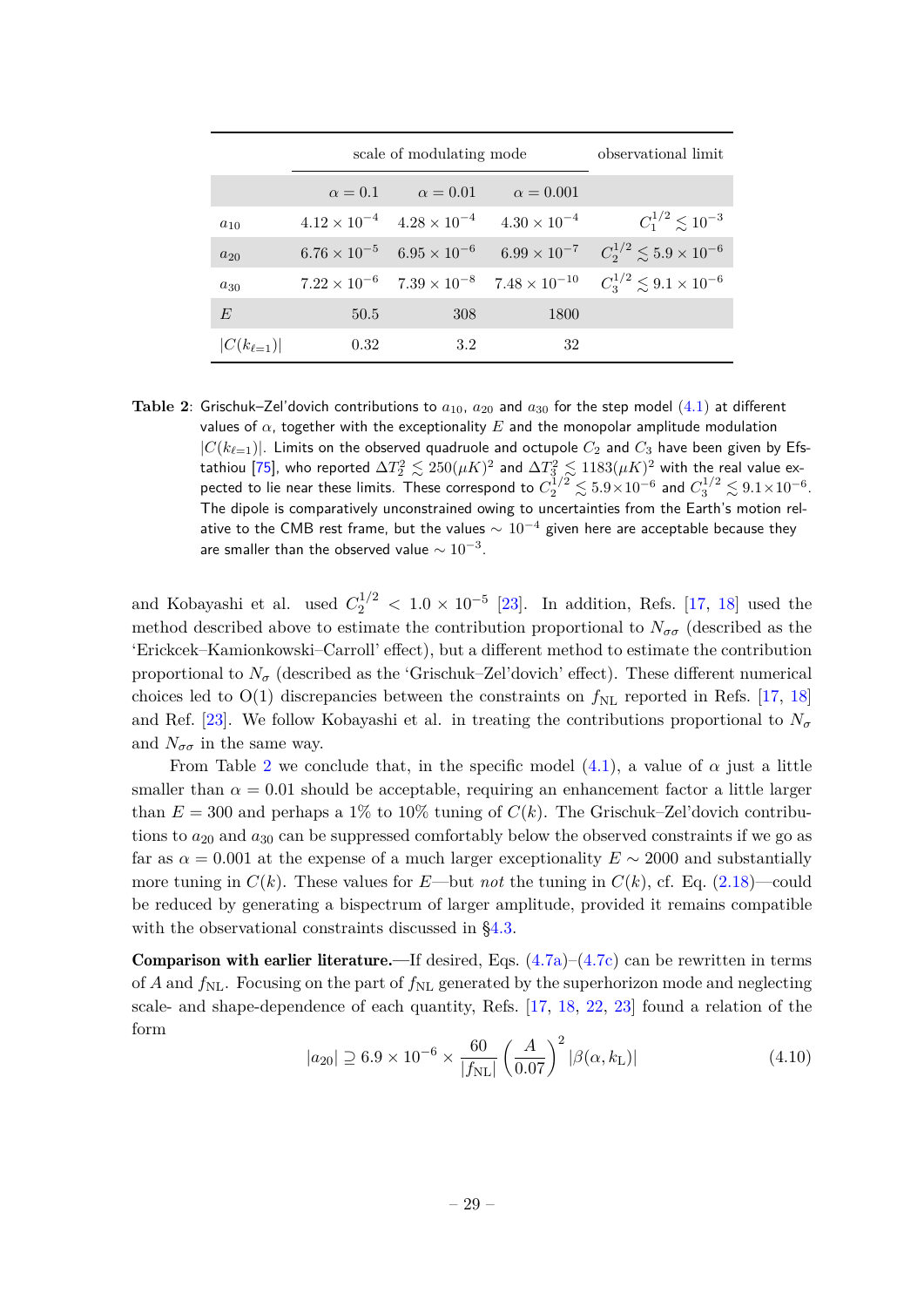| | scale of modulating mode | | | observational limit |
|---|---|---|---|---|
| | $\alpha = 0.1$ | $\alpha = 0.01$ | $\alpha = 0.001$ | |
| $a_{10}$ | $4.12 \times 10^{-4}$ | $4.28 \times 10^{-4}$ | $4.30 \times 10^{-4}$ | $C_1^{1/2} \lesssim 10^{-3}$ |
| $a_{20}$ | $6.76 \times 10^{-5}$ | $6.95 \times 10^{-6}$ | $6.99 \times 10^{-7}$ | $C_2^{1/2} \lesssim 5.9 \times 10^{-6}$ |
| $a_{30}$ | $7.22 \times 10^{-6}$ | $7.39 \times 10^{-8}$ | $7.48 \times 10^{-10}$ | $C_3^{1/2} \lesssim 9.1 \times 10^{-6}$ |
| $E$ | 50.5 | 308 | 1800 | |
| $\lvert C(k_{\ell=1}) \rvert$ | 0.32 | 3.2 | 32 | |

**Table 2**: Grischuk–Zel'dovich contributions to $a_{10}$, $a_{20}$ and $a_{30}$ for the step model (4.1) at different values of $\alpha$, together with the exceptionality $E$ and the monopolar amplitude modulation $|C(k_{\ell=1})|$. Limits on the observed quadruole and octupole $C_2$ and $C_3$ have been given by Efstathiou [75], who reported $\Delta T_2^2 \lesssim 250(\mu K)^2$ and $\Delta T_3^2 \lesssim 1183(\mu K)^2$ with the real value expected to lie near these limits. These correspond to $C_2^{1/2} \lesssim 5.9 \times 10^{-6}$ and $C_3^{1/2} \lesssim 9.1 \times 10^{-6}$. The dipole is comparatively unconstrained owing to uncertainties from the Earth's motion relative to the CMB rest frame, but the values $\sim 10^{-4}$ given here are acceptable because they are smaller than the observed value $\sim 10^{-3}$.

and Kobayashi et al. used $C_2^{1/2} < 1.0 \times 10^{-5}$ [23]. In addition, Refs. [17, 18] used the method described above to estimate the contribution proportional to $N_{\sigma\sigma}$ (described as the 'Erickcek–Kamionkowski–Carroll' effect), but a different method to estimate the contribution proportional to $N_\sigma$ (described as the 'Grischuk–Zel'dovich' effect). These different numerical choices led to O(1) discrepancies between the constraints on $f_{\rm NL}$ reported in Refs. [17, 18] and Ref. [23]. We follow Kobayashi et al. in treating the contributions proportional to $N_\sigma$ and $N_{\sigma\sigma}$ in the same way.

From Table 2 we conclude that, in the specific model (4.1), a value of $\alpha$ just a little smaller than $\alpha = 0.01$ should be acceptable, requiring an enhancement factor a little larger than $E = 300$ and perhaps a 1% to 10% tuning of $C(k)$. The Grischuk–Zel'dovich contributions to $a_{20}$ and $a_{30}$ can be suppressed comfortably below the observed constraints if we go as far as $\alpha = 0.001$ at the expense of a much larger exceptionality $E \sim 2000$ and substantially more tuning in $C(k)$. These values for $E$—but *not* the tuning in $C(k)$, cf. Eq. (2.18)—could be reduced by generating a bispectrum of larger amplitude, provided it remains compatible with the observational constraints discussed in §4.3.

**Comparison with earlier literature.**—If desired, Eqs. (4.7a)–(4.7c) can be rewritten in terms of $A$ and $f_{\rm NL}$. Focusing on the part of $f_{\rm NL}$ generated by the superhorizon mode and neglecting scale- and shape-dependence of each quantity, Refs. [17, 18, 22, 23] found a relation of the form

$$|a_{20}| \supseteq 6.9 \times 10^{-6} \times \frac{60}{|f_{\rm NL}|} \left( \frac{A}{0.07} \right)^2 |\beta(\alpha, k_{\rm L})| \tag{4.10}$$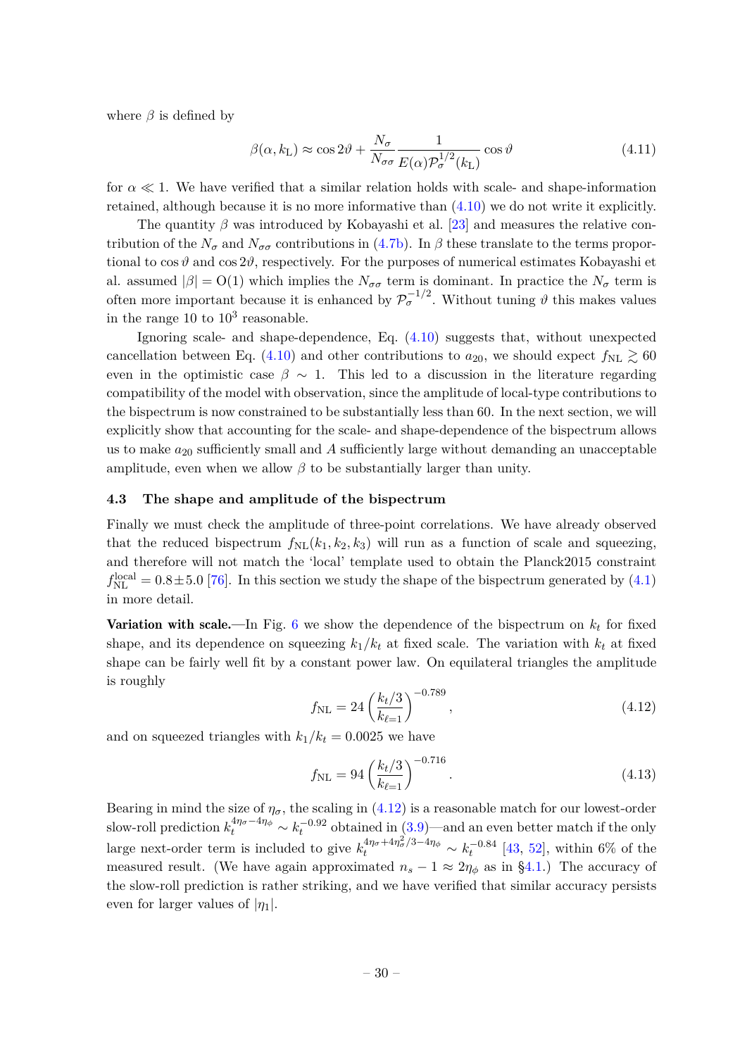where $\beta$ is defined by

$$\beta(\alpha, k_{\mathrm{L}}) \approx \cos 2\vartheta + \frac{N_\sigma}{N_{\sigma\sigma}} \frac{1}{E(\alpha)\mathcal{P}_\sigma^{1/2}(k_{\mathrm{L}})} \cos\vartheta \tag{4.11}$$

for $\alpha \ll 1$. We have verified that a similar relation holds with scale- and shape-information retained, although because it is no more informative than (4.10) we do not write it explicitly.

The quantity $\beta$ was introduced by Kobayashi et al. [23] and measures the relative contribution of the $N_\sigma$ and $N_{\sigma\sigma}$ contributions in (4.7b). In $\beta$ these translate to the terms proportional to $\cos\vartheta$ and $\cos 2\vartheta$, respectively. For the purposes of numerical estimates Kobayashi et al. assumed $|\beta| = \mathrm{O}(1)$ which implies the $N_{\sigma\sigma}$ term is dominant. In practice the $N_\sigma$ term is often more important because it is enhanced by $\mathcal{P}_\sigma^{-1/2}$. Without tuning $\vartheta$ this makes values in the range 10 to $10^3$ reasonable.

Ignoring scale- and shape-dependence, Eq. (4.10) suggests that, without unexpected cancellation between Eq. (4.10) and other contributions to $a_{20}$, we should expect $f_{\mathrm{NL}} \gtrsim 60$ even in the optimistic case $\beta \sim 1$. This led to a discussion in the literature regarding compatibility of the model with observation, since the amplitude of local-type contributions to the bispectrum is now constrained to be substantially less than 60. In the next section, we will explicitly show that accounting for the scale- and shape-dependence of the bispectrum allows us to make $a_{20}$ sufficiently small and $A$ sufficiently large without demanding an unacceptable amplitude, even when we allow $\beta$ to be substantially larger than unity.

### 4.3 The shape and amplitude of the bispectrum

Finally we must check the amplitude of three-point correlations. We have already observed that the reduced bispectrum $f_{\mathrm{NL}}(k_1, k_2, k_3)$ will run as a function of scale and squeezing, and therefore will not match the 'local' template used to obtain the Planck2015 constraint $f_{\mathrm{NL}}^{\mathrm{local}} = 0.8 \pm 5.0$ [76]. In this section we study the shape of the bispectrum generated by (4.1) in more detail.

**Variation with scale.**—In Fig. 6 we show the dependence of the bispectrum on $k_t$ for fixed shape, and its dependence on squeezing $k_1/k_t$ at fixed scale. The variation with $k_t$ at fixed shape can be fairly well fit by a constant power law. On equilateral triangles the amplitude is roughly

$$f_{\mathrm{NL}} = 24 \left( \frac{k_t/3}{k_{\ell=1}} \right)^{-0.789}, \tag{4.12}$$

and on squeezed triangles with $k_1/k_t = 0.0025$ we have

$$f_{\mathrm{NL}} = 94 \left( \frac{k_t/3}{k_{\ell=1}} \right)^{-0.716}. \tag{4.13}$$

Bearing in mind the size of $\eta_\sigma$, the scaling in (4.12) is a reasonable match for our lowest-order slow-roll prediction $k_t^{4\eta_\sigma - 4\eta_\phi} \sim k_t^{-0.92}$ obtained in (3.9)—and an even better match if the only large next-order term is included to give $k_t^{4\eta_\sigma + 4\eta_\sigma^2/3 - 4\eta_\phi} \sim k_t^{-0.84}$ [43, 52], within 6% of the measured result. (We have again approximated $n_s - 1 \approx 2\eta_\phi$ as in §4.1.) The accuracy of the slow-roll prediction is rather striking, and we have verified that similar accuracy persists even for larger values of $|\eta_1|$.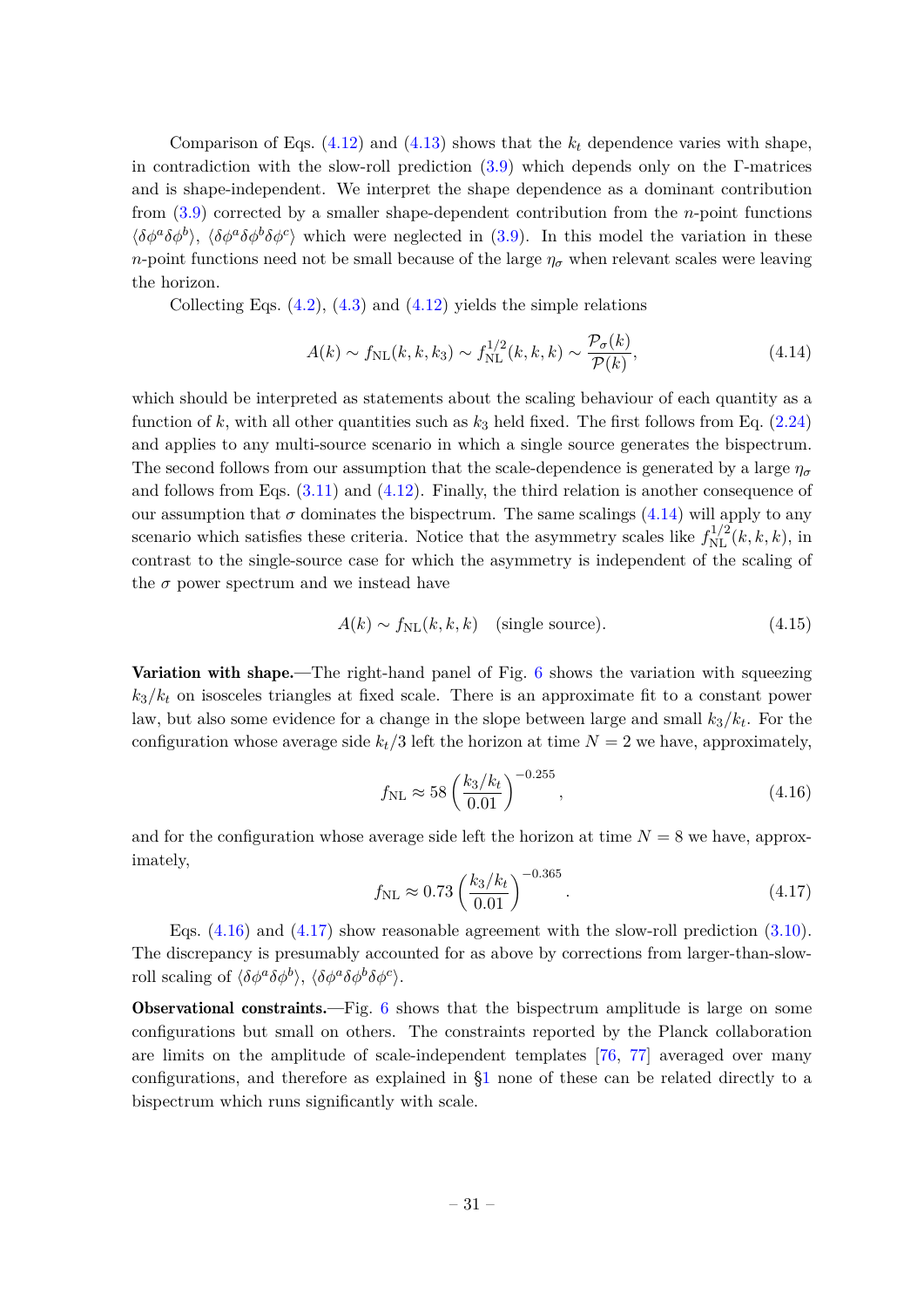Comparison of Eqs. (4.12) and (4.13) shows that the $k_t$ dependence varies with shape, in contradiction with the slow-roll prediction (3.9) which depends only on the Γ-matrices and is shape-independent. We interpret the shape dependence as a dominant contribution from (3.9) corrected by a smaller shape-dependent contribution from the $n$-point functions $\langle \delta\phi^a \delta\phi^b \rangle$, $\langle \delta\phi^a \delta\phi^b \delta\phi^c \rangle$ which were neglected in (3.9). In this model the variation in these $n$-point functions need not be small because of the large $\eta_\sigma$ when relevant scales were leaving the horizon.

Collecting Eqs. (4.2), (4.3) and (4.12) yields the simple relations

$$A(k) \sim f_{\mathrm{NL}}(k, k, k_3) \sim f_{\mathrm{NL}}^{1/2}(k, k, k) \sim \frac{\mathcal{P}_\sigma(k)}{\mathcal{P}(k)}, \tag{4.14}$$

which should be interpreted as statements about the scaling behaviour of each quantity as a function of $k$, with all other quantities such as $k_3$ held fixed. The first follows from Eq. (2.24) and applies to any multi-source scenario in which a single source generates the bispectrum. The second follows from our assumption that the scale-dependence is generated by a large $\eta_\sigma$ and follows from Eqs. (3.11) and (4.12). Finally, the third relation is another consequence of our assumption that $\sigma$ dominates the bispectrum. The same scalings (4.14) will apply to any scenario which satisfies these criteria. Notice that the asymmetry scales like $f_{\mathrm{NL}}^{1/2}(k, k, k)$, in contrast to the single-source case for which the asymmetry is independent of the scaling of the $\sigma$ power spectrum and we instead have

$$A(k) \sim f_{\mathrm{NL}}(k, k, k) \quad \text{(single source)}. \tag{4.15}$$

**Variation with shape.**—The right-hand panel of Fig. 6 shows the variation with squeezing $k_3/k_t$ on isosceles triangles at fixed scale. There is an approximate fit to a constant power law, but also some evidence for a change in the slope between large and small $k_3/k_t$. For the configuration whose average side $k_t/3$ left the horizon at time $N = 2$ we have, approximately,

$$f_{\mathrm{NL}} \approx 58 \left( \frac{k_3/k_t}{0.01} \right)^{-0.255}, \tag{4.16}$$

and for the configuration whose average side left the horizon at time $N = 8$ we have, approximately,

$$f_{\mathrm{NL}} \approx 0.73 \left( \frac{k_3/k_t}{0.01} \right)^{-0.365}. \tag{4.17}$$

Eqs. (4.16) and (4.17) show reasonable agreement with the slow-roll prediction (3.10). The discrepancy is presumably accounted for as above by corrections from larger-than-slow-roll scaling of $\langle \delta\phi^a \delta\phi^b \rangle$, $\langle \delta\phi^a \delta\phi^b \delta\phi^c \rangle$.

**Observational constraints.**—Fig. 6 shows that the bispectrum amplitude is large on some configurations but small on others. The constraints reported by the Planck collaboration are limits on the amplitude of scale-independent templates [76, 77] averaged over many configurations, and therefore as explained in §1 none of these can be related directly to a bispectrum which runs significantly with scale.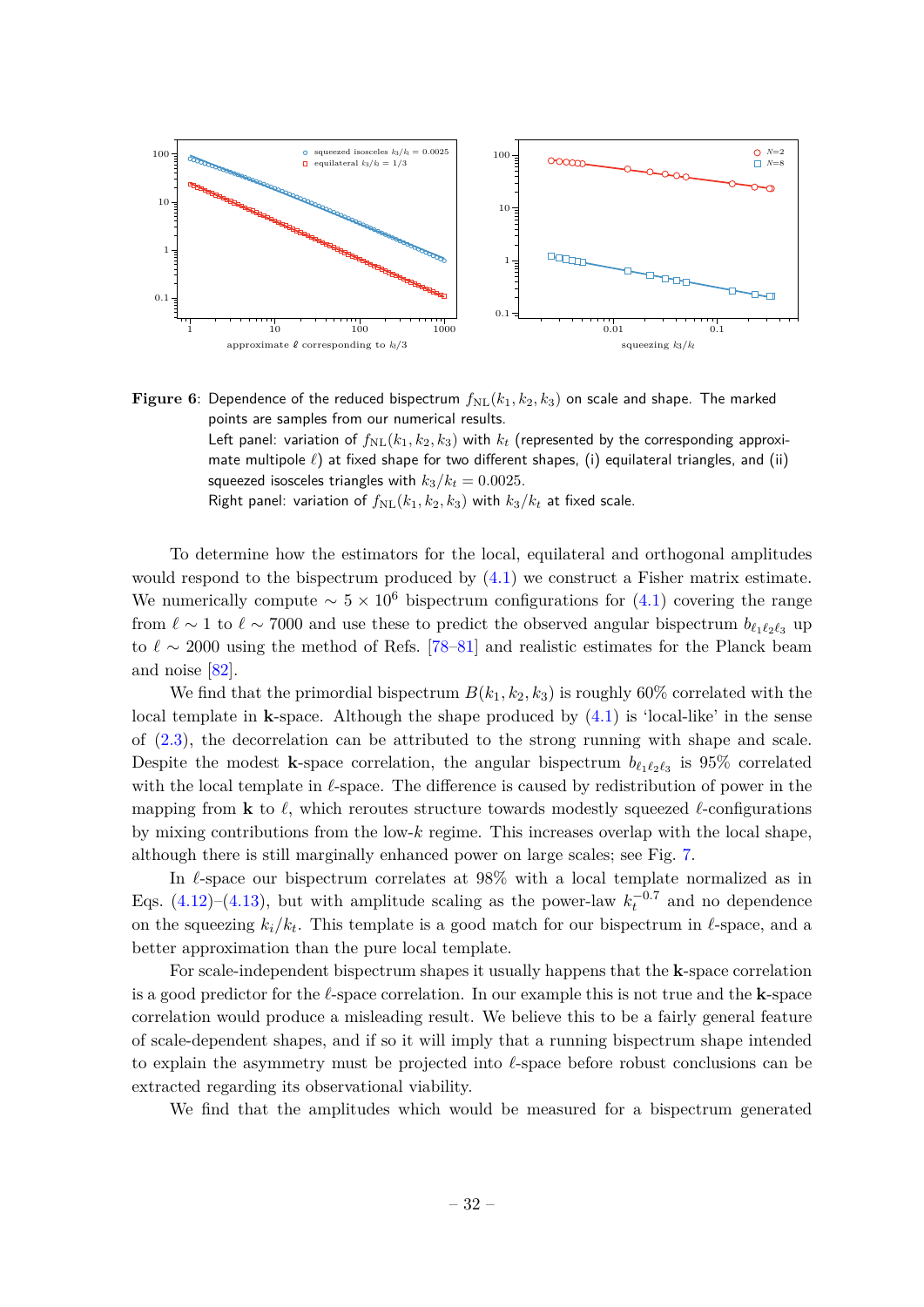**Figure 6**: Dependence of the reduced bispectrum $f_{\rm NL}(k_1, k_2, k_3)$ on scale and shape. The marked points are samples from our numerical results.
Left panel: variation of $f_{\rm NL}(k_1, k_2, k_3)$ with $k_t$ (represented by the corresponding approximate multipole $\ell$) at fixed shape for two different shapes, (i) equilateral triangles, and (ii) squeezed isosceles triangles with $k_3/k_t = 0.0025$.
Right panel: variation of $f_{\rm NL}(k_1, k_2, k_3)$ with $k_3/k_t$ at fixed scale.

To determine how the estimators for the local, equilateral and orthogonal amplitudes would respond to the bispectrum produced by (4.1) we construct a Fisher matrix estimate. We numerically compute $\sim 5 \times 10^6$ bispectrum configurations for (4.1) covering the range from $\ell \sim 1$ to $\ell \sim 7000$ and use these to predict the observed angular bispectrum $b_{\ell_1 \ell_2 \ell_3}$ up to $\ell \sim 2000$ using the method of Refs. [78–81] and realistic estimates for the Planck beam and noise [82].

We find that the primordial bispectrum $B(k_1, k_2, k_3)$ is roughly 60% correlated with the local template in **k**-space. Although the shape produced by (4.1) is 'local-like' in the sense of (2.3), the decorrelation can be attributed to the strong running with shape and scale. Despite the modest **k**-space correlation, the angular bispectrum $b_{\ell_1 \ell_2 \ell_3}$ is 95% correlated with the local template in $\ell$-space. The difference is caused by redistribution of power in the mapping from **k** to $\ell$, which reroutes structure towards modestly squeezed $\ell$-configurations by mixing contributions from the low-$k$ regime. This increases overlap with the local shape, although there is still marginally enhanced power on large scales; see Fig. 7.

In $\ell$-space our bispectrum correlates at 98% with a local template normalized as in Eqs. (4.12)–(4.13), but with amplitude scaling as the power-law $k_t^{-0.7}$ and no dependence on the squeezing $k_i/k_t$. This template is a good match for our bispectrum in $\ell$-space, and a better approximation than the pure local template.

For scale-independent bispectrum shapes it usually happens that the **k**-space correlation is a good predictor for the $\ell$-space correlation. In our example this is not true and the **k**-space correlation would produce a misleading result. We believe this to be a fairly general feature of scale-dependent shapes, and if so it will imply that a running bispectrum shape intended to explain the asymmetry must be projected into $\ell$-space before robust conclusions can be extracted regarding its observational viability.

We find that the amplitudes which would be measured for a bispectrum generated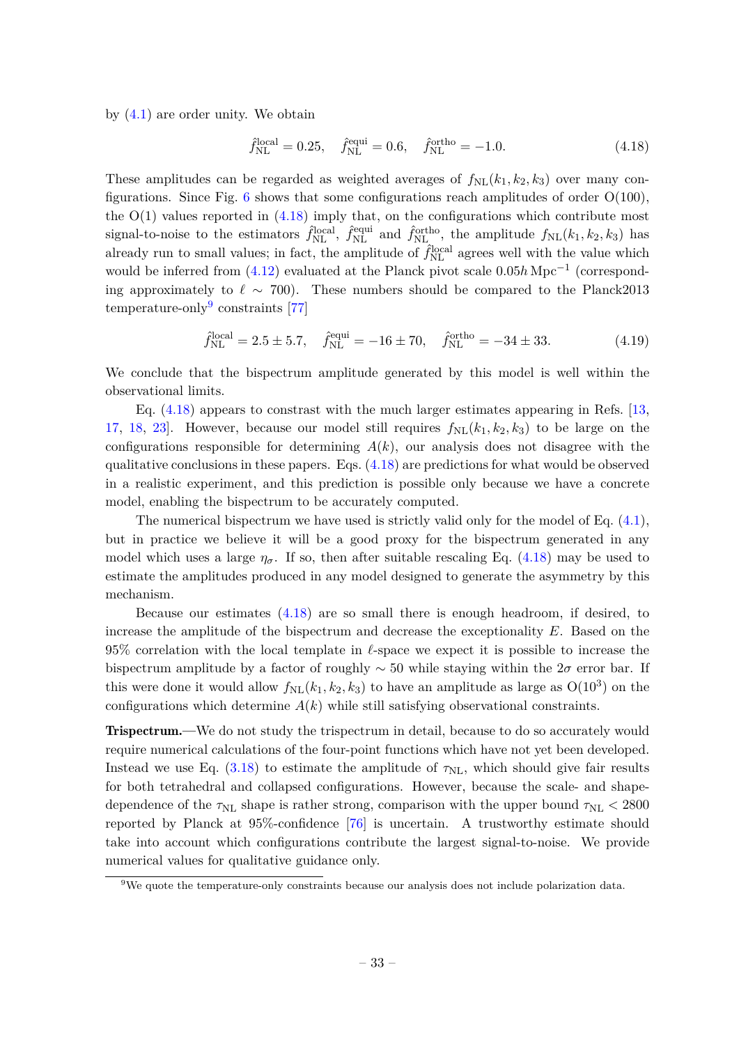by (4.1) are order unity. We obtain

$$\hat{f}_{\rm NL}^{\rm local} = 0.25, \quad \hat{f}_{\rm NL}^{\rm equi} = 0.6, \quad \hat{f}_{\rm NL}^{\rm ortho} = -1.0. \tag{4.18}$$

These amplitudes can be regarded as weighted averages of $f_{\rm NL}(k_1, k_2, k_3)$ over many configurations. Since Fig. 6 shows that some configurations reach amplitudes of order O(100), the O(1) values reported in (4.18) imply that, on the configurations which contribute most signal-to-noise to the estimators $\hat{f}_{\rm NL}^{\rm local}$, $\hat{f}_{\rm NL}^{\rm equi}$ and $\hat{f}_{\rm NL}^{\rm ortho}$, the amplitude $f_{\rm NL}(k_1, k_2, k_3)$ has already run to small values; in fact, the amplitude of $\hat{f}_{\rm NL}^{\rm local}$ agrees well with the value which would be inferred from (4.12) evaluated at the Planck pivot scale $0.05h\,{\rm Mpc}^{-1}$ (corresponding approximately to $\ell \sim 700$). These numbers should be compared to the Planck2013 temperature-only[9] constraints [77]

$$\hat{f}_{\rm NL}^{\rm local} = 2.5 \pm 5.7, \quad \hat{f}_{\rm NL}^{\rm equi} = -16 \pm 70, \quad \hat{f}_{\rm NL}^{\rm ortho} = -34 \pm 33. \tag{4.19}$$

We conclude that the bispectrum amplitude generated by this model is well within the observational limits.

Eq. (4.18) appears to constrast with the much larger estimates appearing in Refs. [13, 17, 18, 23]. However, because our model still requires $f_{\rm NL}(k_1, k_2, k_3)$ to be large on the configurations responsible for determining $A(k)$, our analysis does not disagree with the qualitative conclusions in these papers. Eqs. (4.18) are predictions for what would be observed in a realistic experiment, and this prediction is possible only because we have a concrete model, enabling the bispectrum to be accurately computed.

The numerical bispectrum we have used is strictly valid only for the model of Eq. (4.1), but in practice we believe it will be a good proxy for the bispectrum generated in any model which uses a large $\eta_\sigma$. If so, then after suitable rescaling Eq. (4.18) may be used to estimate the amplitudes produced in any model designed to generate the asymmetry by this mechanism.

Because our estimates (4.18) are so small there is enough headroom, if desired, to increase the amplitude of the bispectrum and decrease the exceptionality $E$. Based on the 95% correlation with the local template in $\ell$-space we expect it is possible to increase the bispectrum amplitude by a factor of roughly $\sim 50$ while staying within the $2\sigma$ error bar. If this were done it would allow $f_{\rm NL}(k_1, k_2, k_3)$ to have an amplitude as large as $O(10^3)$ on the configurations which determine $A(k)$ while still satisfying observational constraints.

**Trispectrum.**—We do not study the trispectrum in detail, because to do so accurately would require numerical calculations of the four-point functions which have not yet been developed. Instead we use Eq. (3.18) to estimate the amplitude of $\tau_{\rm NL}$, which should give fair results for both tetrahedral and collapsed configurations. However, because the scale- and shape-dependence of the $\tau_{\rm NL}$ shape is rather strong, comparison with the upper bound $\tau_{\rm NL} < 2800$ reported by Planck at 95%-confidence [76] is uncertain. A trustworthy estimate should take into account which configurations contribute the largest signal-to-noise. We provide numerical values for qualitative guidance only.

[9] We quote the temperature-only constraints because our analysis does not include polarization data.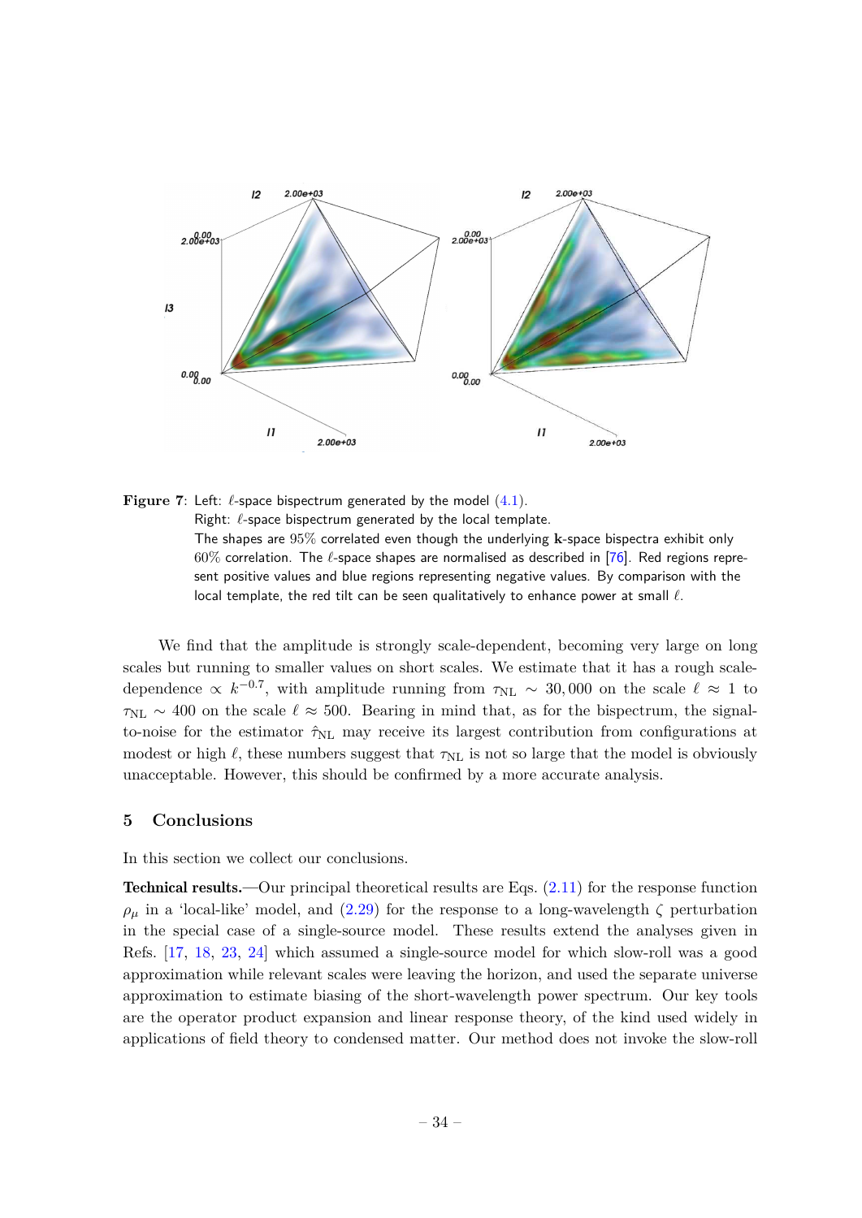**Figure 7**: Left: $\ell$-space bispectrum generated by the model (4.1).
Right: $\ell$-space bispectrum generated by the local template.
The shapes are 95% correlated even though the underlying $\mathbf{k}$-space bispectra exhibit only 60% correlation. The $\ell$-space shapes are normalised as described in [76]. Red regions represent positive values and blue regions representing negative values. By comparison with the local template, the red tilt can be seen qualitatively to enhance power at small $\ell$.

We find that the amplitude is strongly scale-dependent, becoming very large on long scales but running to smaller values on short scales. We estimate that it has a rough scale-dependence $\propto k^{-0.7}$, with amplitude running from $\tau_{\mathrm{NL}} \sim 30,000$ on the scale $\ell \approx 1$ to $\tau_{\mathrm{NL}} \sim 400$ on the scale $\ell \approx 500$. Bearing in mind that, as for the bispectrum, the signal-to-noise for the estimator $\hat{\tau}_{\mathrm{NL}}$ may receive its largest contribution from configurations at modest or high $\ell$, these numbers suggest that $\tau_{\mathrm{NL}}$ is not so large that the model is obviously unacceptable. However, this should be confirmed by a more accurate analysis.

## 5 Conclusions

In this section we collect our conclusions.

**Technical results.**—Our principal theoretical results are Eqs. (2.11) for the response function $\rho_\mu$ in a 'local-like' model, and (2.29) for the response to a long-wavelength $\zeta$ perturbation in the special case of a single-source model. These results extend the analyses given in Refs. [17, 18, 23, 24] which assumed a single-source model for which slow-roll was a good approximation while relevant scales were leaving the horizon, and used the separate universe approximation to estimate biasing of the short-wavelength power spectrum. Our key tools are the operator product expansion and linear response theory, of the kind used widely in applications of field theory to condensed matter. Our method does not invoke the slow-roll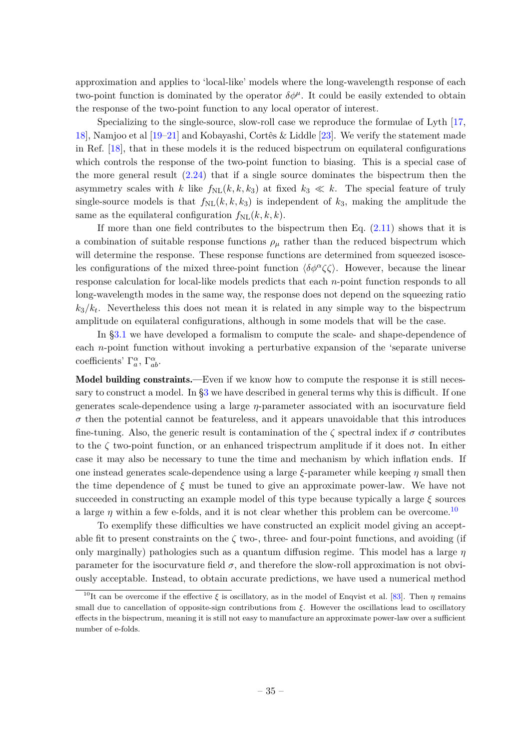approximation and applies to 'local-like' models where the long-wavelength response of each two-point function is dominated by the operator $\delta\phi^\mu$. It could be easily extended to obtain the response of the two-point function to any local operator of interest.

Specializing to the single-source, slow-roll case we reproduce the formulae of Lyth [17, 18], Namjoo et al [19–21] and Kobayashi, Cortês & Liddle [23]. We verify the statement made in Ref. [18], that in these models it is the reduced bispectrum on equilateral configurations which controls the response of the two-point function to biasing. This is a special case of the more general result (2.24) that if a single source dominates the bispectrum then the asymmetry scales with $k$ like $f_{\mathrm{NL}}(k, k, k_3)$ at fixed $k_3 \ll k$. The special feature of truly single-source models is that $f_{\mathrm{NL}}(k, k, k_3)$ is independent of $k_3$, making the amplitude the same as the equilateral configuration $f_{\mathrm{NL}}(k, k, k)$.

If more than one field contributes to the bispectrum then Eq. (2.11) shows that it is a combination of suitable response functions $\rho_\mu$ rather than the reduced bispectrum which will determine the response. These response functions are determined from squeezed isosceles configurations of the mixed three-point function $\langle \delta\phi^\alpha \zeta\zeta \rangle$. However, because the linear response calculation for local-like models predicts that each $n$-point function responds to all long-wavelength modes in the same way, the response does not depend on the squeezing ratio $k_3/k_t$. Nevertheless this does not mean it is related in any simple way to the bispectrum amplitude on equilateral configurations, although in some models that will be the case.

In §3.1 we have developed a formalism to compute the scale- and shape-dependence of each $n$-point function without invoking a perturbative expansion of the 'separate universe coefficients' $\Gamma^\alpha_a$, $\Gamma^\alpha_{ab}$.

**Model building constraints.**—Even if we know how to compute the response it is still necessary to construct a model. In §3 we have described in general terms why this is difficult. If one generates scale-dependence using a large $\eta$-parameter associated with an isocurvature field $\sigma$ then the potential cannot be featureless, and it appears unavoidable that this introduces fine-tuning. Also, the generic result is contamination of the $\zeta$ spectral index if $\sigma$ contributes to the $\zeta$ two-point function, or an enhanced trispectrum amplitude if it does not. In either case it may also be necessary to tune the time and mechanism by which inflation ends. If one instead generates scale-dependence using a large $\xi$-parameter while keeping $\eta$ small then the time dependence of $\xi$ must be tuned to give an approximate power-law. We have not succeeded in constructing an example model of this type because typically a large $\xi$ sources a large $\eta$ within a few e-folds, and it is not clear whether this problem can be overcome.[10]

To exemplify these difficulties we have constructed an explicit model giving an acceptable fit to present constraints on the $\zeta$ two-, three- and four-point functions, and avoiding (if only marginally) pathologies such as a quantum diffusion regime. This model has a large $\eta$ parameter for the isocurvature field $\sigma$, and therefore the slow-roll approximation is not obviously acceptable. Instead, to obtain accurate predictions, we have used a numerical method

[10] It can be overcome if the effective $\xi$ is oscillatory, as in the model of Enqvist et al. [83]. Then $\eta$ remains small due to cancellation of opposite-sign contributions from $\xi$. However the oscillations lead to oscillatory effects in the bispectrum, meaning it is still not easy to manufacture an approximate power-law over a sufficient number of e-folds.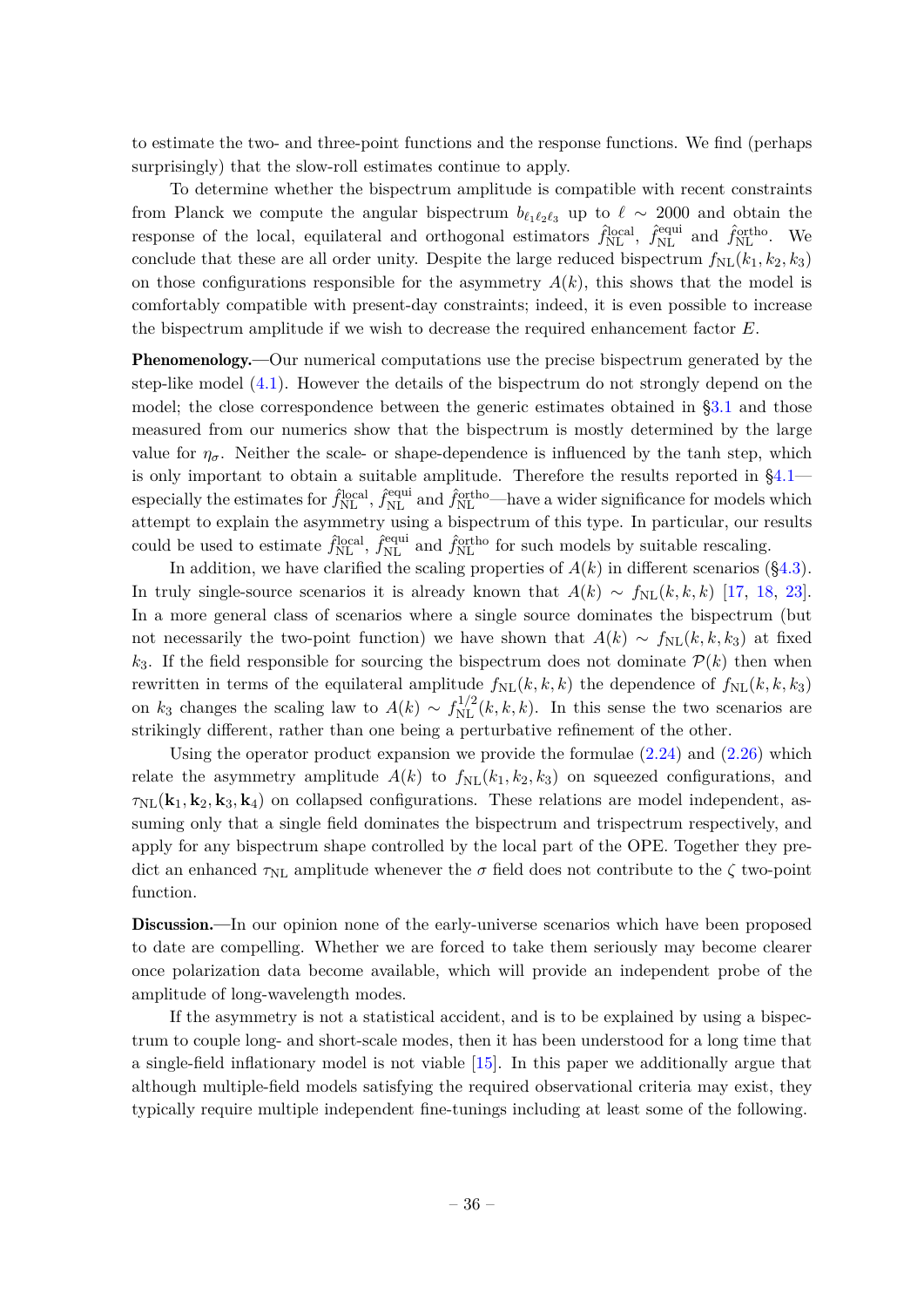to estimate the two- and three-point functions and the response functions. We find (perhaps surprisingly) that the slow-roll estimates continue to apply.

To determine whether the bispectrum amplitude is compatible with recent constraints from Planck we compute the angular bispectrum $b_{\ell_1\ell_2\ell_3}$ up to $\ell \sim 2000$ and obtain the response of the local, equilateral and orthogonal estimators $\hat{f}_{\mathrm{NL}}^{\mathrm{local}}$, $\hat{f}_{\mathrm{NL}}^{\mathrm{equi}}$ and $\hat{f}_{\mathrm{NL}}^{\mathrm{ortho}}$. We conclude that these are all order unity. Despite the large reduced bispectrum $f_{\mathrm{NL}}(k_1, k_2, k_3)$ on those configurations responsible for the asymmetry $A(k)$, this shows that the model is comfortably compatible with present-day constraints; indeed, it is even possible to increase the bispectrum amplitude if we wish to decrease the required enhancement factor $E$.

**Phenomenology.**—Our numerical computations use the precise bispectrum generated by the step-like model (4.1). However the details of the bispectrum do not strongly depend on the model; the close correspondence between the generic estimates obtained in §3.1 and those measured from our numerics show that the bispectrum is mostly determined by the large value for $\eta_\sigma$. Neither the scale- or shape-dependence is influenced by the tanh step, which is only important to obtain a suitable amplitude. Therefore the results reported in §4.1—especially the estimates for $\hat{f}_{\mathrm{NL}}^{\mathrm{local}}$, $\hat{f}_{\mathrm{NL}}^{\mathrm{equi}}$ and $\hat{f}_{\mathrm{NL}}^{\mathrm{ortho}}$—have a wider significance for models which attempt to explain the asymmetry using a bispectrum of this type. In particular, our results could be used to estimate $\hat{f}_{\mathrm{NL}}^{\mathrm{local}}$, $\hat{f}_{\mathrm{NL}}^{\mathrm{equi}}$ and $\hat{f}_{\mathrm{NL}}^{\mathrm{ortho}}$ for such models by suitable rescaling.

In addition, we have clarified the scaling properties of $A(k)$ in different scenarios (§4.3). In truly single-source scenarios it is already known that $A(k) \sim f_{\mathrm{NL}}(k, k, k)$ [17, 18, 23]. In a more general class of scenarios where a single source dominates the bispectrum (but not necessarily the two-point function) we have shown that $A(k) \sim f_{\mathrm{NL}}(k, k, k_3)$ at fixed $k_3$. If the field responsible for sourcing the bispectrum does not dominate $\mathcal{P}(k)$ then when rewritten in terms of the equilateral amplitude $f_{\mathrm{NL}}(k, k, k)$ the dependence of $f_{\mathrm{NL}}(k, k, k_3)$ on $k_3$ changes the scaling law to $A(k) \sim f_{\mathrm{NL}}^{1/2}(k, k, k)$. In this sense the two scenarios are strikingly different, rather than one being a perturbative refinement of the other.

Using the operator product expansion we provide the formulae (2.24) and (2.26) which relate the asymmetry amplitude $A(k)$ to $f_{\mathrm{NL}}(k_1, k_2, k_3)$ on squeezed configurations, and $\tau_{\mathrm{NL}}(\mathbf{k}_1, \mathbf{k}_2, \mathbf{k}_3, \mathbf{k}_4)$ on collapsed configurations. These relations are model independent, assuming only that a single field dominates the bispectrum and trispectrum respectively, and apply for any bispectrum shape controlled by the local part of the OPE. Together they predict an enhanced $\tau_{\mathrm{NL}}$ amplitude whenever the $\sigma$ field does not contribute to the $\zeta$ two-point function.

**Discussion.**—In our opinion none of the early-universe scenarios which have been proposed to date are compelling. Whether we are forced to take them seriously may become clearer once polarization data become available, which will provide an independent probe of the amplitude of long-wavelength modes.

If the asymmetry is not a statistical accident, and is to be explained by using a bispectrum to couple long- and short-scale modes, then it has been understood for a long time that a single-field inflationary model is not viable [15]. In this paper we additionally argue that although multiple-field models satisfying the required observational criteria may exist, they typically require multiple independent fine-tunings including at least some of the following.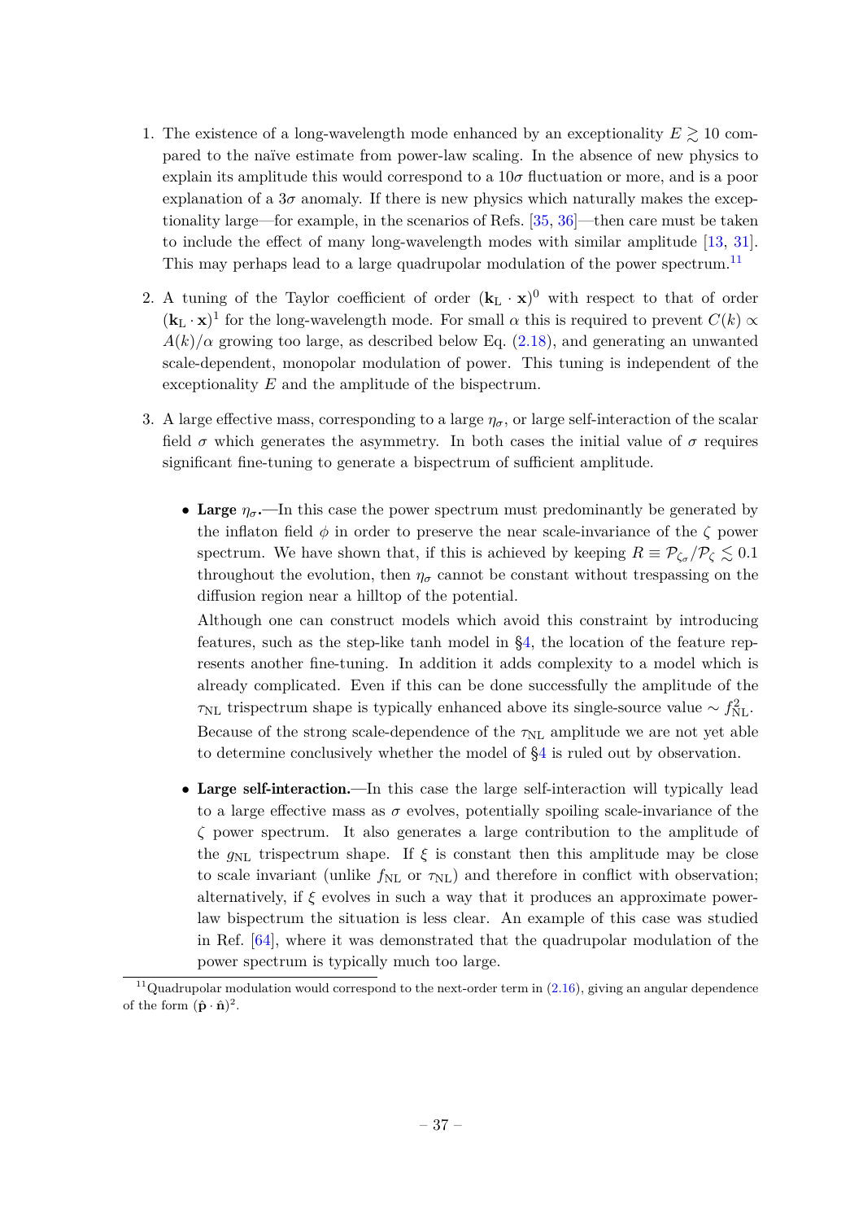1. The existence of a long-wavelength mode enhanced by an exceptionality $E \gtrsim 10$ compared to the naïve estimate from power-law scaling. In the absence of new physics to explain its amplitude this would correspond to a $10\sigma$ fluctuation or more, and is a poor explanation of a $3\sigma$ anomaly. If there is new physics which naturally makes the exceptionality large—for example, in the scenarios of Refs. [35, 36]—then care must be taken to include the effect of many long-wavelength modes with similar amplitude [13, 31]. This may perhaps lead to a large quadrupolar modulation of the power spectrum.[11]

2. A tuning of the Taylor coefficient of order $(\mathbf{k}_{\rm L} \cdot \mathbf{x})^0$ with respect to that of order $(\mathbf{k}_{\rm L} \cdot \mathbf{x})^1$ for the long-wavelength mode. For small $\alpha$ this is required to prevent $C(k) \propto A(k)/\alpha$ growing too large, as described below Eq. (2.18), and generating an unwanted scale-dependent, monopolar modulation of power. This tuning is independent of the exceptionality $E$ and the amplitude of the bispectrum.

3. A large effective mass, corresponding to a large $\eta_\sigma$, or large self-interaction of the scalar field $\sigma$ which generates the asymmetry. In both cases the initial value of $\sigma$ requires significant fine-tuning to generate a bispectrum of sufficient amplitude.

   - **Large $\eta_\sigma$.**—In this case the power spectrum must predominantly be generated by the inflaton field $\phi$ in order to preserve the near scale-invariance of the $\zeta$ power spectrum. We have shown that, if this is achieved by keeping $R \equiv \mathcal{P}_{\zeta_\sigma}/\mathcal{P}_\zeta \lesssim 0.1$ throughout the evolution, then $\eta_\sigma$ cannot be constant without trespassing on the diffusion region near a hilltop of the potential.

     Although one can construct models which avoid this constraint by introducing features, such as the step-like tanh model in §4, the location of the feature represents another fine-tuning. In addition it adds complexity to a model which is already complicated. Even if this can be done successfully the amplitude of the $\tau_{\rm NL}$ trispectrum shape is typically enhanced above its single-source value $\sim f_{\rm NL}^2$. Because of the strong scale-dependence of the $\tau_{\rm NL}$ amplitude we are not yet able to determine conclusively whether the model of §4 is ruled out by observation.

   - **Large self-interaction.**—In this case the large self-interaction will typically lead to a large effective mass as $\sigma$ evolves, potentially spoiling scale-invariance of the $\zeta$ power spectrum. It also generates a large contribution to the amplitude of the $g_{\rm NL}$ trispectrum shape. If $\xi$ is constant then this amplitude may be close to scale invariant (unlike $f_{\rm NL}$ or $\tau_{\rm NL}$) and therefore in conflict with observation; alternatively, if $\xi$ evolves in such a way that it produces an approximate power-law bispectrum the situation is less clear. An example of this case was studied in Ref. [64], where it was demonstrated that the quadrupolar modulation of the power spectrum is typically much too large.

[11] Quadrupolar modulation would correspond to the next-order term in (2.16), giving an angular dependence of the form $(\hat{\mathbf{p}} \cdot \hat{\mathbf{n}})^2$.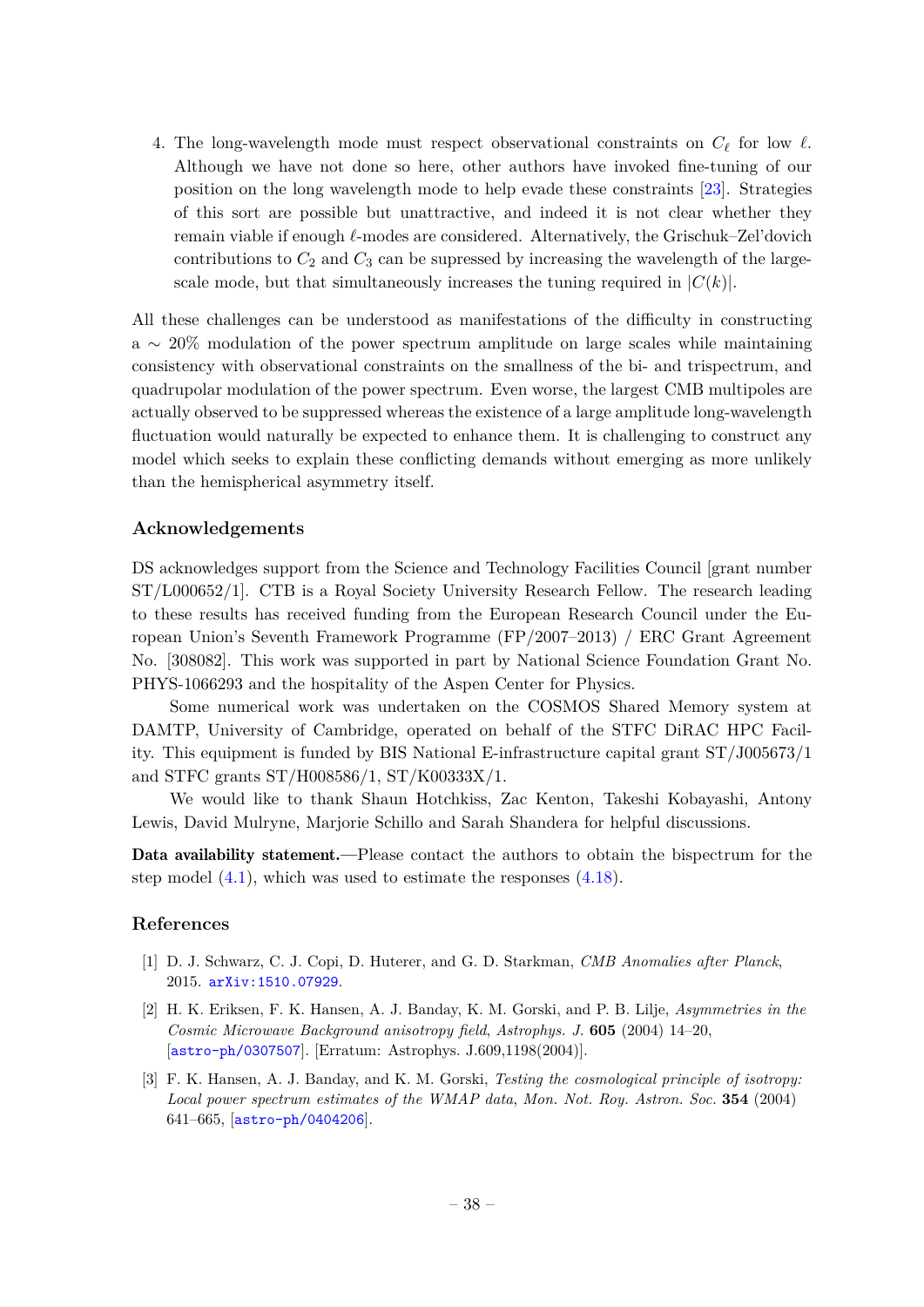4. The long-wavelength mode must respect observational constraints on $C_\ell$ for low $\ell$. Although we have not done so here, other authors have invoked fine-tuning of our position on the long wavelength mode to help evade these constraints [23]. Strategies of this sort are possible but unattractive, and indeed it is not clear whether they remain viable if enough $\ell$-modes are considered. Alternatively, the Grischuk–Zel'dovich contributions to $C_2$ and $C_3$ can be supressed by increasing the wavelength of the large-scale mode, but that simultaneously increases the tuning required in $|C(k)|$.

All these challenges can be understood as manifestations of the difficulty in constructing a $\sim 20\%$ modulation of the power spectrum amplitude on large scales while maintaining consistency with observational constraints on the smallness of the bi- and trispectrum, and quadrupolar modulation of the power spectrum. Even worse, the largest CMB multipoles are actually observed to be suppressed whereas the existence of a large amplitude long-wavelength fluctuation would naturally be expected to enhance them. It is challenging to construct any model which seeks to explain these conflicting demands without emerging as more unlikely than the hemispherical asymmetry itself.

## Acknowledgements

DS acknowledges support from the Science and Technology Facilities Council [grant number ST/L000652/1]. CTB is a Royal Society University Research Fellow. The research leading to these results has received funding from the European Research Council under the European Union's Seventh Framework Programme (FP/2007–2013) / ERC Grant Agreement No. [308082]. This work was supported in part by National Science Foundation Grant No. PHYS-1066293 and the hospitality of the Aspen Center for Physics.

Some numerical work was undertaken on the COSMOS Shared Memory system at DAMTP, University of Cambridge, operated on behalf of the STFC DiRAC HPC Facility. This equipment is funded by BIS National E-infrastructure capital grant ST/J005673/1 and STFC grants ST/H008586/1, ST/K00333X/1.

We would like to thank Shaun Hotchkiss, Zac Kenton, Takeshi Kobayashi, Antony Lewis, David Mulryne, Marjorie Schillo and Sarah Shandera for helpful discussions.

**Data availability statement.**—Please contact the authors to obtain the bispectrum for the step model (4.1), which was used to estimate the responses (4.18).

## References

[1] D. J. Schwarz, C. J. Copi, D. Huterer, and G. D. Starkman, *CMB Anomalies after Planck*, 2015. arXiv:1510.07929.

[2] H. K. Eriksen, F. K. Hansen, A. J. Banday, K. M. Gorski, and P. B. Lilje, *Asymmetries in the Cosmic Microwave Background anisotropy field*, *Astrophys. J.* **605** (2004) 14–20, [astro-ph/0307507]. [Erratum: Astrophys. J.609,1198(2004)].

[3] F. K. Hansen, A. J. Banday, and K. M. Gorski, *Testing the cosmological principle of isotropy: Local power spectrum estimates of the WMAP data*, *Mon. Not. Roy. Astron. Soc.* **354** (2004) 641–665, [astro-ph/0404206].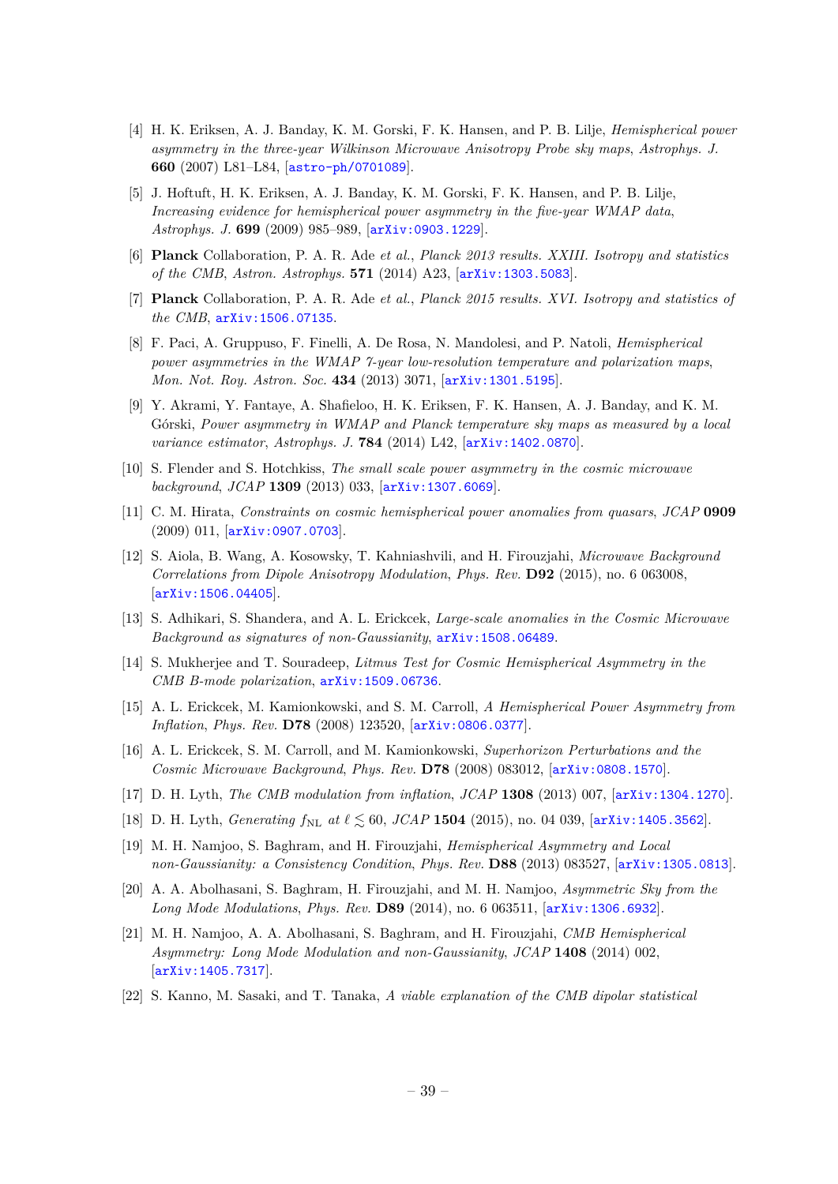[4] H. K. Eriksen, A. J. Banday, K. M. Gorski, F. K. Hansen, and P. B. Lilje, *Hemispherical power asymmetry in the three-year Wilkinson Microwave Anisotropy Probe sky maps*, *Astrophys. J.* **660** (2007) L81–L84, [astro-ph/0701089].

[5] J. Hoftuft, H. K. Eriksen, A. J. Banday, K. M. Gorski, F. K. Hansen, and P. B. Lilje, *Increasing evidence for hemispherical power asymmetry in the five-year WMAP data*, *Astrophys. J.* **699** (2009) 985–989, [arXiv:0903.1229].

[6] **Planck** Collaboration, P. A. R. Ade *et al.*, *Planck 2013 results. XXIII. Isotropy and statistics of the CMB*, *Astron. Astrophys.* **571** (2014) A23, [arXiv:1303.5083].

[7] **Planck** Collaboration, P. A. R. Ade *et al.*, *Planck 2015 results. XVI. Isotropy and statistics of the CMB*, arXiv:1506.07135.

[8] F. Paci, A. Gruppuso, F. Finelli, A. De Rosa, N. Mandolesi, and P. Natoli, *Hemispherical power asymmetries in the WMAP 7-year low-resolution temperature and polarization maps*, *Mon. Not. Roy. Astron. Soc.* **434** (2013) 3071, [arXiv:1301.5195].

[9] Y. Akrami, Y. Fantaye, A. Shafieloo, H. K. Eriksen, F. K. Hansen, A. J. Banday, and K. M. Górski, *Power asymmetry in WMAP and Planck temperature sky maps as measured by a local variance estimator*, *Astrophys. J.* **784** (2014) L42, [arXiv:1402.0870].

[10] S. Flender and S. Hotchkiss, *The small scale power asymmetry in the cosmic microwave background*, *JCAP* **1309** (2013) 033, [arXiv:1307.6069].

[11] C. M. Hirata, *Constraints on cosmic hemispherical power anomalies from quasars*, *JCAP* **0909** (2009) 011, [arXiv:0907.0703].

[12] S. Aiola, B. Wang, A. Kosowsky, T. Kahniashvili, and H. Firouzjahi, *Microwave Background Correlations from Dipole Anisotropy Modulation*, *Phys. Rev.* **D92** (2015), no. 6 063008, [arXiv:1506.04405].

[13] S. Adhikari, S. Shandera, and A. L. Erickcek, *Large-scale anomalies in the Cosmic Microwave Background as signatures of non-Gaussianity*, arXiv:1508.06489.

[14] S. Mukherjee and T. Souradeep, *Litmus Test for Cosmic Hemispherical Asymmetry in the CMB B-mode polarization*, arXiv:1509.06736.

[15] A. L. Erickcek, M. Kamionkowski, and S. M. Carroll, *A Hemispherical Power Asymmetry from Inflation*, *Phys. Rev.* **D78** (2008) 123520, [arXiv:0806.0377].

[16] A. L. Erickcek, S. M. Carroll, and M. Kamionkowski, *Superhorizon Perturbations and the Cosmic Microwave Background*, *Phys. Rev.* **D78** (2008) 083012, [arXiv:0808.1570].

[17] D. H. Lyth, *The CMB modulation from inflation*, *JCAP* **1308** (2013) 007, [arXiv:1304.1270].

[18] D. H. Lyth, *Generating $f_{\rm NL}$ at $\ell \lesssim 60$*, *JCAP* **1504** (2015), no. 04 039, [arXiv:1405.3562].

[19] M. H. Namjoo, S. Baghram, and H. Firouzjahi, *Hemispherical Asymmetry and Local non-Gaussianity: a Consistency Condition*, *Phys. Rev.* **D88** (2013) 083527, [arXiv:1305.0813].

[20] A. A. Abolhasani, S. Baghram, H. Firouzjahi, and M. H. Namjoo, *Asymmetric Sky from the Long Mode Modulations*, *Phys. Rev.* **D89** (2014), no. 6 063511, [arXiv:1306.6932].

[21] M. H. Namjoo, A. A. Abolhasani, S. Baghram, and H. Firouzjahi, *CMB Hemispherical Asymmetry: Long Mode Modulation and non-Gaussianity*, *JCAP* **1408** (2014) 002, [arXiv:1405.7317].

[22] S. Kanno, M. Sasaki, and T. Tanaka, *A viable explanation of the CMB dipolar statistical*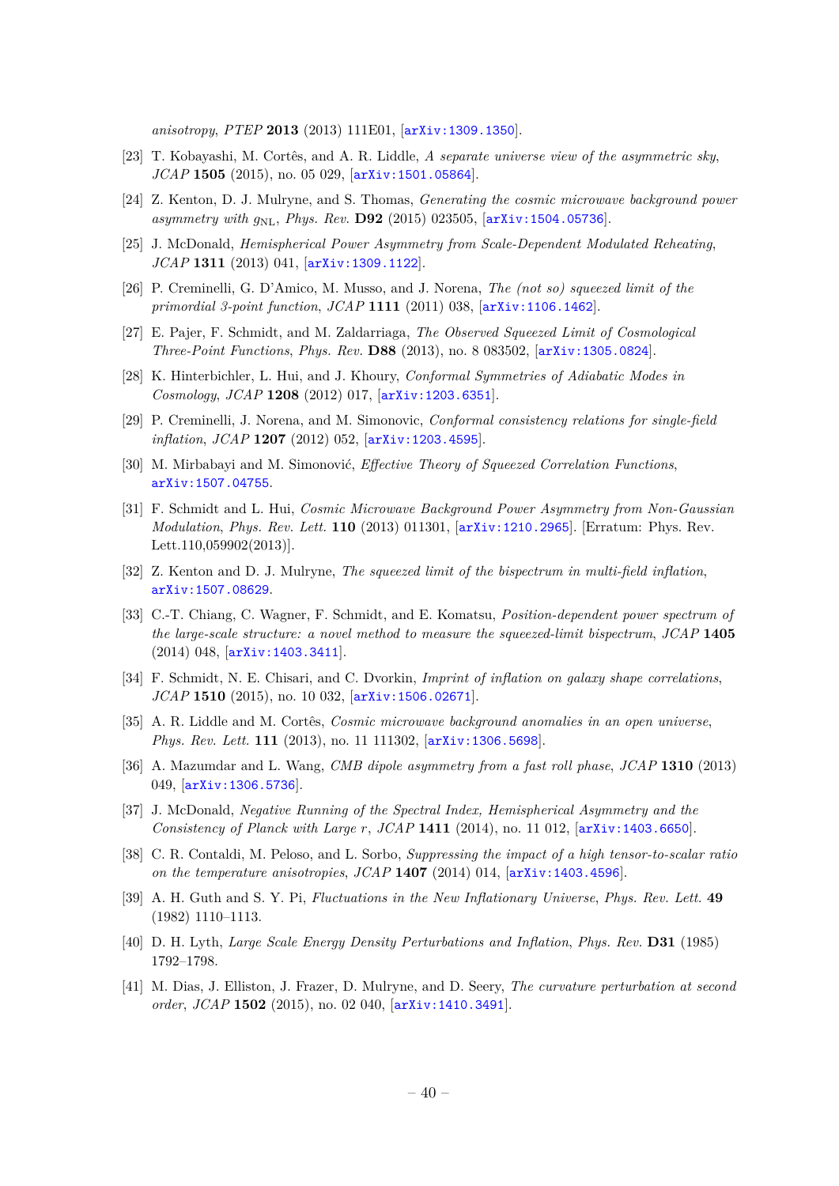*anisotropy*, *PTEP* **2013** (2013) 111E01, [arXiv:1309.1350].

[23] T. Kobayashi, M. Cortês, and A. R. Liddle, *A separate universe view of the asymmetric sky*, *JCAP* **1505** (2015), no. 05 029, [arXiv:1501.05864].

[24] Z. Kenton, D. J. Mulryne, and S. Thomas, *Generating the cosmic microwave background power asymmetry with* $g_{\rm NL}$, *Phys. Rev.* **D92** (2015) 023505, [arXiv:1504.05736].

[25] J. McDonald, *Hemispherical Power Asymmetry from Scale-Dependent Modulated Reheating*, *JCAP* **1311** (2013) 041, [arXiv:1309.1122].

[26] P. Creminelli, G. D'Amico, M. Musso, and J. Norena, *The (not so) squeezed limit of the primordial 3-point function*, *JCAP* **1111** (2011) 038, [arXiv:1106.1462].

[27] E. Pajer, F. Schmidt, and M. Zaldarriaga, *The Observed Squeezed Limit of Cosmological Three-Point Functions*, *Phys. Rev.* **D88** (2013), no. 8 083502, [arXiv:1305.0824].

[28] K. Hinterbichler, L. Hui, and J. Khoury, *Conformal Symmetries of Adiabatic Modes in Cosmology*, *JCAP* **1208** (2012) 017, [arXiv:1203.6351].

[29] P. Creminelli, J. Norena, and M. Simonovic, *Conformal consistency relations for single-field inflation*, *JCAP* **1207** (2012) 052, [arXiv:1203.4595].

[30] M. Mirbabayi and M. Simonović, *Effective Theory of Squeezed Correlation Functions*, arXiv:1507.04755.

[31] F. Schmidt and L. Hui, *Cosmic Microwave Background Power Asymmetry from Non-Gaussian Modulation*, *Phys. Rev. Lett.* **110** (2013) 011301, [arXiv:1210.2965]. [Erratum: Phys. Rev. Lett.110,059902(2013)].

[32] Z. Kenton and D. J. Mulryne, *The squeezed limit of the bispectrum in multi-field inflation*, arXiv:1507.08629.

[33] C.-T. Chiang, C. Wagner, F. Schmidt, and E. Komatsu, *Position-dependent power spectrum of the large-scale structure: a novel method to measure the squeezed-limit bispectrum*, *JCAP* **1405** (2014) 048, [arXiv:1403.3411].

[34] F. Schmidt, N. E. Chisari, and C. Dvorkin, *Imprint of inflation on galaxy shape correlations*, *JCAP* **1510** (2015), no. 10 032, [arXiv:1506.02671].

[35] A. R. Liddle and M. Cortês, *Cosmic microwave background anomalies in an open universe*, *Phys. Rev. Lett.* **111** (2013), no. 11 111302, [arXiv:1306.5698].

[36] A. Mazumdar and L. Wang, *CMB dipole asymmetry from a fast roll phase*, *JCAP* **1310** (2013) 049, [arXiv:1306.5736].

[37] J. McDonald, *Negative Running of the Spectral Index, Hemispherical Asymmetry and the Consistency of Planck with Large r*, *JCAP* **1411** (2014), no. 11 012, [arXiv:1403.6650].

[38] C. R. Contaldi, M. Peloso, and L. Sorbo, *Suppressing the impact of a high tensor-to-scalar ratio on the temperature anisotropies*, *JCAP* **1407** (2014) 014, [arXiv:1403.4596].

[39] A. H. Guth and S. Y. Pi, *Fluctuations in the New Inflationary Universe*, *Phys. Rev. Lett.* **49** (1982) 1110–1113.

[40] D. H. Lyth, *Large Scale Energy Density Perturbations and Inflation*, *Phys. Rev.* **D31** (1985) 1792–1798.

[41] M. Dias, J. Elliston, J. Frazer, D. Mulryne, and D. Seery, *The curvature perturbation at second order*, *JCAP* **1502** (2015), no. 02 040, [arXiv:1410.3491].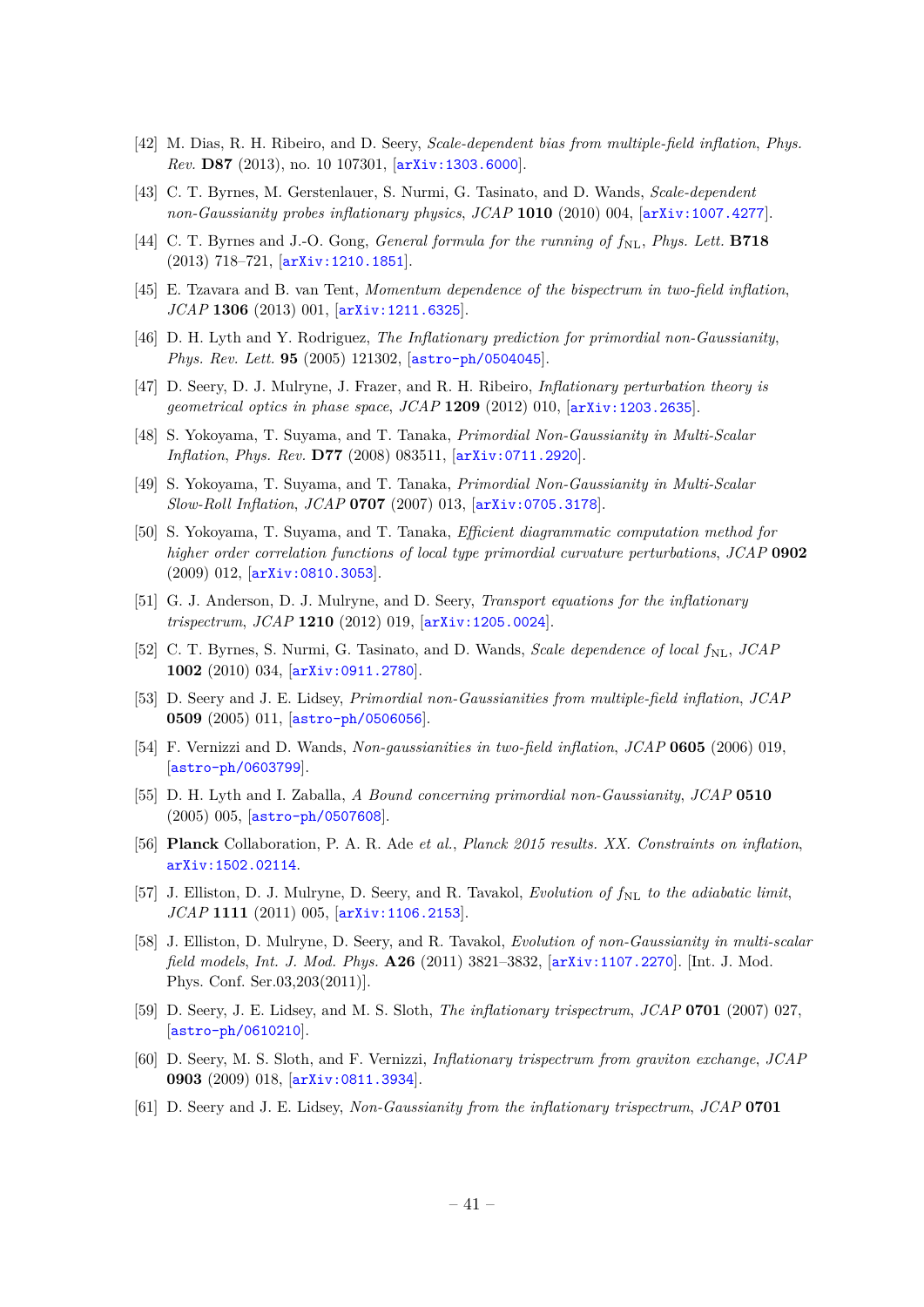[42] M. Dias, R. H. Ribeiro, and D. Seery, *Scale-dependent bias from multiple-field inflation*, *Phys. Rev.* **D87** (2013), no. 10 107301, [arXiv:1303.6000].

[43] C. T. Byrnes, M. Gerstenlauer, S. Nurmi, G. Tasinato, and D. Wands, *Scale-dependent non-Gaussianity probes inflationary physics*, *JCAP* **1010** (2010) 004, [arXiv:1007.4277].

[44] C. T. Byrnes and J.-O. Gong, *General formula for the running of $f_{\rm NL}$*, *Phys. Lett.* **B718** (2013) 718–721, [arXiv:1210.1851].

[45] E. Tzavara and B. van Tent, *Momentum dependence of the bispectrum in two-field inflation*, *JCAP* **1306** (2013) 001, [arXiv:1211.6325].

[46] D. H. Lyth and Y. Rodriguez, *The Inflationary prediction for primordial non-Gaussianity*, *Phys. Rev. Lett.* **95** (2005) 121302, [astro-ph/0504045].

[47] D. Seery, D. J. Mulryne, J. Frazer, and R. H. Ribeiro, *Inflationary perturbation theory is geometrical optics in phase space*, *JCAP* **1209** (2012) 010, [arXiv:1203.2635].

[48] S. Yokoyama, T. Suyama, and T. Tanaka, *Primordial Non-Gaussianity in Multi-Scalar Inflation*, *Phys. Rev.* **D77** (2008) 083511, [arXiv:0711.2920].

[49] S. Yokoyama, T. Suyama, and T. Tanaka, *Primordial Non-Gaussianity in Multi-Scalar Slow-Roll Inflation*, *JCAP* **0707** (2007) 013, [arXiv:0705.3178].

[50] S. Yokoyama, T. Suyama, and T. Tanaka, *Efficient diagrammatic computation method for higher order correlation functions of local type primordial curvature perturbations*, *JCAP* **0902** (2009) 012, [arXiv:0810.3053].

[51] G. J. Anderson, D. J. Mulryne, and D. Seery, *Transport equations for the inflationary trispectrum*, *JCAP* **1210** (2012) 019, [arXiv:1205.0024].

[52] C. T. Byrnes, S. Nurmi, G. Tasinato, and D. Wands, *Scale dependence of local $f_{\rm NL}$*, *JCAP* **1002** (2010) 034, [arXiv:0911.2780].

[53] D. Seery and J. E. Lidsey, *Primordial non-Gaussianities from multiple-field inflation*, *JCAP* **0509** (2005) 011, [astro-ph/0506056].

[54] F. Vernizzi and D. Wands, *Non-gaussianities in two-field inflation*, *JCAP* **0605** (2006) 019, [astro-ph/0603799].

[55] D. H. Lyth and I. Zaballa, *A Bound concerning primordial non-Gaussianity*, *JCAP* **0510** (2005) 005, [astro-ph/0507608].

[56] **Planck** Collaboration, P. A. R. Ade *et al.*, *Planck 2015 results. XX. Constraints on inflation*, arXiv:1502.02114.

[57] J. Elliston, D. J. Mulryne, D. Seery, and R. Tavakol, *Evolution of $f_{\rm NL}$ to the adiabatic limit*, *JCAP* **1111** (2011) 005, [arXiv:1106.2153].

[58] J. Elliston, D. Mulryne, D. Seery, and R. Tavakol, *Evolution of non-Gaussianity in multi-scalar field models*, *Int. J. Mod. Phys.* **A26** (2011) 3821–3832, [arXiv:1107.2270]. [Int. J. Mod. Phys. Conf. Ser.03,203(2011)].

[59] D. Seery, J. E. Lidsey, and M. S. Sloth, *The inflationary trispectrum*, *JCAP* **0701** (2007) 027, [astro-ph/0610210].

[60] D. Seery, M. S. Sloth, and F. Vernizzi, *Inflationary trispectrum from graviton exchange*, *JCAP* **0903** (2009) 018, [arXiv:0811.3934].

[61] D. Seery and J. E. Lidsey, *Non-Gaussianity from the inflationary trispectrum*, *JCAP* **0701**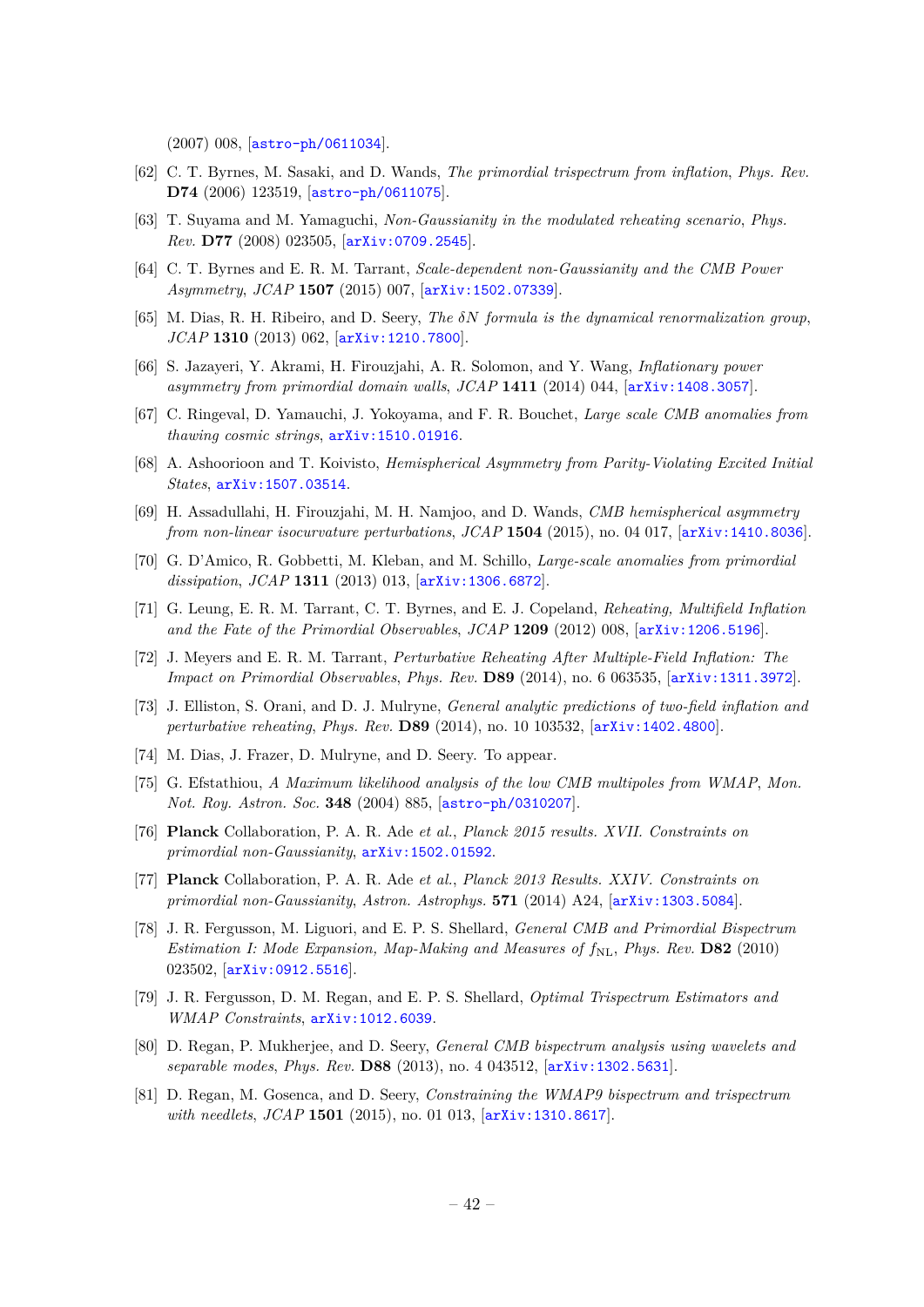(2007) 008, [astro-ph/0611034].

[62] C. T. Byrnes, M. Sasaki, and D. Wands, *The primordial trispectrum from inflation*, *Phys. Rev.* **D74** (2006) 123519, [astro-ph/0611075].

[63] T. Suyama and M. Yamaguchi, *Non-Gaussianity in the modulated reheating scenario*, *Phys. Rev.* **D77** (2008) 023505, [arXiv:0709.2545].

[64] C. T. Byrnes and E. R. M. Tarrant, *Scale-dependent non-Gaussianity and the CMB Power Asymmetry*, *JCAP* **1507** (2015) 007, [arXiv:1502.07339].

[65] M. Dias, R. H. Ribeiro, and D. Seery, *The $\delta N$ formula is the dynamical renormalization group*, *JCAP* **1310** (2013) 062, [arXiv:1210.7800].

[66] S. Jazayeri, Y. Akrami, H. Firouzjahi, A. R. Solomon, and Y. Wang, *Inflationary power asymmetry from primordial domain walls*, *JCAP* **1411** (2014) 044, [arXiv:1408.3057].

[67] C. Ringeval, D. Yamauchi, J. Yokoyama, and F. R. Bouchet, *Large scale CMB anomalies from thawing cosmic strings*, arXiv:1510.01916.

[68] A. Ashoorioon and T. Koivisto, *Hemispherical Asymmetry from Parity-Violating Excited Initial States*, arXiv:1507.03514.

[69] H. Assadullahi, H. Firouzjahi, M. H. Namjoo, and D. Wands, *CMB hemispherical asymmetry from non-linear isocurvature perturbations*, *JCAP* **1504** (2015), no. 04 017, [arXiv:1410.8036].

[70] G. D'Amico, R. Gobbetti, M. Kleban, and M. Schillo, *Large-scale anomalies from primordial dissipation*, *JCAP* **1311** (2013) 013, [arXiv:1306.6872].

[71] G. Leung, E. R. M. Tarrant, C. T. Byrnes, and E. J. Copeland, *Reheating, Multifield Inflation and the Fate of the Primordial Observables*, *JCAP* **1209** (2012) 008, [arXiv:1206.5196].

[72] J. Meyers and E. R. M. Tarrant, *Perturbative Reheating After Multiple-Field Inflation: The Impact on Primordial Observables*, *Phys. Rev.* **D89** (2014), no. 6 063535, [arXiv:1311.3972].

[73] J. Elliston, S. Orani, and D. J. Mulryne, *General analytic predictions of two-field inflation and perturbative reheating*, *Phys. Rev.* **D89** (2014), no. 10 103532, [arXiv:1402.4800].

[74] M. Dias, J. Frazer, D. Mulryne, and D. Seery. To appear.

[75] G. Efstathiou, *A Maximum likelihood analysis of the low CMB multipoles from WMAP*, *Mon. Not. Roy. Astron. Soc.* **348** (2004) 885, [astro-ph/0310207].

[76] **Planck** Collaboration, P. A. R. Ade *et al.*, *Planck 2015 results. XVII. Constraints on primordial non-Gaussianity*, arXiv:1502.01592.

[77] **Planck** Collaboration, P. A. R. Ade *et al.*, *Planck 2013 Results. XXIV. Constraints on primordial non-Gaussianity*, *Astron. Astrophys.* **571** (2014) A24, [arXiv:1303.5084].

[78] J. R. Fergusson, M. Liguori, and E. P. S. Shellard, *General CMB and Primordial Bispectrum Estimation I: Mode Expansion, Map-Making and Measures of $f_{\rm NL}$*, *Phys. Rev.* **D82** (2010) 023502, [arXiv:0912.5516].

[79] J. R. Fergusson, D. M. Regan, and E. P. S. Shellard, *Optimal Trispectrum Estimators and WMAP Constraints*, arXiv:1012.6039.

[80] D. Regan, P. Mukherjee, and D. Seery, *General CMB bispectrum analysis using wavelets and separable modes*, *Phys. Rev.* **D88** (2013), no. 4 043512, [arXiv:1302.5631].

[81] D. Regan, M. Gosenca, and D. Seery, *Constraining the WMAP9 bispectrum and trispectrum with needlets*, *JCAP* **1501** (2015), no. 01 013, [arXiv:1310.8617].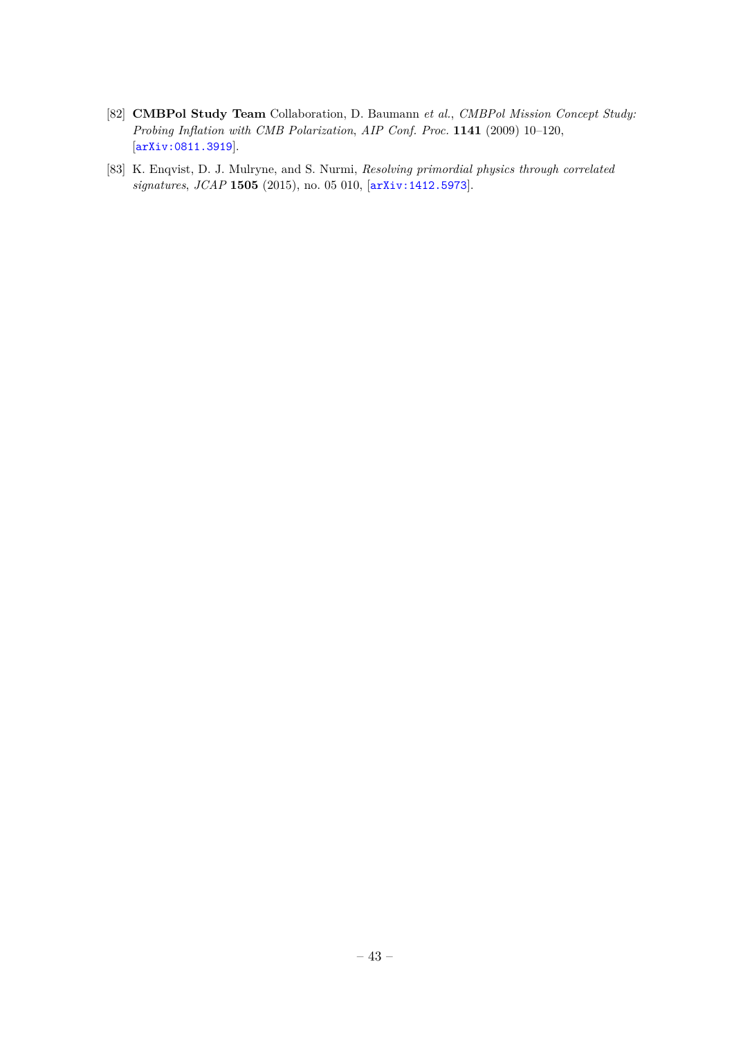[82] **CMBPol Study Team** Collaboration, D. Baumann *et al.*, *CMBPol Mission Concept Study: Probing Inflation with CMB Polarization*, *AIP Conf. Proc.* **1141** (2009) 10–120, [arXiv:0811.3919].

[83] K. Enqvist, D. J. Mulryne, and S. Nurmi, *Resolving primordial physics through correlated signatures*, *JCAP* **1505** (2015), no. 05 010, [arXiv:1412.5973].